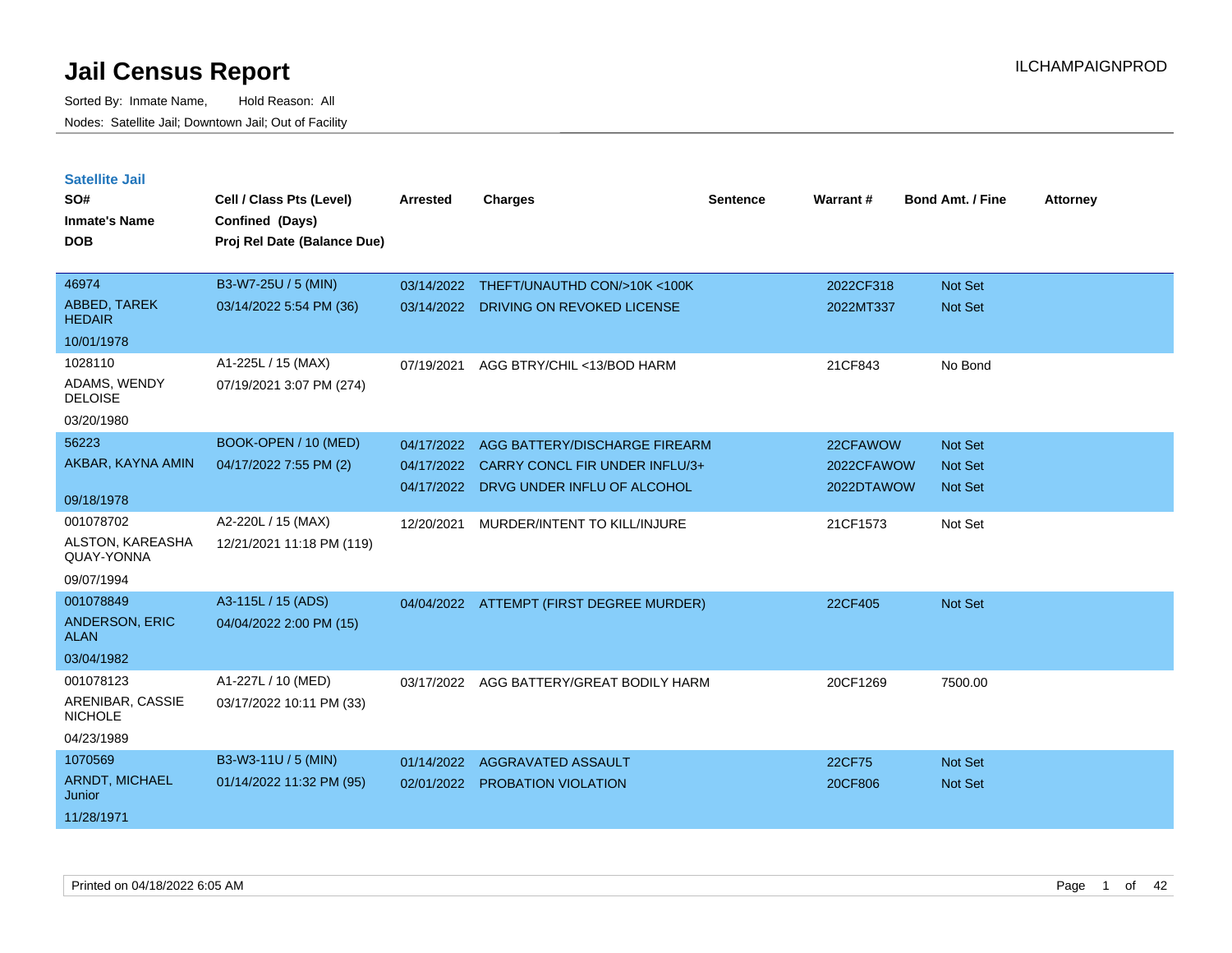# Jail Census Report

ILCHAMPAIGNPROD

Sorted By: Inmate Name, Hold Reason: All

Nodes: Satellite Jail; Downtown Jail; Out of Facility

## Satellite Jail

| SO# / Inmate's Name / DOB | Cell / Class Pts (Level) / Confined (Days) / Proj Rel Date (Balance Due) | Arrested | Charges | Sentence | Warrant # | Bond Amt. / Fine | Attorney |
|---|---|---|---|---|---|---|---|
| 46974 | B3-W7-25U / 5 (MIN) | 03/14/2022 | THEFT/UNAUTHD CON/>10K <100K | | 2022CF318 | Not Set | |
| ABBED, TAREK HEDAIR | 03/14/2022 5:54 PM (36) | 03/14/2022 | DRIVING ON REVOKED LICENSE | | 2022MT337 | Not Set | |
| 10/01/1978 | | | | | | | |
| 1028110 | A1-225L / 15 (MAX) | 07/19/2021 | AGG BTRY/CHIL <13/BOD HARM | | 21CF843 | No Bond | |
| ADAMS, WENDY DELOISE | 07/19/2021 3:07 PM (274) | | | | | | |
| 03/20/1980 | | | | | | | |
| 56223 | BOOK-OPEN / 10 (MED) | 04/17/2022 | AGG BATTERY/DISCHARGE FIREARM | | 22CFAWOW | Not Set | |
| AKBAR, KAYNA AMIN | 04/17/2022 7:55 PM (2) | 04/17/2022 | CARRY CONCL FIR UNDER INFLU/3+ | | 2022CFAWOW | Not Set | |
| 09/18/1978 | | 04/17/2022 | DRVG UNDER INFLU OF ALCOHOL | | 2022DTAWOW | Not Set | |
| 001078702 | A2-220L / 15 (MAX) | 12/20/2021 | MURDER/INTENT TO KILL/INJURE | | 21CF1573 | Not Set | |
| ALSTON, KAREASHA QUAY-YONNA | 12/21/2021 11:18 PM (119) | | | | | | |
| 09/07/1994 | | | | | | | |
| 001078849 | A3-115L / 15 (ADS) | 04/04/2022 | ATTEMPT (FIRST DEGREE MURDER) | | 22CF405 | Not Set | |
| ANDERSON, ERIC ALAN | 04/04/2022 2:00 PM (15) | | | | | | |
| 03/04/1982 | | | | | | | |
| 001078123 | A1-227L / 10 (MED) | 03/17/2022 | AGG BATTERY/GREAT BODILY HARM | | 20CF1269 | 7500.00 | |
| ARENIBAR, CASSIE NICHOLE | 03/17/2022 10:11 PM (33) | | | | | | |
| 04/23/1989 | | | | | | | |
| 1070569 | B3-W3-11U / 5 (MIN) | 01/14/2022 | AGGRAVATED ASSAULT | | 22CF75 | Not Set | |
| ARNDT, MICHAEL Junior | 01/14/2022 11:32 PM (95) | 02/01/2022 | PROBATION VIOLATION | | 20CF806 | Not Set | |
| 11/28/1971 | | | | | | | |

Printed on 04/18/2022 6:05 AM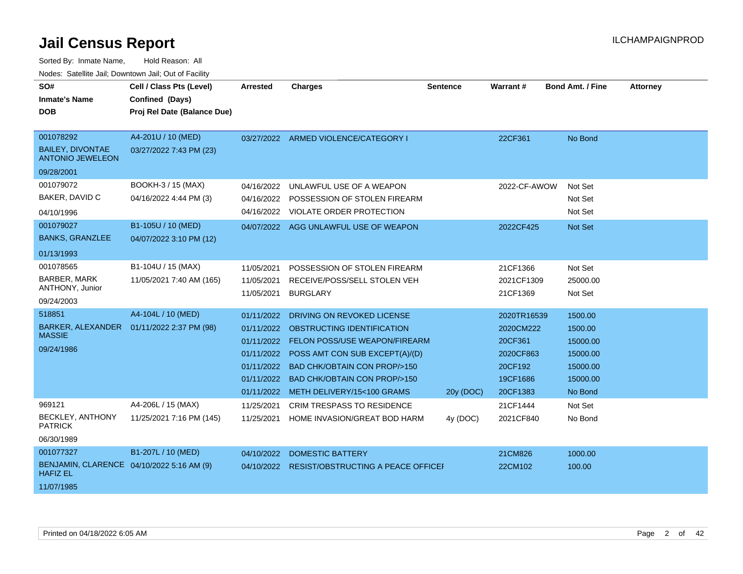# Jail Census Report

ILCHAMPAIGNPROD

Sorted By: Inmate Name, Hold Reason: All

Nodes: Satellite Jail; Downtown Jail; Out of Facility

| SO# / Inmate's Name / DOB | Cell / Class Pts (Level) / Confined (Days) / Proj Rel Date (Balance Due) | Arrested | Charges | Sentence | Warrant # | Bond Amt. / Fine | Attorney |
|---|---|---|---|---|---|---|---|
| 001078292 BAILEY, DIVONTAE ANTONIO JEWELEON 09/28/2001 | A4-201U / 10 (MED) 03/27/2022 7:43 PM (23) | 03/27/2022 | ARMED VIOLENCE/CATEGORY I | | 22CF361 | No Bond | |
| 001079072 BAKER, DAVID C 04/10/1996 | BOOKH-3 / 15 (MAX) 04/16/2022 4:44 PM (3) | 04/16/2022 | UNLAWFUL USE OF A WEAPON | | 2022-CF-AWOW | Not Set | |
| | | 04/16/2022 | POSSESSION OF STOLEN FIREARM | | | Not Set | |
| | | 04/16/2022 | VIOLATE ORDER PROTECTION | | | Not Set | |
| 001079027 BANKS, GRANZLEE 01/13/1993 | B1-105U / 10 (MED) 04/07/2022 3:10 PM (12) | 04/07/2022 | AGG UNLAWFUL USE OF WEAPON | | 2022CF425 | Not Set | |
| 001078565 BARBER, MARK ANTHONY, Junior 09/24/2003 | B1-104U / 15 (MAX) 11/05/2021 7:40 AM (165) | 11/05/2021 | POSSESSION OF STOLEN FIREARM | | 21CF1366 | Not Set | |
| | | 11/05/2021 | RECEIVE/POSS/SELL STOLEN VEH | | 2021CF1309 | 25000.00 | |
| | | 11/05/2021 | BURGLARY | | 21CF1369 | Not Set | |
| 518851 BARKER, ALEXANDER MASSIE 09/24/1986 | A4-104L / 10 (MED) 01/11/2022 2:37 PM (98) | 01/11/2022 | DRIVING ON REVOKED LICENSE | | 2020TR16539 | 1500.00 | |
| | | 01/11/2022 | OBSTRUCTING IDENTIFICATION | | 2020CM222 | 1500.00 | |
| | | 01/11/2022 | FELON POSS/USE WEAPON/FIREARM | | 20CF361 | 15000.00 | |
| | | 01/11/2022 | POSS AMT CON SUB EXCEPT(A)/(D) | | 2020CF863 | 15000.00 | |
| | | 01/11/2022 | BAD CHK/OBTAIN CON PROP/>150 | | 20CF192 | 15000.00 | |
| | | 01/11/2022 | BAD CHK/OBTAIN CON PROP/>150 | | 19CF1686 | 15000.00 | |
| | | 01/11/2022 | METH DELIVERY/15<100 GRAMS | 20y (DOC) | 20CF1383 | No Bond | |
| 969121 BECKLEY, ANTHONY PATRICK 06/30/1989 | A4-206L / 15 (MAX) 11/25/2021 7:16 PM (145) | 11/25/2021 | CRIM TRESPASS TO RESIDENCE | | 21CF1444 | Not Set | |
| | | 11/25/2021 | HOME INVASION/GREAT BOD HARM | 4y (DOC) | 2021CF840 | No Bond | |
| 001077327 BENJAMIN, CLARENCE HAFIZ EL 11/07/1985 | B1-207L / 10 (MED) 04/10/2022 5:16 AM (9) | 04/10/2022 | DOMESTIC BATTERY | | 21CM826 | 1000.00 | |
| | | 04/10/2022 | RESIST/OBSTRUCTING A PEACE OFFICEI | | 22CM102 | 100.00 | |

Printed on 04/18/2022 6:05 AM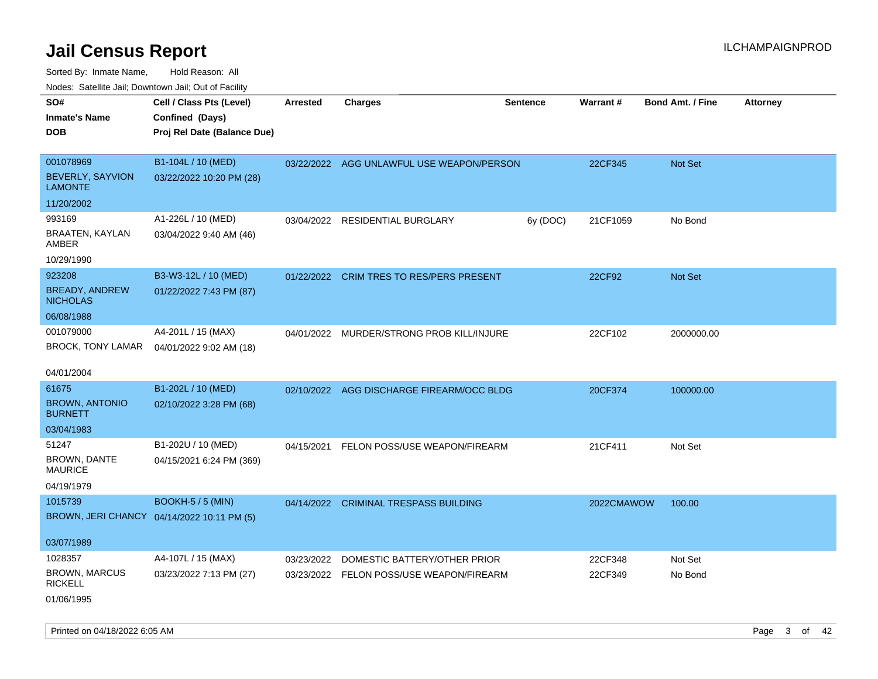# Jail Census Report

Sorted By: Inmate Name, Hold Reason: All

Nodes: Satellite Jail; Downtown Jail; Out of Facility

| SO# / Inmate's Name / DOB | Cell / Class Pts (Level) / Confined (Days) / Proj Rel Date (Balance Due) | Arrested | Charges | Sentence | Warrant # | Bond Amt. / Fine | Attorney |
|---|---|---|---|---|---|---|---|
| 001078969 BEVERLY, SAYVION LAMONTE 11/20/2002 | B1-104L / 10 (MED) 03/22/2022 10:20 PM (28) | 03/22/2022 | AGG UNLAWFUL USE WEAPON/PERSON | | 22CF345 | Not Set | |
| 993169 BRAATEN, KAYLAN AMBER 10/29/1990 | A1-226L / 10 (MED) 03/04/2022 9:40 AM (46) | 03/04/2022 | RESIDENTIAL BURGLARY | 6y (DOC) | 21CF1059 | No Bond | |
| 923208 BREADY, ANDREW NICHOLAS 06/08/1988 | B3-W3-12L / 10 (MED) 01/22/2022 7:43 PM (87) | 01/22/2022 | CRIM TRES TO RES/PERS PRESENT | | 22CF92 | Not Set | |
| 001079000 BROCK, TONY LAMAR 04/01/2004 | A4-201L / 15 (MAX) 04/01/2022 9:02 AM (18) | 04/01/2022 | MURDER/STRONG PROB KILL/INJURE | | 22CF102 | 2000000.00 | |
| 61675 BROWN, ANTONIO BURNETT 03/04/1983 | B1-202L / 10 (MED) 02/10/2022 3:28 PM (68) | 02/10/2022 | AGG DISCHARGE FIREARM/OCC BLDG | | 20CF374 | 100000.00 | |
| 51247 BROWN, DANTE MAURICE 04/19/1979 | B1-202U / 10 (MED) 04/15/2021 6:24 PM (369) | 04/15/2021 | FELON POSS/USE WEAPON/FIREARM | | 21CF411 | Not Set | |
| 1015739 BROWN, JERI CHANCY 03/07/1989 | BOOKH-5 / 5 (MIN) 04/14/2022 10:11 PM (5) | 04/14/2022 | CRIMINAL TRESPASS BUILDING | | 2022CMAWOW | 100.00 | |
| 1028357 BROWN, MARCUS RICKELL 01/06/1995 | A4-107L / 15 (MAX) 03/23/2022 7:13 PM (27) | 03/23/2022 | DOMESTIC BATTERY/OTHER PRIOR | | 22CF348 | Not Set | |
| | | 03/23/2022 | FELON POSS/USE WEAPON/FIREARM | | 22CF349 | No Bond | |

Printed on 04/18/2022 6:05 AM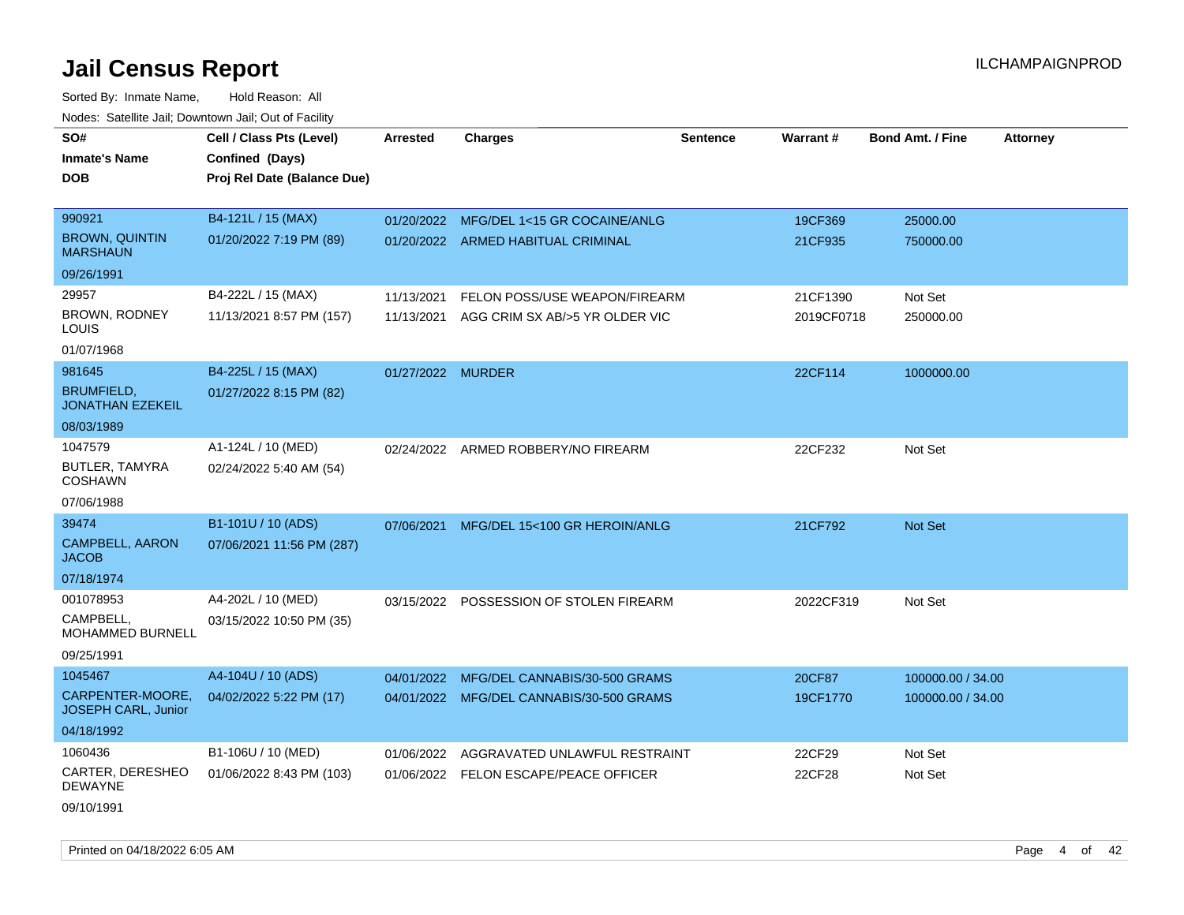# Jail Census Report

Sorted By: Inmate Name, Hold Reason: All

Nodes: Satellite Jail; Downtown Jail; Out of Facility

| SO# / Inmate's Name / DOB | Cell / Class Pts (Level) / Confined (Days) / Proj Rel Date (Balance Due) | Arrested | Charges | Sentence | Warrant # | Bond Amt. / Fine | Attorney |
|---|---|---|---|---|---|---|---|
| 990921<br>BROWN, QUINTIN MARSHAUN<br>09/26/1991 | B4-121L / 15 (MAX)<br>01/20/2022 7:19 PM (89) | 01/20/2022<br>01/20/2022 | MFG/DEL 1<15 GR COCAINE/ANLG<br>ARMED HABITUAL CRIMINAL | | 19CF369<br>21CF935 | 25000.00<br>750000.00 | |
| 29957<br>BROWN, RODNEY LOUIS<br>01/07/1968 | B4-222L / 15 (MAX)<br>11/13/2021 8:57 PM (157) | 11/13/2021<br>11/13/2021 | FELON POSS/USE WEAPON/FIREARM<br>AGG CRIM SX AB/>5 YR OLDER VIC | | 21CF1390<br>2019CF0718 | Not Set<br>250000.00 | |
| 981645<br>BRUMFIELD, JONATHAN EZEKEIL<br>08/03/1989 | B4-225L / 15 (MAX)<br>01/27/2022 8:15 PM (82) | 01/27/2022 | MURDER | | 22CF114 | 1000000.00 | |
| 1047579<br>BUTLER, TAMYRA COSHAWN<br>07/06/1988 | A1-124L / 10 (MED)<br>02/24/2022 5:40 AM (54) | 02/24/2022 | ARMED ROBBERY/NO FIREARM | | 22CF232 | Not Set | |
| 39474<br>CAMPBELL, AARON JACOB<br>07/18/1974 | B1-101U / 10 (ADS)<br>07/06/2021 11:56 PM (287) | 07/06/2021 | MFG/DEL 15<100 GR HEROIN/ANLG | | 21CF792 | Not Set | |
| 001078953<br>CAMPBELL, MOHAMMED BURNELL<br>09/25/1991 | A4-202L / 10 (MED)<br>03/15/2022 10:50 PM (35) | 03/15/2022 | POSSESSION OF STOLEN FIREARM | | 2022CF319 | Not Set | |
| 1045467<br>CARPENTER-MOORE, JOSEPH CARL, Junior<br>04/18/1992 | A4-104U / 10 (ADS)<br>04/02/2022 5:22 PM (17) | 04/01/2022<br>04/01/2022 | MFG/DEL CANNABIS/30-500 GRAMS<br>MFG/DEL CANNABIS/30-500 GRAMS | | 20CF87<br>19CF1770 | 100000.00 / 34.00<br>100000.00 / 34.00 | |
| 1060436<br>CARTER, DERESHEO DEWAYNE<br>09/10/1991 | B1-106U / 10 (MED)<br>01/06/2022 8:43 PM (103) | 01/06/2022<br>01/06/2022 | AGGRAVATED UNLAWFUL RESTRAINT<br>FELON ESCAPE/PEACE OFFICER | | 22CF29<br>22CF28 | Not Set<br>Not Set | |

Printed on 04/18/2022 6:05 AM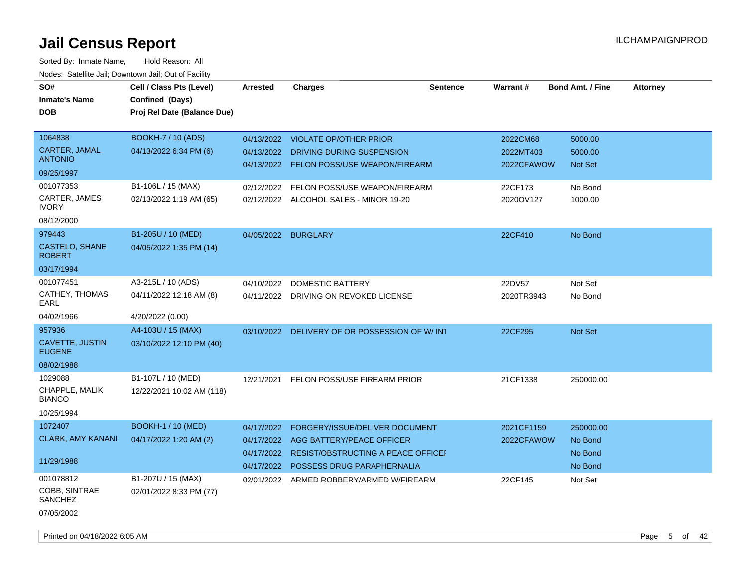# Jail Census Report

ILCHAMPAIGNPROD

Sorted By: Inmate Name, Hold Reason: All

Nodes: Satellite Jail; Downtown Jail; Out of Facility

| SO# / Inmate's Name / DOB | Cell / Class Pts (Level) / Confined (Days) / Proj Rel Date (Balance Due) | Arrested | Charges | Sentence | Warrant # | Bond Amt. / Fine | Attorney |
|---|---|---|---|---|---|---|---|
| 1064838<br>CARTER, JAMAL ANTONIO<br>09/25/1997 | BOOKH-7 / 10 (ADS)<br>04/13/2022 6:34 PM (6) | 04/13/2022 | VIOLATE OP/OTHER PRIOR | | 2022CM68 | 5000.00 | |
| | | 04/13/2022 | DRIVING DURING SUSPENSION | | 2022MT403 | 5000.00 | |
| | | 04/13/2022 | FELON POSS/USE WEAPON/FIREARM | | 2022CFAWOW | Not Set | |
| 001077353<br>CARTER, JAMES IVORY<br>08/12/2000 | B1-106L / 15 (MAX)<br>02/13/2022 1:19 AM (65) | 02/12/2022 | FELON POSS/USE WEAPON/FIREARM | | 22CF173 | No Bond | |
| | | 02/12/2022 | ALCOHOL SALES - MINOR 19-20 | | 2020OV127 | 1000.00 | |
| 979443<br>CASTELO, SHANE ROBERT<br>03/17/1994 | B1-205U / 10 (MED)<br>04/05/2022 1:35 PM (14) | 04/05/2022 | BURGLARY | | 22CF410 | No Bond | |
| 001077451<br>CATHEY, THOMAS EARL<br>04/02/1966 | A3-215L / 10 (ADS)<br>04/11/2022 12:18 AM (8)<br>4/20/2022 (0.00) | 04/10/2022 | DOMESTIC BATTERY | | 22DV57 | Not Set | |
| | | 04/11/2022 | DRIVING ON REVOKED LICENSE | | 2020TR3943 | No Bond | |
| 957936<br>CAVETTE, JUSTIN EUGENE<br>08/02/1988 | A4-103U / 15 (MAX)<br>03/10/2022 12:10 PM (40) | 03/10/2022 | DELIVERY OF OR POSSESSION OF W/ INT | | 22CF295 | Not Set | |
| 1029088<br>CHAPPLE, MALIK BIANCO<br>10/25/1994 | B1-107L / 10 (MED)<br>12/22/2021 10:02 AM (118) | 12/21/2021 | FELON POSS/USE FIREARM PRIOR | | 21CF1338 | 250000.00 | |
| 1072407<br>CLARK, AMY KANANI<br>11/29/1988 | BOOKH-1 / 10 (MED)<br>04/17/2022 1:20 AM (2) | 04/17/2022 | FORGERY/ISSUE/DELIVER DOCUMENT | | 2021CF1159 | 250000.00 | |
| | | 04/17/2022 | AGG BATTERY/PEACE OFFICER | | 2022CFAWOW | No Bond | |
| | | 04/17/2022 | RESIST/OBSTRUCTING A PEACE OFFICEI | | | No Bond | |
| | | 04/17/2022 | POSSESS DRUG PARAPHERNALIA | | | No Bond | |
| 001078812<br>COBB, SINTRAE SANCHEZ<br>07/05/2002 | B1-207U / 15 (MAX)<br>02/01/2022 8:33 PM (77) | 02/01/2022 | ARMED ROBBERY/ARMED W/FIREARM | | 22CF145 | Not Set | |

Printed on 04/18/2022 6:05 AM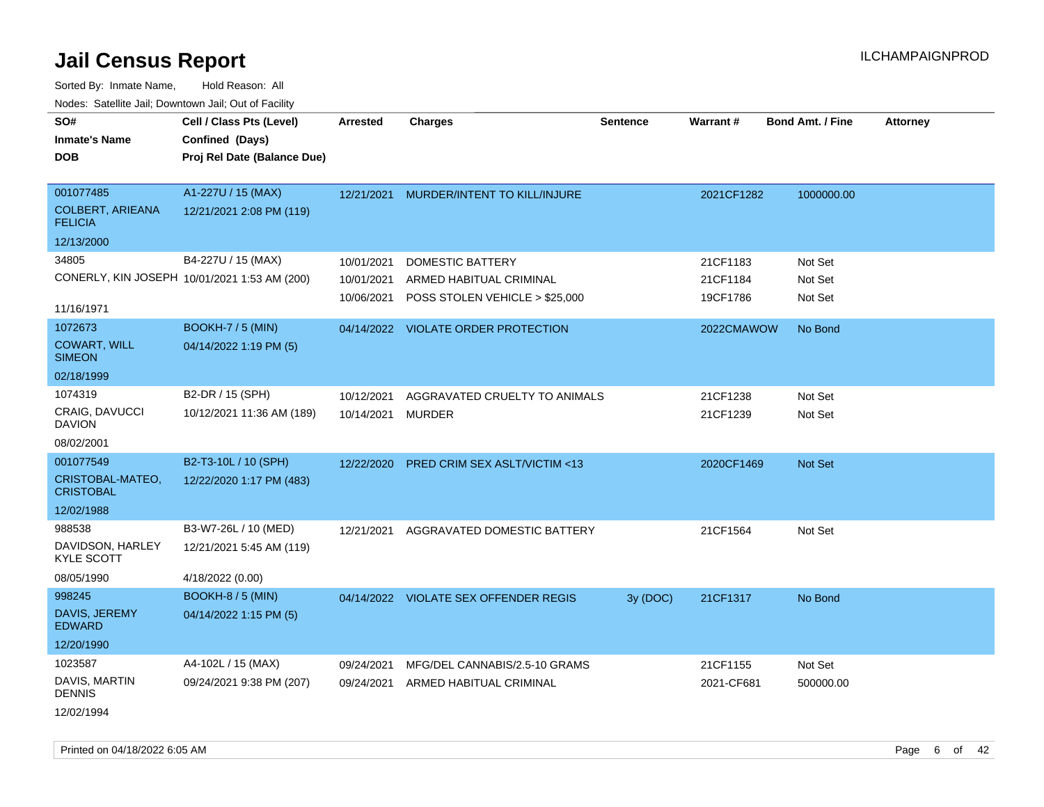# Jail Census Report

ILCHAMPAIGNPROD

Sorted By: Inmate Name, Hold Reason: All

Nodes: Satellite Jail; Downtown Jail; Out of Facility

| SO# / Inmate's Name / DOB | Cell / Class Pts (Level) / Confined (Days) / Proj Rel Date (Balance Due) | Arrested | Charges | Sentence | Warrant # | Bond Amt. / Fine | Attorney |
|---|---|---|---|---|---|---|---|
| 001077485<br>COLBERT, ARIEANA FELICIA<br>12/13/2000 | A1-227U / 15 (MAX)<br>12/21/2021 2:08 PM (119) | 12/21/2021 | MURDER/INTENT TO KILL/INJURE | | 2021CF1282 | 1000000.00 | |
| 34805<br>CONERLY, KIN JOSEPH<br>11/16/1971 | B4-227U / 15 (MAX)<br>10/01/2021 1:53 AM (200) | 10/01/2021 | DOMESTIC BATTERY | | 21CF1183 | Not Set | |
| | | 10/01/2021 | ARMED HABITUAL CRIMINAL | | 21CF1184 | Not Set | |
| | | 10/06/2021 | POSS STOLEN VEHICLE > $25,000 | | 19CF1786 | Not Set | |
| 1072673<br>COWART, WILL SIMEON<br>02/18/1999 | BOOKH-7 / 5 (MIN)<br>04/14/2022 1:19 PM (5) | 04/14/2022 | VIOLATE ORDER PROTECTION | | 2022CMAWOW | No Bond | |
| 1074319<br>CRAIG, DAVUCCI DAVION<br>08/02/2001 | B2-DR / 15 (SPH)<br>10/12/2021 11:36 AM (189) | 10/12/2021 | AGGRAVATED CRUELTY TO ANIMALS | | 21CF1238 | Not Set | |
| | | 10/14/2021 | MURDER | | 21CF1239 | Not Set | |
| 001077549<br>CRISTOBAL-MATEO, CRISTOBAL<br>12/02/1988 | B2-T3-10L / 10 (SPH)<br>12/22/2020 1:17 PM (483) | 12/22/2020 | PRED CRIM SEX ASLT/VICTIM <13 | | 2020CF1469 | Not Set | |
| 988538<br>DAVIDSON, HARLEY KYLE SCOTT<br>08/05/1990 | B3-W7-26L / 10 (MED)<br>12/21/2021 5:45 AM (119)<br>4/18/2022 (0.00) | 12/21/2021 | AGGRAVATED DOMESTIC BATTERY | | 21CF1564 | Not Set | |
| 998245<br>DAVIS, JEREMY EDWARD<br>12/20/1990 | BOOKH-8 / 5 (MIN)<br>04/14/2022 1:15 PM (5) | 04/14/2022 | VIOLATE SEX OFFENDER REGIS | 3y (DOC) | 21CF1317 | No Bond | |
| 1023587<br>DAVIS, MARTIN DENNIS<br>12/02/1994 | A4-102L / 15 (MAX)<br>09/24/2021 9:38 PM (207) | 09/24/2021 | MFG/DEL CANNABIS/2.5-10 GRAMS | | 21CF1155 | Not Set | |
| | | 09/24/2021 | ARMED HABITUAL CRIMINAL | | 2021-CF681 | 500000.00 | |

Printed on 04/18/2022 6:05 AM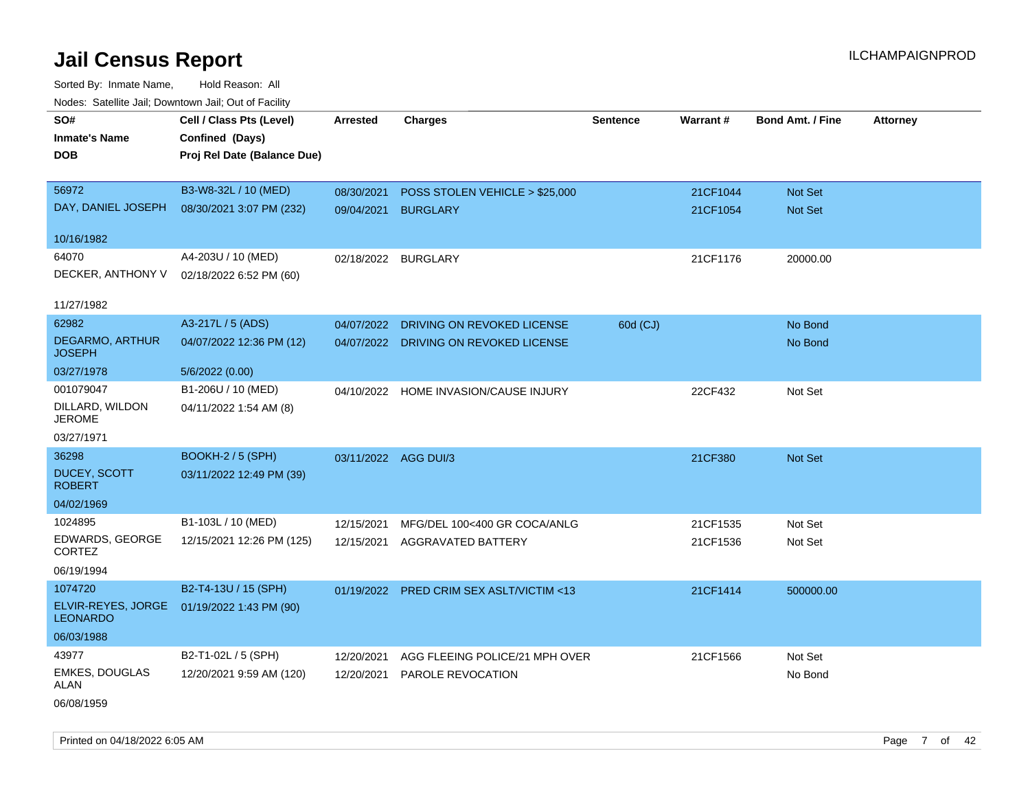# Jail Census Report

ILCHAMPAIGNPROD

Sorted By: Inmate Name, Hold Reason: All

Nodes: Satellite Jail; Downtown Jail; Out of Facility

| SO# / Inmate's Name / DOB | Cell / Class Pts (Level) / Confined (Days) / Proj Rel Date (Balance Due) | Arrested | Charges | Sentence | Warrant # | Bond Amt. / Fine | Attorney |
|---|---|---|---|---|---|---|---|
| 56972<br>DAY, DANIEL JOSEPH<br>10/16/1982 | B3-W8-32L / 10 (MED)<br>08/30/2021 3:07 PM (232) | 08/30/2021<br>09/04/2021 | POSS STOLEN VEHICLE > $25,000<br>BURGLARY | | 21CF1044<br>21CF1054 | Not Set<br>Not Set | |
| 64070<br>DECKER, ANTHONY V<br>11/27/1982 | A4-203U / 10 (MED)<br>02/18/2022 6:52 PM (60) | 02/18/2022 | BURGLARY | | 21CF1176 | 20000.00 | |
| 62982<br>DEGARMO, ARTHUR JOSEPH<br>03/27/1978 | A3-217L / 5 (ADS)<br>04/07/2022 12:36 PM (12)<br>5/6/2022 (0.00) | 04/07/2022<br>04/07/2022 | DRIVING ON REVOKED LICENSE<br>DRIVING ON REVOKED LICENSE | 60d (CJ) | | No Bond<br>No Bond | |
| 001079047<br>DILLARD, WILDON JEROME<br>03/27/1971 | B1-206U / 10 (MED)<br>04/11/2022 1:54 AM (8) | 04/10/2022 | HOME INVASION/CAUSE INJURY | | 22CF432 | Not Set | |
| 36298<br>DUCEY, SCOTT ROBERT<br>04/02/1969 | BOOKH-2 / 5 (SPH)<br>03/11/2022 12:49 PM (39) | 03/11/2022 | AGG DUI/3 | | 21CF380 | Not Set | |
| 1024895<br>EDWARDS, GEORGE CORTEZ<br>06/19/1994 | B1-103L / 10 (MED)<br>12/15/2021 12:26 PM (125) | 12/15/2021<br>12/15/2021 | MFG/DEL 100<400 GR COCA/ANLG<br>AGGRAVATED BATTERY | | 21CF1535<br>21CF1536 | Not Set<br>Not Set | |
| 1074720<br>ELVIR-REYES, JORGE LEONARDO<br>06/03/1988 | B2-T4-13U / 15 (SPH)<br>01/19/2022 1:43 PM (90) | 01/19/2022 | PRED CRIM SEX ASLT/VICTIM <13 | | 21CF1414 | 500000.00 | |
| 43977<br>EMKES, DOUGLAS ALAN<br>06/08/1959 | B2-T1-02L / 5 (SPH)<br>12/20/2021 9:59 AM (120) | 12/20/2021<br>12/20/2021 | AGG FLEEING POLICE/21 MPH OVER<br>PAROLE REVOCATION | | 21CF1566 | Not Set<br>No Bond | |

Printed on 04/18/2022 6:05 AM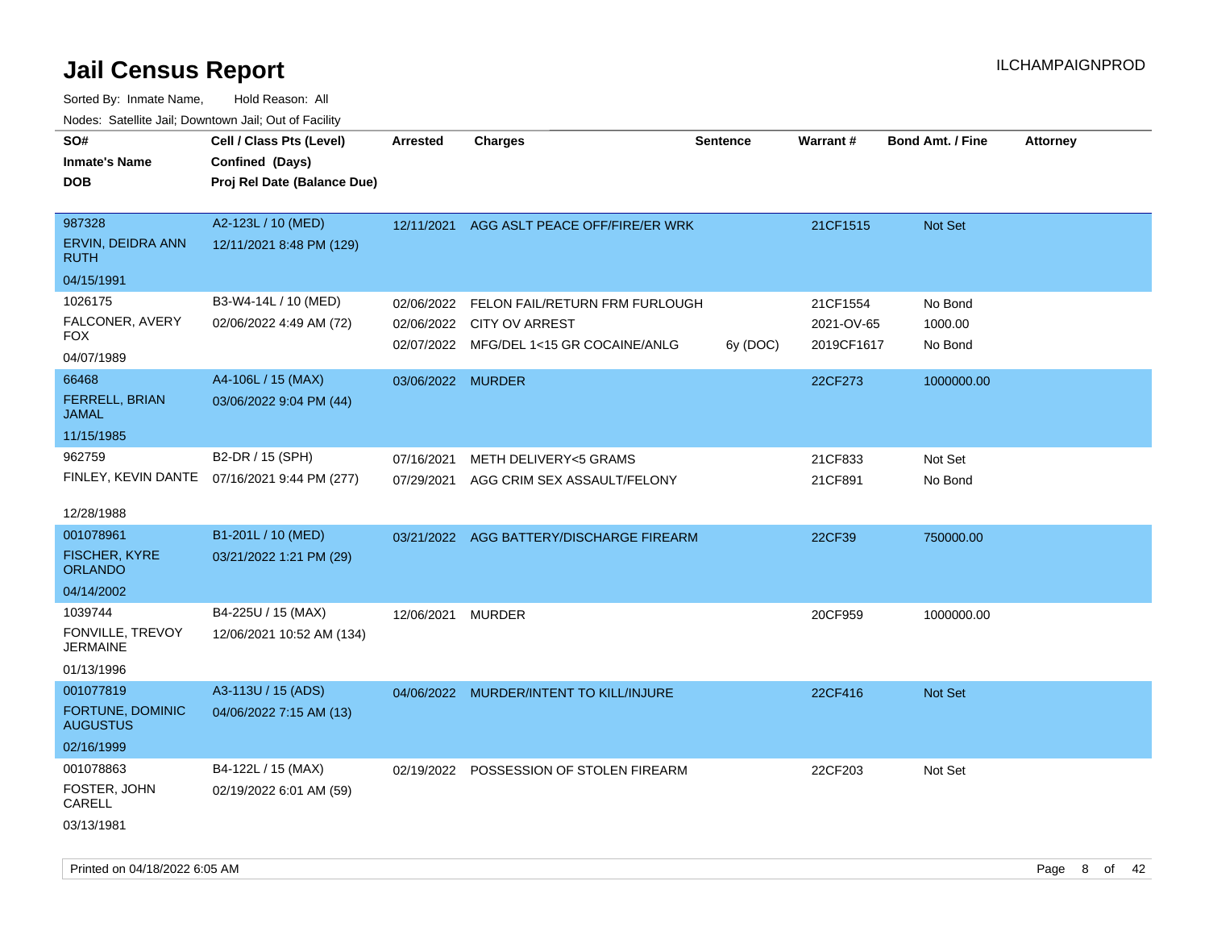# Jail Census Report

ILCHAMPAIGNPROD

Sorted By: Inmate Name, Hold Reason: All

Nodes: Satellite Jail; Downtown Jail; Out of Facility

| SO# / Inmate's Name / DOB | Cell / Class Pts (Level) / Confined (Days) / Proj Rel Date (Balance Due) | Arrested | Charges | Sentence | Warrant # | Bond Amt. / Fine | Attorney |
|---|---|---|---|---|---|---|---|
| 987328<br>ERVIN, DEIDRA ANN RUTH<br>04/15/1991 | A2-123L / 10 (MED)<br>12/11/2021 8:48 PM (129) | 12/11/2021 | AGG ASLT PEACE OFF/FIRE/ER WRK | | 21CF1515 | Not Set | |
| 1026175<br>FALCONER, AVERY FOX<br>04/07/1989 | B3-W4-14L / 10 (MED)<br>02/06/2022 4:49 AM (72) | 02/06/2022 | FELON FAIL/RETURN FRM FURLOUGH | | 21CF1554 | No Bond | |
| | | 02/06/2022 | CITY OV ARREST | | 2021-OV-65 | 1000.00 | |
| | | 02/07/2022 | MFG/DEL 1<15 GR COCAINE/ANLG | 6y (DOC) | 2019CF1617 | No Bond | |
| 66468<br>FERRELL, BRIAN JAMAL<br>11/15/1985 | A4-106L / 15 (MAX)<br>03/06/2022 9:04 PM (44) | 03/06/2022 | MURDER | | 22CF273 | 1000000.00 | |
| 962759<br>FINLEY, KEVIN DANTE<br>12/28/1988 | B2-DR / 15 (SPH)<br>07/16/2021 9:44 PM (277) | 07/16/2021 | METH DELIVERY<5 GRAMS | | 21CF833 | Not Set | |
| | | 07/29/2021 | AGG CRIM SEX ASSAULT/FELONY | | 21CF891 | No Bond | |
| 001078961<br>FISCHER, KYRE ORLANDO<br>04/14/2002 | B1-201L / 10 (MED)<br>03/21/2022 1:21 PM (29) | 03/21/2022 | AGG BATTERY/DISCHARGE FIREARM | | 22CF39 | 750000.00 | |
| 1039744<br>FONVILLE, TREVOY JERMAINE<br>01/13/1996 | B4-225U / 15 (MAX)<br>12/06/2021 10:52 AM (134) | 12/06/2021 | MURDER | | 20CF959 | 1000000.00 | |
| 001077819<br>FORTUNE, DOMINIC AUGUSTUS<br>02/16/1999 | A3-113U / 15 (ADS)<br>04/06/2022 7:15 AM (13) | 04/06/2022 | MURDER/INTENT TO KILL/INJURE | | 22CF416 | Not Set | |
| 001078863<br>FOSTER, JOHN CARELL<br>03/13/1981 | B4-122L / 15 (MAX)<br>02/19/2022 6:01 AM (59) | 02/19/2022 | POSSESSION OF STOLEN FIREARM | | 22CF203 | Not Set | |

Printed on 04/18/2022 6:05 AM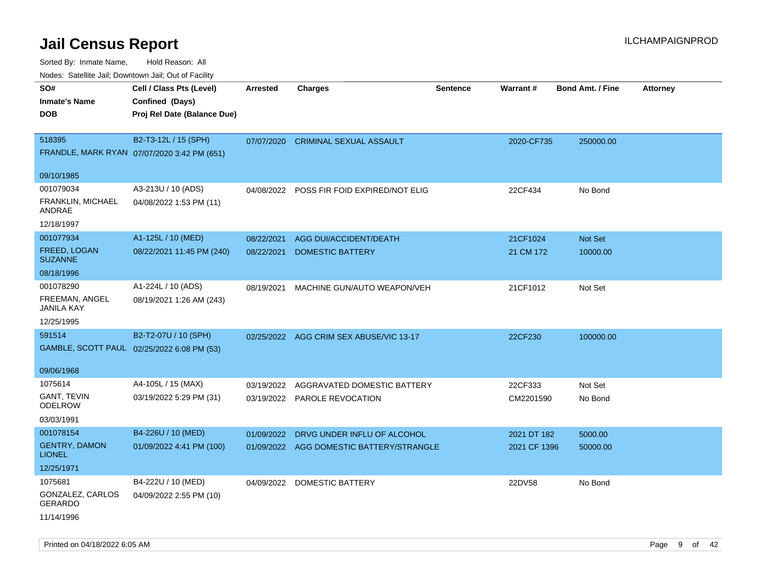# Jail Census Report

ILCHAMPAIGNPROD

Sorted By: Inmate Name, Hold Reason: All

Nodes: Satellite Jail; Downtown Jail; Out of Facility

| SO# / Inmate's Name / DOB | Cell / Class Pts (Level) / Confined (Days) / Proj Rel Date (Balance Due) | Arrested | Charges | Sentence | Warrant # | Bond Amt. / Fine | Attorney |
|---|---|---|---|---|---|---|---|
| 518395<br>FRANDLE, MARK RYAN<br>09/10/1985 | B2-T3-12L / 15 (SPH)<br>07/07/2020 3:42 PM (651) | 07/07/2020 | CRIMINAL SEXUAL ASSAULT | | 2020-CF735 | 250000.00 | |
| 001079034<br>FRANKLIN, MICHAEL ANDRAE<br>12/18/1997 | A3-213U / 10 (ADS)<br>04/08/2022 1:53 PM (11) | 04/08/2022 | POSS FIR FOID EXPIRED/NOT ELIG | | 22CF434 | No Bond | |
| 001077934<br>FREED, LOGAN SUZANNE<br>08/18/1996 | A1-125L / 10 (MED)<br>08/22/2021 11:45 PM (240) | 08/22/2021<br>08/22/2021 | AGG DUI/ACCIDENT/DEATH<br>DOMESTIC BATTERY | | 21CF1024<br>21 CM 172 | Not Set<br>10000.00 | |
| 001078290<br>FREEMAN, ANGEL JANILA KAY<br>12/25/1995 | A1-224L / 10 (ADS)<br>08/19/2021 1:26 AM (243) | 08/19/2021 | MACHINE GUN/AUTO WEAPON/VEH | | 21CF1012 | Not Set | |
| 591514<br>GAMBLE, SCOTT PAUL<br>09/06/1968 | B2-T2-07U / 10 (SPH)<br>02/25/2022 6:08 PM (53) | 02/25/2022 | AGG CRIM SEX ABUSE/VIC 13-17 | | 22CF230 | 100000.00 | |
| 1075614<br>GANT, TEVIN ODELROW<br>03/03/1991 | A4-105L / 15 (MAX)<br>03/19/2022 5:29 PM (31) | 03/19/2022<br>03/19/2022 | AGGRAVATED DOMESTIC BATTERY<br>PAROLE REVOCATION | | 22CF333<br>CM2201590 | Not Set<br>No Bond | |
| 001078154<br>GENTRY, DAMON LIONEL<br>12/25/1971 | B4-226U / 10 (MED)<br>01/09/2022 4:41 PM (100) | 01/09/2022<br>01/09/2022 | DRVG UNDER INFLU OF ALCOHOL<br>AGG DOMESTIC BATTERY/STRANGLE | | 2021 DT 182<br>2021 CF 1396 | 5000.00<br>50000.00 | |
| 1075681<br>GONZALEZ, CARLOS GERARDO<br>11/14/1996 | B4-222U / 10 (MED)<br>04/09/2022 2:55 PM (10) | 04/09/2022 | DOMESTIC BATTERY | | 22DV58 | No Bond | |

Printed on 04/18/2022 6:05 AM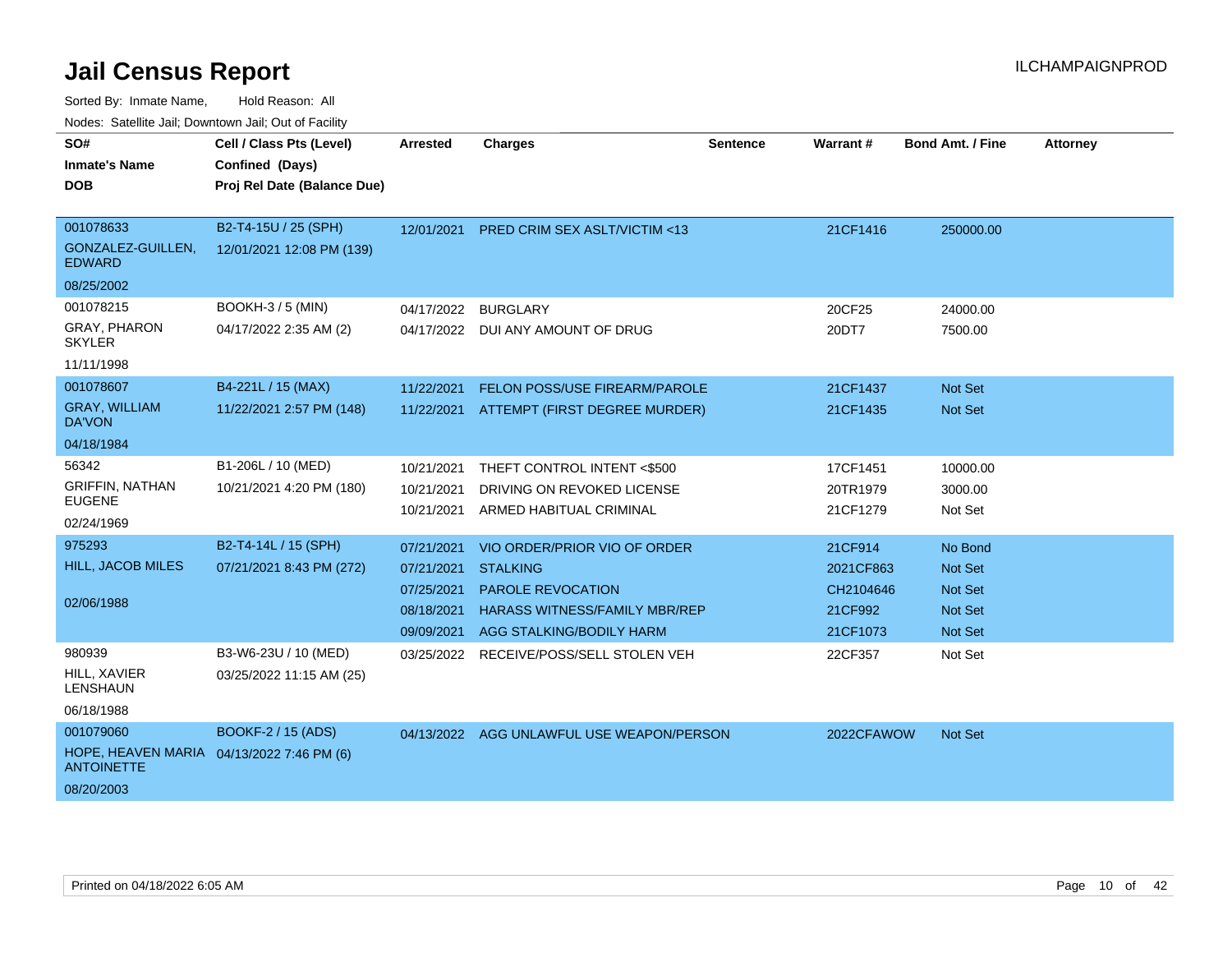# Jail Census Report

ILCHAMPAIGNPROD

Sorted By: Inmate Name, Hold Reason: All

Nodes: Satellite Jail; Downtown Jail; Out of Facility

| SO# / Inmate's Name / DOB | Cell / Class Pts (Level) / Confined (Days) / Proj Rel Date (Balance Due) | Arrested | Charges | Sentence | Warrant # | Bond Amt. / Fine | Attorney |
|---|---|---|---|---|---|---|---|
| 001078633<br>GONZALEZ-GUILLEN, EDWARD<br>08/25/2002 | B2-T4-15U / 25 (SPH)<br>12/01/2021 12:08 PM (139) | 12/01/2021 | PRED CRIM SEX ASLT/VICTIM <13 | | 21CF1416 | 250000.00 | |
| 001078215<br>GRAY, PHARON SKYLER<br>11/11/1998 | BOOKH-3 / 5 (MIN)<br>04/17/2022 2:35 AM (2) | 04/17/2022 | BURGLARY | | 20CF25 | 24000.00 | |
| | | 04/17/2022 | DUI ANY AMOUNT OF DRUG | | 20DT7 | 7500.00 | |
| 001078607<br>GRAY, WILLIAM DA'VON<br>04/18/1984 | B4-221L / 15 (MAX)<br>11/22/2021 2:57 PM (148) | 11/22/2021 | FELON POSS/USE FIREARM/PAROLE | | 21CF1437 | Not Set | |
| | | 11/22/2021 | ATTEMPT (FIRST DEGREE MURDER) | | 21CF1435 | Not Set | |
| 56342<br>GRIFFIN, NATHAN EUGENE<br>02/24/1969 | B1-206L / 10 (MED)<br>10/21/2021 4:20 PM (180) | 10/21/2021 | THEFT CONTROL INTENT <$500 | | 17CF1451 | 10000.00 | |
| | | 10/21/2021 | DRIVING ON REVOKED LICENSE | | 20TR1979 | 3000.00 | |
| | | 10/21/2021 | ARMED HABITUAL CRIMINAL | | 21CF1279 | Not Set | |
| 975293<br>HILL, JACOB MILES<br>02/06/1988 | B2-T4-14L / 15 (SPH)<br>07/21/2021 8:43 PM (272) | 07/21/2021 | VIO ORDER/PRIOR VIO OF ORDER | | 21CF914 | No Bond | |
| | | 07/21/2021 | STALKING | | 2021CF863 | Not Set | |
| | | 07/25/2021 | PAROLE REVOCATION | | CH2104646 | Not Set | |
| | | 08/18/2021 | HARASS WITNESS/FAMILY MBR/REP | | 21CF992 | Not Set | |
| | | 09/09/2021 | AGG STALKING/BODILY HARM | | 21CF1073 | Not Set | |
| 980939<br>HILL, XAVIER LENSHAUN<br>06/18/1988 | B3-W6-23U / 10 (MED)<br>03/25/2022 11:15 AM (25) | 03/25/2022 | RECEIVE/POSS/SELL STOLEN VEH | | 22CF357 | Not Set | |
| 001079060<br>HOPE, HEAVEN MARIA ANTOINETTE<br>08/20/2003 | BOOKF-2 / 15 (ADS)<br>04/13/2022 7:46 PM (6) | 04/13/2022 | AGG UNLAWFUL USE WEAPON/PERSON | | 2022CFAWOW | Not Set | |

Printed on 04/18/2022 6:05 AM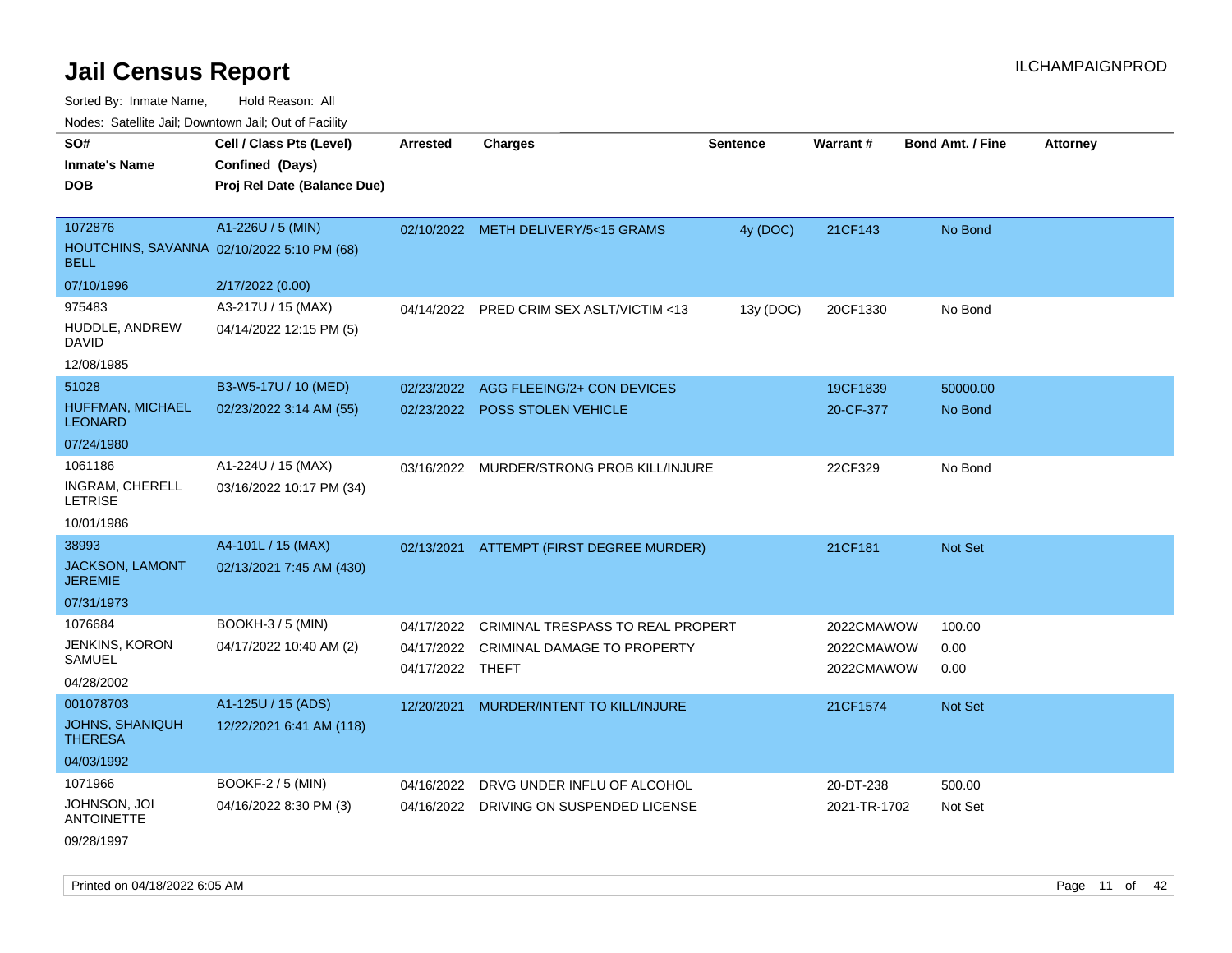# Jail Census Report

ILCHAMPAIGNPROD

Sorted By: Inmate Name, Hold Reason: All

Nodes: Satellite Jail; Downtown Jail; Out of Facility

| SO# / Inmate's Name / DOB | Cell / Class Pts (Level) / Confined (Days) / Proj Rel Date (Balance Due) | Arrested | Charges | Sentence | Warrant # | Bond Amt. / Fine | Attorney |
|---|---|---|---|---|---|---|---|
| 1072876<br>HOUTCHINS, SAVANNA BELL<br>07/10/1996 | A1-226U / 5 (MIN)<br>02/10/2022 5:10 PM (68)<br>2/17/2022 (0.00) | 02/10/2022 | METH DELIVERY/5<15 GRAMS | 4y (DOC) | 21CF143 | No Bond | |
| 975483<br>HUDDLE, ANDREW DAVID<br>12/08/1985 | A3-217U / 15 (MAX)<br>04/14/2022 12:15 PM (5) | 04/14/2022 | PRED CRIM SEX ASLT/VICTIM <13 | 13y (DOC) | 20CF1330 | No Bond | |
| 51028<br>HUFFMAN, MICHAEL LEONARD<br>07/24/1980 | B3-W5-17U / 10 (MED)<br>02/23/2022 3:14 AM (55) | 02/23/2022<br>02/23/2022 | AGG FLEEING/2+ CON DEVICES<br>POSS STOLEN VEHICLE | | 19CF1839<br>20-CF-377 | 50000.00<br>No Bond | |
| 1061186<br>INGRAM, CHERELL LETRISE<br>10/01/1986 | A1-224U / 15 (MAX)<br>03/16/2022 10:17 PM (34) | 03/16/2022 | MURDER/STRONG PROB KILL/INJURE | | 22CF329 | No Bond | |
| 38993<br>JACKSON, LAMONT JEREMIE<br>07/31/1973 | A4-101L / 15 (MAX)<br>02/13/2021 7:45 AM (430) | 02/13/2021 | ATTEMPT (FIRST DEGREE MURDER) | | 21CF181 | Not Set | |
| 1076684<br>JENKINS, KORON SAMUEL<br>04/28/2002 | BOOKH-3 / 5 (MIN)<br>04/17/2022 10:40 AM (2) | 04/17/2022<br>04/17/2022<br>04/17/2022 | CRIMINAL TRESPASS TO REAL PROPERT<br>CRIMINAL DAMAGE TO PROPERTY<br>THEFT | | 2022CMAWOW<br>2022CMAWOW<br>2022CMAWOW | 100.00<br>0.00<br>0.00 | |
| 001078703<br>JOHNS, SHANIQUH THERESA<br>04/03/1992 | A1-125U / 15 (ADS)<br>12/22/2021 6:41 AM (118) | 12/20/2021 | MURDER/INTENT TO KILL/INJURE | | 21CF1574 | Not Set | |
| 1071966<br>JOHNSON, JOI ANTOINETTE<br>09/28/1997 | BOOKF-2 / 5 (MIN)<br>04/16/2022 8:30 PM (3) | 04/16/2022<br>04/16/2022 | DRVG UNDER INFLU OF ALCOHOL<br>DRIVING ON SUSPENDED LICENSE | | 20-DT-238<br>2021-TR-1702 | 500.00<br>Not Set | |

Printed on 04/18/2022 6:05 AM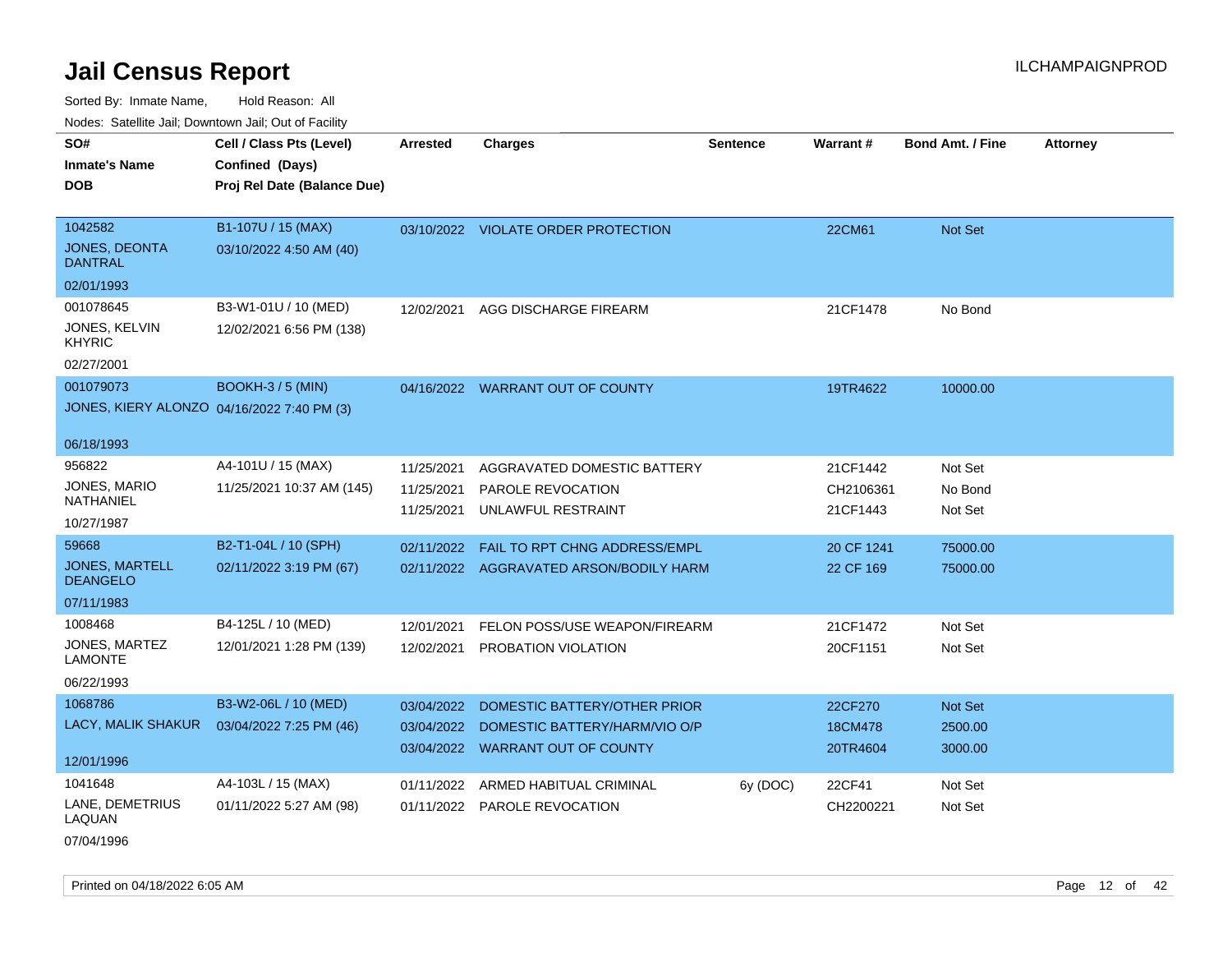# Jail Census Report

ILCHAMPAIGNPROD

Sorted By: Inmate Name, Hold Reason: All

Nodes: Satellite Jail; Downtown Jail; Out of Facility

| SO# / Inmate's Name / DOB | Cell / Class Pts (Level) / Confined (Days) / Proj Rel Date (Balance Due) | Arrested | Charges | Sentence | Warrant # | Bond Amt. / Fine | Attorney |
|---|---|---|---|---|---|---|---|
| 1042582<br>JONES, DEONTA DANTRAL<br>02/01/1993 | B1-107U / 15 (MAX)<br>03/10/2022 4:50 AM (40) | 03/10/2022 | VIOLATE ORDER PROTECTION | | 22CM61 | Not Set | |
| 001078645<br>JONES, KELVIN KHYRIC<br>02/27/2001 | B3-W1-01U / 10 (MED)<br>12/02/2021 6:56 PM (138) | 12/02/2021 | AGG DISCHARGE FIREARM | | 21CF1478 | No Bond | |
| 001079073<br>JONES, KIERY ALONZO<br>06/18/1993 | BOOKH-3 / 5 (MIN)<br>04/16/2022 7:40 PM (3) | 04/16/2022 | WARRANT OUT OF COUNTY | | 19TR4622 | 10000.00 | |
| 956822<br>JONES, MARIO NATHANIEL<br>10/27/1987 | A4-101U / 15 (MAX)<br>11/25/2021 10:37 AM (145) | 11/25/2021<br>11/25/2021<br>11/25/2021 | AGGRAVATED DOMESTIC BATTERY<br>PAROLE REVOCATION<br>UNLAWFUL RESTRAINT | | 21CF1442<br>CH2106361<br>21CF1443 | Not Set<br>No Bond<br>Not Set | |
| 59668<br>JONES, MARTELL DEANGELO<br>07/11/1983 | B2-T1-04L / 10 (SPH)<br>02/11/2022 3:19 PM (67) | 02/11/2022<br>02/11/2022 | FAIL TO RPT CHNG ADDRESS/EMPL<br>AGGRAVATED ARSON/BODILY HARM | | 20 CF 1241<br>22 CF 169 | 75000.00<br>75000.00 | |
| 1008468<br>JONES, MARTEZ LAMONTE<br>06/22/1993 | B4-125L / 10 (MED)<br>12/01/2021 1:28 PM (139) | 12/01/2021<br>12/02/2021 | FELON POSS/USE WEAPON/FIREARM<br>PROBATION VIOLATION | | 21CF1472<br>20CF1151 | Not Set<br>Not Set | |
| 1068786<br>LACY, MALIK SHAKUR<br>12/01/1996 | B3-W2-06L / 10 (MED)<br>03/04/2022 7:25 PM (46) | 03/04/2022<br>03/04/2022<br>03/04/2022 | DOMESTIC BATTERY/OTHER PRIOR<br>DOMESTIC BATTERY/HARM/VIO O/P<br>WARRANT OUT OF COUNTY | | 22CF270<br>18CM478<br>20TR4604 | Not Set<br>2500.00<br>3000.00 | |
| 1041648<br>LANE, DEMETRIUS LAQUAN<br>07/04/1996 | A4-103L / 15 (MAX)<br>01/11/2022 5:27 AM (98) | 01/11/2022<br>01/11/2022 | ARMED HABITUAL CRIMINAL<br>PAROLE REVOCATION | 6y (DOC) | 22CF41<br>CH2200221 | Not Set<br>Not Set | |

Printed on 04/18/2022 6:05 AM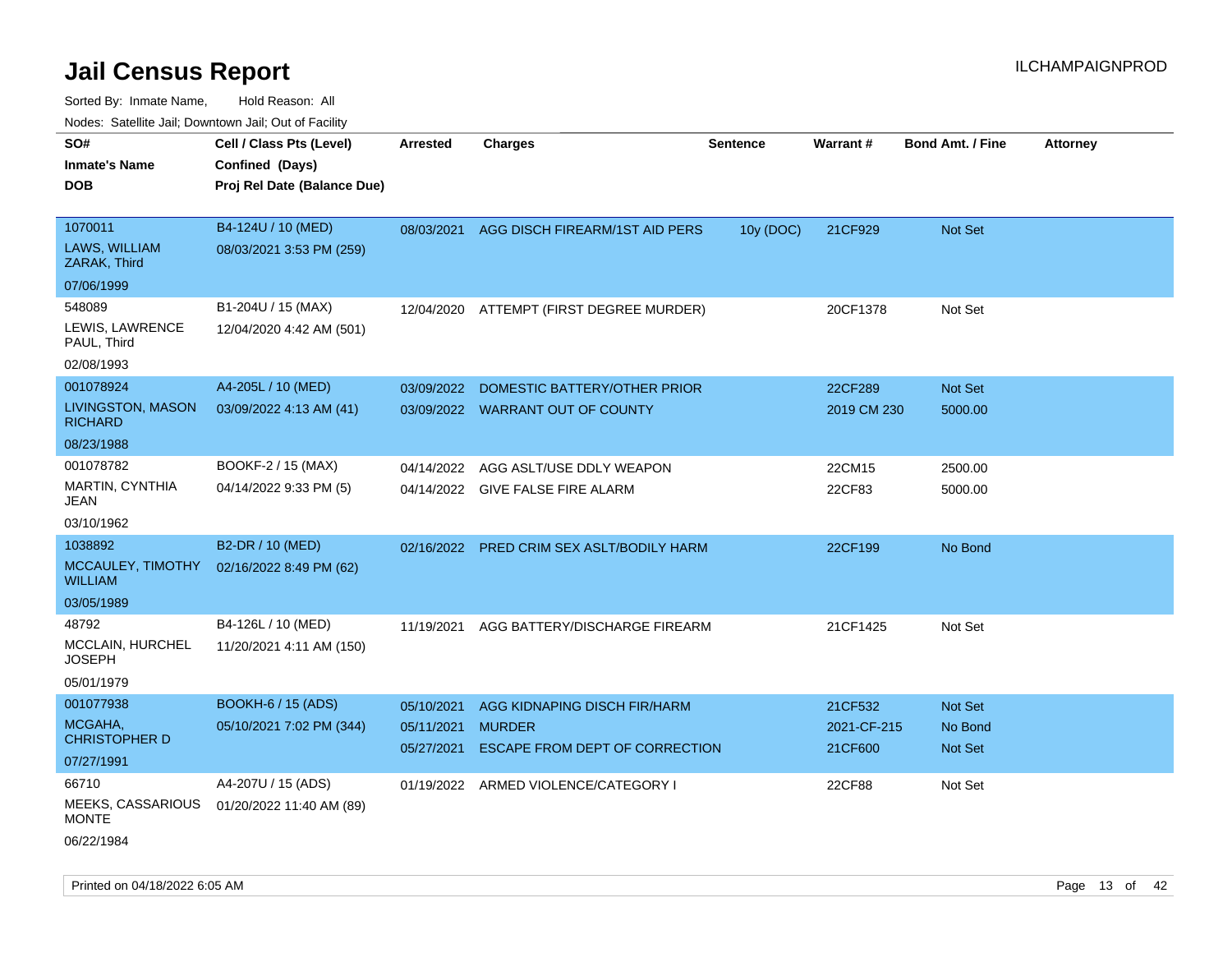# Jail Census Report

ILCHAMPAIGNPROD

Sorted By: Inmate Name, Hold Reason: All

Nodes: Satellite Jail; Downtown Jail; Out of Facility

| SO# / Inmate's Name / DOB | Cell / Class Pts (Level) / Confined (Days) / Proj Rel Date (Balance Due) | Arrested | Charges | Sentence | Warrant # | Bond Amt. / Fine | Attorney |
|---|---|---|---|---|---|---|---|
| 1070011<br>LAWS, WILLIAM ZARAK, Third<br>07/06/1999 | B4-124U / 10 (MED)<br>08/03/2021 3:53 PM (259) | 08/03/2021 | AGG DISCH FIREARM/1ST AID PERS | 10y (DOC) | 21CF929 | Not Set | |
| 548089<br>LEWIS, LAWRENCE PAUL, Third<br>02/08/1993 | B1-204U / 15 (MAX)<br>12/04/2020 4:42 AM (501) | 12/04/2020 | ATTEMPT (FIRST DEGREE MURDER) | | 20CF1378 | Not Set | |
| 001078924<br>LIVINGSTON, MASON RICHARD<br>08/23/1988 | A4-205L / 10 (MED)<br>03/09/2022 4:13 AM (41) | 03/09/2022<br>03/09/2022 | DOMESTIC BATTERY/OTHER PRIOR<br>WARRANT OUT OF COUNTY | | 22CF289<br>2019 CM 230 | Not Set<br>5000.00 | |
| 001078782<br>MARTIN, CYNTHIA JEAN<br>03/10/1962 | BOOKF-2 / 15 (MAX)<br>04/14/2022 9:33 PM (5) | 04/14/2022<br>04/14/2022 | AGG ASLT/USE DDLY WEAPON<br>GIVE FALSE FIRE ALARM | | 22CM15<br>22CF83 | 2500.00<br>5000.00 | |
| 1038892<br>MCCAULEY, TIMOTHY WILLIAM<br>03/05/1989 | B2-DR / 10 (MED)<br>02/16/2022 8:49 PM (62) | 02/16/2022 | PRED CRIM SEX ASLT/BODILY HARM | | 22CF199 | No Bond | |
| 48792<br>MCCLAIN, HURCHEL JOSEPH<br>05/01/1979 | B4-126L / 10 (MED)<br>11/20/2021 4:11 AM (150) | 11/19/2021 | AGG BATTERY/DISCHARGE FIREARM | | 21CF1425 | Not Set | |
| 001077938<br>MCGAHA, CHRISTOPHER D<br>07/27/1991 | BOOKH-6 / 15 (ADS)<br>05/10/2021 7:02 PM (344) | 05/10/2021<br>05/11/2021<br>05/27/2021 | AGG KIDNAPING DISCH FIR/HARM<br>MURDER<br>ESCAPE FROM DEPT OF CORRECTION | | 21CF532<br>2021-CF-215<br>21CF600 | Not Set<br>No Bond<br>Not Set | |
| 66710<br>MEEKS, CASSARIOUS MONTE<br>06/22/1984 | A4-207U / 15 (ADS)<br>01/20/2022 11:40 AM (89) | 01/19/2022 | ARMED VIOLENCE/CATEGORY I | | 22CF88 | Not Set | |

Printed on 04/18/2022 6:05 AM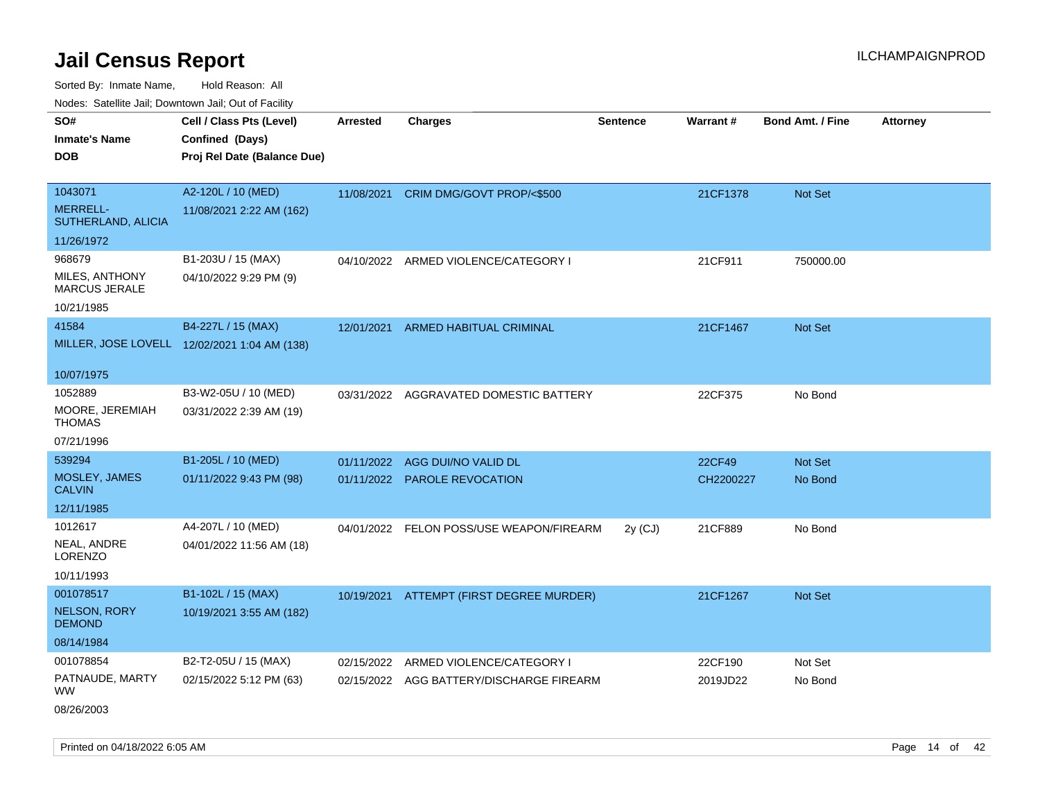# Jail Census Report

ILCHAMPAIGNPROD

Sorted By: Inmate Name, Hold Reason: All

Nodes: Satellite Jail; Downtown Jail; Out of Facility

| SO# / Inmate's Name / DOB | Cell / Class Pts (Level) / Confined (Days) / Proj Rel Date (Balance Due) | Arrested | Charges | Sentence | Warrant # | Bond Amt. / Fine | Attorney |
|---|---|---|---|---|---|---|---|
| 1043071<br>MERRELL-SUTHERLAND, ALICIA<br>11/26/1972 | A2-120L / 10 (MED)<br>11/08/2021 2:22 AM (162) | 11/08/2021 | CRIM DMG/GOVT PROP/<$500 | | 21CF1378 | Not Set | |
| 968679<br>MILES, ANTHONY MARCUS JERALE<br>10/21/1985 | B1-203U / 15 (MAX)<br>04/10/2022 9:29 PM (9) | 04/10/2022 | ARMED VIOLENCE/CATEGORY I | | 21CF911 | 750000.00 | |
| 41584<br>MILLER, JOSE LOVELL<br>10/07/1975 | B4-227L / 15 (MAX)<br>12/02/2021 1:04 AM (138) | 12/01/2021 | ARMED HABITUAL CRIMINAL | | 21CF1467 | Not Set | |
| 1052889<br>MOORE, JEREMIAH THOMAS<br>07/21/1996 | B3-W2-05U / 10 (MED)<br>03/31/2022 2:39 AM (19) | 03/31/2022 | AGGRAVATED DOMESTIC BATTERY | | 22CF375 | No Bond | |
| 539294<br>MOSLEY, JAMES CALVIN<br>12/11/1985 | B1-205L / 10 (MED)<br>01/11/2022 9:43 PM (98) | 01/11/2022 | AGG DUI/NO VALID DL | | 22CF49 | Not Set | |
| | | 01/11/2022 | PAROLE REVOCATION | | CH2200227 | No Bond | |
| 1012617<br>NEAL, ANDRE LORENZO<br>10/11/1993 | A4-207L / 10 (MED)<br>04/01/2022 11:56 AM (18) | 04/01/2022 | FELON POSS/USE WEAPON/FIREARM | 2y (CJ) | 21CF889 | No Bond | |
| 001078517<br>NELSON, RORY DEMOND<br>08/14/1984 | B1-102L / 15 (MAX)<br>10/19/2021 3:55 AM (182) | 10/19/2021 | ATTEMPT (FIRST DEGREE MURDER) | | 21CF1267 | Not Set | |
| 001078854<br>PATNAUDE, MARTY WW<br>08/26/2003 | B2-T2-05U / 15 (MAX)<br>02/15/2022 5:12 PM (63) | 02/15/2022 | ARMED VIOLENCE/CATEGORY I | | 22CF190 | Not Set | |
| | | 02/15/2022 | AGG BATTERY/DISCHARGE FIREARM | | 2019JD22 | No Bond | |

Printed on 04/18/2022 6:05 AM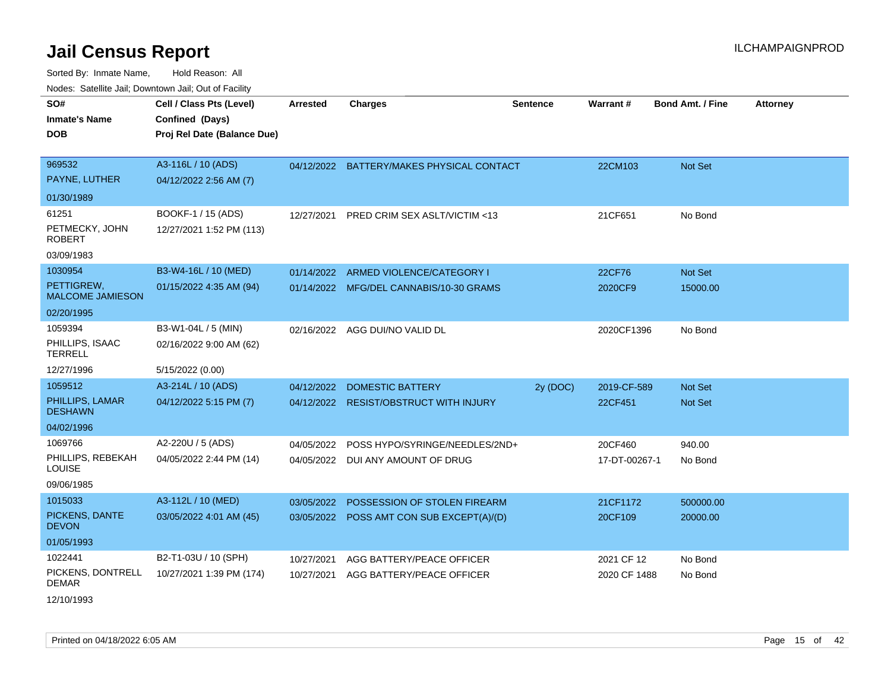# Jail Census Report

ILCHAMPAIGNPROD

Sorted By: Inmate Name, Hold Reason: All

Nodes: Satellite Jail; Downtown Jail; Out of Facility

| SO# / Inmate's Name / DOB | Cell / Class Pts (Level) / Confined (Days) / Proj Rel Date (Balance Due) | Arrested | Charges | Sentence | Warrant # | Bond Amt. / Fine | Attorney |
|---|---|---|---|---|---|---|---|
| 969532<br>PAYNE, LUTHER<br>01/30/1989 | A3-116L / 10 (ADS)<br>04/12/2022 2:56 AM (7) | 04/12/2022 | BATTERY/MAKES PHYSICAL CONTACT | | 22CM103 | Not Set | |
| 61251<br>PETMECKY, JOHN ROBERT<br>03/09/1983 | BOOKF-1 / 15 (ADS)<br>12/27/2021 1:52 PM (113) | 12/27/2021 | PRED CRIM SEX ASLT/VICTIM <13 | | 21CF651 | No Bond | |
| 1030954<br>PETTIGREW, MALCOME JAMIESON<br>02/20/1995 | B3-W4-16L / 10 (MED)<br>01/15/2022 4:35 AM (94) | 01/14/2022 | ARMED VIOLENCE/CATEGORY I | | 22CF76 | Not Set | |
| | | 01/14/2022 | MFG/DEL CANNABIS/10-30 GRAMS | | 2020CF9 | 15000.00 | |
| 1059394<br>PHILLIPS, ISAAC TERRELL<br>12/27/1996 | B3-W1-04L / 5 (MIN)<br>02/16/2022 9:00 AM (62)<br>5/15/2022 (0.00) | 02/16/2022 | AGG DUI/NO VALID DL | | 2020CF1396 | No Bond | |
| 1059512<br>PHILLIPS, LAMAR DESHAWN<br>04/02/1996 | A3-214L / 10 (ADS)<br>04/12/2022 5:15 PM (7) | 04/12/2022 | DOMESTIC BATTERY | 2y (DOC) | 2019-CF-589 | Not Set | |
| | | 04/12/2022 | RESIST/OBSTRUCT WITH INJURY | | 22CF451 | Not Set | |
| 1069766<br>PHILLIPS, REBEKAH LOUISE<br>09/06/1985 | A2-220U / 5 (ADS)<br>04/05/2022 2:44 PM (14) | 04/05/2022 | POSS HYPO/SYRINGE/NEEDLES/2ND+ | | 20CF460 | 940.00 | |
| | | 04/05/2022 | DUI ANY AMOUNT OF DRUG | | 17-DT-00267-1 | No Bond | |
| 1015033<br>PICKENS, DANTE DEVON<br>01/05/1993 | A3-112L / 10 (MED)<br>03/05/2022 4:01 AM (45) | 03/05/2022 | POSSESSION OF STOLEN FIREARM | | 21CF1172 | 500000.00 | |
| | | 03/05/2022 | POSS AMT CON SUB EXCEPT(A)/(D) | | 20CF109 | 20000.00 | |
| 1022441<br>PICKENS, DONTRELL DEMAR<br>12/10/1993 | B2-T1-03U / 10 (SPH)<br>10/27/2021 1:39 PM (174) | 10/27/2021 | AGG BATTERY/PEACE OFFICER | | 2021 CF 12 | No Bond | |
| | | 10/27/2021 | AGG BATTERY/PEACE OFFICER | | 2020 CF 1488 | No Bond | |

Printed on 04/18/2022 6:05 AM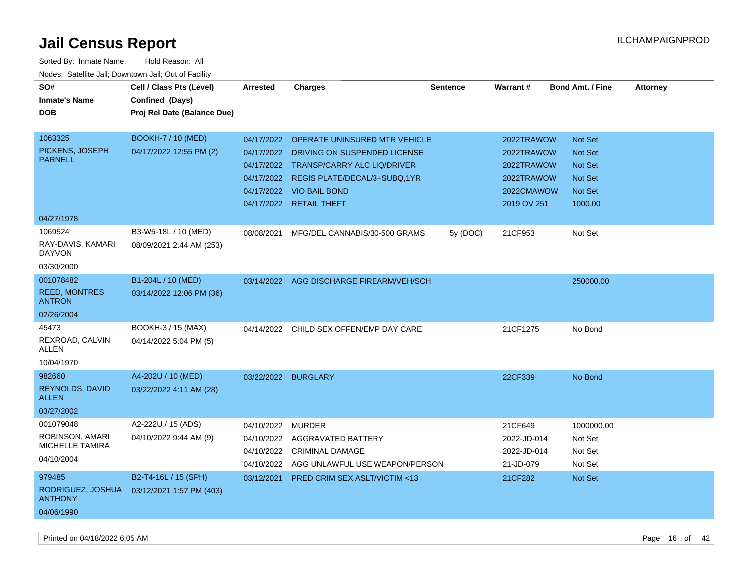# Jail Census Report

ILCHAMPAIGNPROD

Sorted By: Inmate Name, Hold Reason: All

Nodes: Satellite Jail; Downtown Jail; Out of Facility

| SO# / Inmate's Name / DOB | Cell / Class Pts (Level) / Confined (Days) / Proj Rel Date (Balance Due) | Arrested | Charges | Sentence | Warrant # | Bond Amt. / Fine | Attorney |
|---|---|---|---|---|---|---|---|
| 1063325 PICKENS, JOSEPH PARNELL 04/27/1978 | BOOKH-7 / 10 (MED) 04/17/2022 12:55 PM (2) | 04/17/2022 | OPERATE UNINSURED MTR VEHICLE | | 2022TRAWOW | Not Set | |
| | | 04/17/2022 | DRIVING ON SUSPENDED LICENSE | | 2022TRAWOW | Not Set | |
| | | 04/17/2022 | TRANSP/CARRY ALC LIQ/DRIVER | | 2022TRAWOW | Not Set | |
| | | 04/17/2022 | REGIS PLATE/DECAL/3+SUBQ,1YR | | 2022TRAWOW | Not Set | |
| | | 04/17/2022 | VIO BAIL BOND | | 2022CMAWOW | Not Set | |
| | | 04/17/2022 | RETAIL THEFT | | 2019 OV 251 | 1000.00 | |
| 1069524 RAY-DAVIS, KAMARI DAYVON 03/30/2000 | B3-W5-18L / 10 (MED) 08/09/2021 2:44 AM (253) | 08/08/2021 | MFG/DEL CANNABIS/30-500 GRAMS | 5y (DOC) | 21CF953 | Not Set | |
| 001078482 REED, MONTRES ANTRON 02/26/2004 | B1-204L / 10 (MED) 03/14/2022 12:06 PM (36) | 03/14/2022 | AGG DISCHARGE FIREARM/VEH/SCH | | | 250000.00 | |
| 45473 REXROAD, CALVIN ALLEN 10/04/1970 | BOOKH-3 / 15 (MAX) 04/14/2022 5:04 PM (5) | 04/14/2022 | CHILD SEX OFFEN/EMP DAY CARE | | 21CF1275 | No Bond | |
| 982660 REYNOLDS, DAVID ALLEN 03/27/2002 | A4-202U / 10 (MED) 03/22/2022 4:11 AM (28) | 03/22/2022 | BURGLARY | | 22CF339 | No Bond | |
| 001079048 ROBINSON, AMARI MICHELLE TAMIRA 04/10/2004 | A2-222U / 15 (ADS) 04/10/2022 9:44 AM (9) | 04/10/2022 | MURDER | | 21CF649 | 1000000.00 | |
| | | 04/10/2022 | AGGRAVATED BATTERY | | 2022-JD-014 | Not Set | |
| | | 04/10/2022 | CRIMINAL DAMAGE | | 2022-JD-014 | Not Set | |
| | | 04/10/2022 | AGG UNLAWFUL USE WEAPON/PERSON | | 21-JD-079 | Not Set | |
| 979485 RODRIGUEZ, JOSHUA ANTHONY 04/06/1990 | B2-T4-16L / 15 (SPH) 03/12/2021 1:57 PM (403) | 03/12/2021 | PRED CRIM SEX ASLT/VICTIM <13 | | 21CF282 | Not Set | |

Printed on 04/18/2022 6:05 AM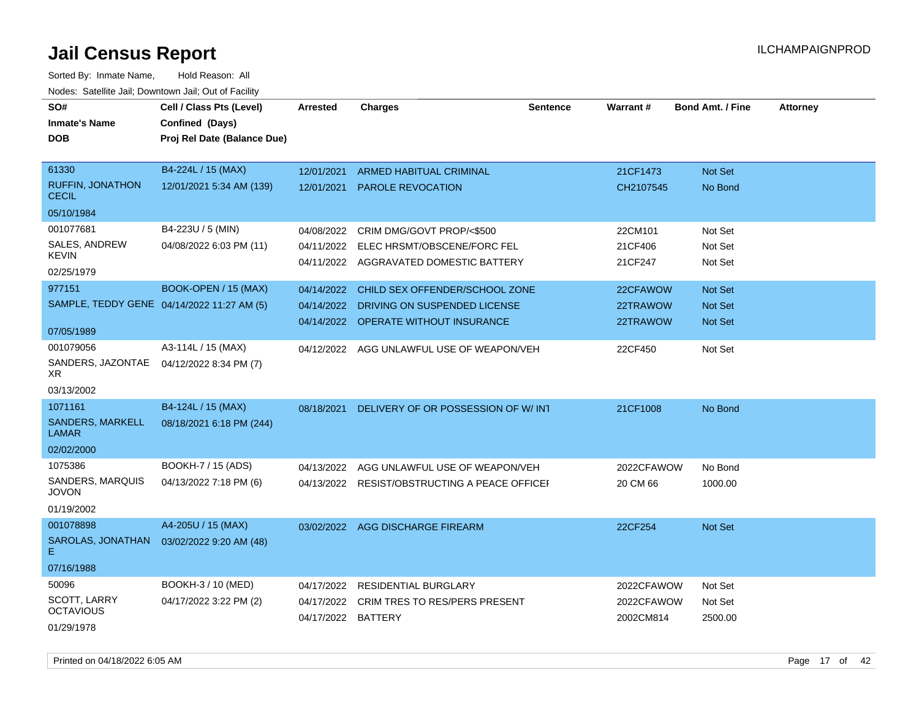# Jail Census Report

ILCHAMPAIGNPROD

Sorted By: Inmate Name, Hold Reason: All

Nodes: Satellite Jail; Downtown Jail; Out of Facility

| SO# / Inmate's Name / DOB | Cell / Class Pts (Level) / Confined (Days) / Proj Rel Date (Balance Due) | Arrested | Charges | Sentence | Warrant # | Bond Amt. / Fine | Attorney |
|---|---|---|---|---|---|---|---|
| 61330<br>RUFFIN, JONATHON CECIL<br>05/10/1984 | B4-224L / 15 (MAX)<br>12/01/2021 5:34 AM (139) | 12/01/2021<br>12/01/2021 | ARMED HABITUAL CRIMINAL<br>PAROLE REVOCATION | | 21CF1473<br>CH2107545 | Not Set<br>No Bond | |
| 001077681<br>SALES, ANDREW KEVIN<br>02/25/1979 | B4-223U / 5 (MIN)<br>04/08/2022 6:03 PM (11) | 04/08/2022<br>04/11/2022<br>04/11/2022 | CRIM DMG/GOVT PROP/<$500<br>ELEC HRSMT/OBSCENE/FORC FEL<br>AGGRAVATED DOMESTIC BATTERY | | 22CM101<br>21CF406<br>21CF247 | Not Set<br>Not Set<br>Not Set | |
| 977151<br>SAMPLE, TEDDY GENE<br>07/05/1989 | BOOK-OPEN / 15 (MAX)<br>04/14/2022 11:27 AM (5) | 04/14/2022<br>04/14/2022<br>04/14/2022 | CHILD SEX OFFENDER/SCHOOL ZONE<br>DRIVING ON SUSPENDED LICENSE<br>OPERATE WITHOUT INSURANCE | | 22CFAWOW<br>22TRAWOW<br>22TRAWOW | Not Set<br>Not Set<br>Not Set | |
| 001079056<br>SANDERS, JAZONTAE XR<br>03/13/2002 | A3-114L / 15 (MAX)<br>04/12/2022 8:34 PM (7) | 04/12/2022 | AGG UNLAWFUL USE OF WEAPON/VEH | | 22CF450 | Not Set | |
| 1071161<br>SANDERS, MARKELL LAMAR<br>02/02/2000 | B4-124L / 15 (MAX)<br>08/18/2021 6:18 PM (244) | 08/18/2021 | DELIVERY OF OR POSSESSION OF W/ INT | | 21CF1008 | No Bond | |
| 1075386<br>SANDERS, MARQUIS JOVON<br>01/19/2002 | BOOKH-7 / 15 (ADS)<br>04/13/2022 7:18 PM (6) | 04/13/2022<br>04/13/2022 | AGG UNLAWFUL USE OF WEAPON/VEH<br>RESIST/OBSTRUCTING A PEACE OFFICEI | | 2022CFAWOW<br>20 CM 66 | No Bond<br>1000.00 | |
| 001078898<br>SAROLAS, JONATHAN E<br>07/16/1988 | A4-205U / 15 (MAX)<br>03/02/2022 9:20 AM (48) | 03/02/2022 | AGG DISCHARGE FIREARM | | 22CF254 | Not Set | |
| 50096<br>SCOTT, LARRY OCTAVIOUS<br>01/29/1978 | BOOKH-3 / 10 (MED)<br>04/17/2022 3:22 PM (2) | 04/17/2022<br>04/17/2022<br>04/17/2022 | RESIDENTIAL BURGLARY<br>CRIM TRES TO RES/PERS PRESENT<br>BATTERY | | 2022CFAWOW<br>2022CFAWOW<br>2002CM814 | Not Set<br>Not Set<br>2500.00 | |

Printed on 04/18/2022 6:05 AM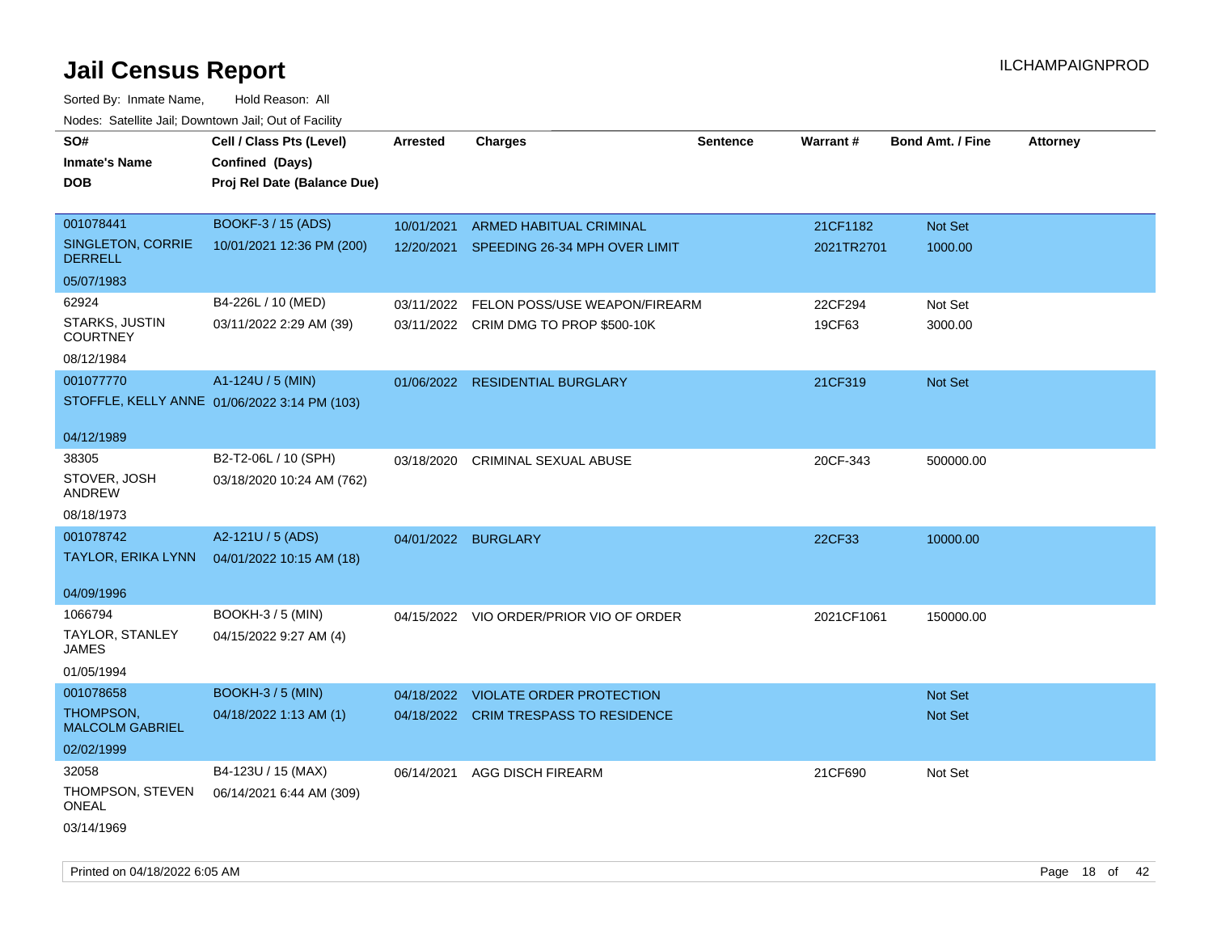# Jail Census Report

Sorted By: Inmate Name, Hold Reason: All

Nodes: Satellite Jail; Downtown Jail; Out of Facility

| SO# / Inmate's Name / DOB | Cell / Class Pts (Level) / Confined (Days) / Proj Rel Date (Balance Due) | Arrested | Charges | Sentence | Warrant # | Bond Amt. / Fine | Attorney |
|---|---|---|---|---|---|---|---|
| 001078441<br>SINGLETON, CORRIE DERRELL<br>05/07/1983 | BOOKF-3 / 15 (ADS)<br>10/01/2021 12:36 PM (200) | 10/01/2021<br>12/20/2021 | ARMED HABITUAL CRIMINAL<br>SPEEDING 26-34 MPH OVER LIMIT | | 21CF1182<br>2021TR2701 | Not Set<br>1000.00 | |
| 62924<br>STARKS, JUSTIN COURTNEY<br>08/12/1984 | B4-226L / 10 (MED)<br>03/11/2022 2:29 AM (39) | 03/11/2022<br>03/11/2022 | FELON POSS/USE WEAPON/FIREARM<br>CRIM DMG TO PROP $500-10K | | 22CF294<br>19CF63 | Not Set<br>3000.00 | |
| 001077770<br>STOFFLE, KELLY ANNE<br>04/12/1989 | A1-124U / 5 (MIN)<br>01/06/2022 3:14 PM (103) | 01/06/2022 | RESIDENTIAL BURGLARY | | 21CF319 | Not Set | |
| 38305<br>STOVER, JOSH ANDREW<br>08/18/1973 | B2-T2-06L / 10 (SPH)<br>03/18/2020 10:24 AM (762) | 03/18/2020 | CRIMINAL SEXUAL ABUSE | | 20CF-343 | 500000.00 | |
| 001078742<br>TAYLOR, ERIKA LYNN<br>04/09/1996 | A2-121U / 5 (ADS)<br>04/01/2022 10:15 AM (18) | 04/01/2022 | BURGLARY | | 22CF33 | 10000.00 | |
| 1066794<br>TAYLOR, STANLEY JAMES<br>01/05/1994 | BOOKH-3 / 5 (MIN)<br>04/15/2022 9:27 AM (4) | 04/15/2022 | VIO ORDER/PRIOR VIO OF ORDER | | 2021CF1061 | 150000.00 | |
| 001078658<br>THOMPSON, MALCOLM GABRIEL<br>02/02/1999 | BOOKH-3 / 5 (MIN)<br>04/18/2022 1:13 AM (1) | 04/18/2022<br>04/18/2022 | VIOLATE ORDER PROTECTION<br>CRIM TRESPASS TO RESIDENCE | | | Not Set<br>Not Set | |
| 32058<br>THOMPSON, STEVEN ONEAL<br>03/14/1969 | B4-123U / 15 (MAX)<br>06/14/2021 6:44 AM (309) | 06/14/2021 | AGG DISCH FIREARM | | 21CF690 | Not Set | |

Printed on 04/18/2022 6:05 AM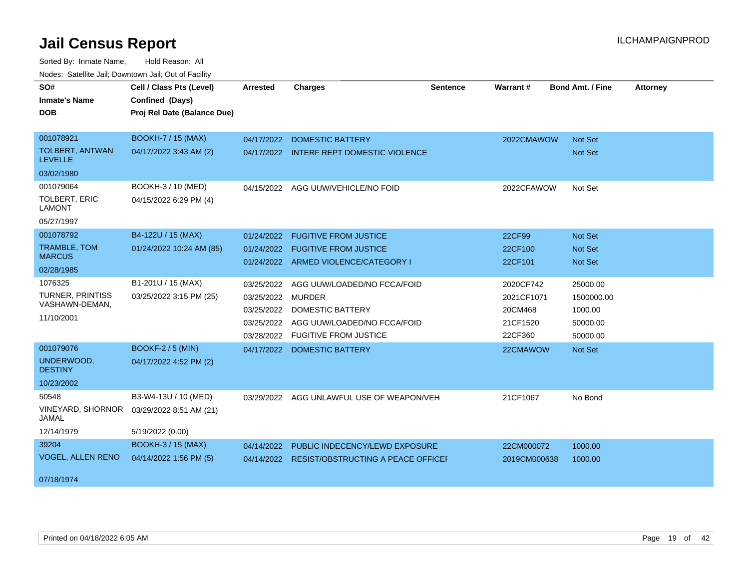# Jail Census Report

Sorted By: Inmate Name, Hold Reason: All

Nodes: Satellite Jail; Downtown Jail; Out of Facility

| SO# / Inmate's Name / DOB | Cell / Class Pts (Level) / Confined (Days) / Proj Rel Date (Balance Due) | Arrested | Charges | Sentence | Warrant # | Bond Amt. / Fine | Attorney |
|---|---|---|---|---|---|---|---|
| 001078921 TOLBERT, ANTWAN LEVELLE 03/02/1980 | BOOKH-7 / 15 (MAX) 04/17/2022 3:43 AM (2) | 04/17/2022 | DOMESTIC BATTERY | | 2022CMAWOW | Not Set | |
| | | 04/17/2022 | INTERF REPT DOMESTIC VIOLENCE | | | Not Set | |
| 001079064 TOLBERT, ERIC LAMONT 05/27/1997 | BOOKH-3 / 10 (MED) 04/15/2022 6:29 PM (4) | 04/15/2022 | AGG UUW/VEHICLE/NO FOID | | 2022CFAWOW | Not Set | |
| 001078792 TRAMBLE, TOM MARCUS 02/28/1985 | B4-122U / 15 (MAX) 01/24/2022 10:24 AM (85) | 01/24/2022 | FUGITIVE FROM JUSTICE | | 22CF99 | Not Set | |
| | | 01/24/2022 | FUGITIVE FROM JUSTICE | | 22CF100 | Not Set | |
| | | 01/24/2022 | ARMED VIOLENCE/CATEGORY I | | 22CF101 | Not Set | |
| 1076325 TURNER, PRINTISS VASHAWN-DEMAN, 11/10/2001 | B1-201U / 15 (MAX) 03/25/2022 3:15 PM (25) | 03/25/2022 | AGG UUW/LOADED/NO FCCA/FOID | | 2020CF742 | 25000.00 | |
| | | 03/25/2022 | MURDER | | 2021CF1071 | 1500000.00 | |
| | | 03/25/2022 | DOMESTIC BATTERY | | 20CM468 | 1000.00 | |
| | | 03/25/2022 | AGG UUW/LOADED/NO FCCA/FOID | | 21CF1520 | 50000.00 | |
| | | 03/28/2022 | FUGITIVE FROM JUSTICE | | 22CF360 | 50000.00 | |
| 001079076 UNDERWOOD, DESTINY 10/23/2002 | BOOKF-2 / 5 (MIN) 04/17/2022 4:52 PM (2) | 04/17/2022 | DOMESTIC BATTERY | | 22CMAWOW | Not Set | |
| 50548 VINEYARD, SHORNOR JAMAL 12/14/1979 | B3-W4-13U / 10 (MED) 03/29/2022 8:51 AM (21) 5/19/2022 (0.00) | 03/29/2022 | AGG UNLAWFUL USE OF WEAPON/VEH | | 21CF1067 | No Bond | |
| 39204 VOGEL, ALLEN RENO 07/18/1974 | BOOKH-3 / 15 (MAX) 04/14/2022 1:56 PM (5) | 04/14/2022 | PUBLIC INDECENCY/LEWD EXPOSURE | | 22CM000072 | 1000.00 | |
| | | 04/14/2022 | RESIST/OBSTRUCTING A PEACE OFFICEI | | 2019CM000638 | 1000.00 | |

Printed on 04/18/2022 6:05 AM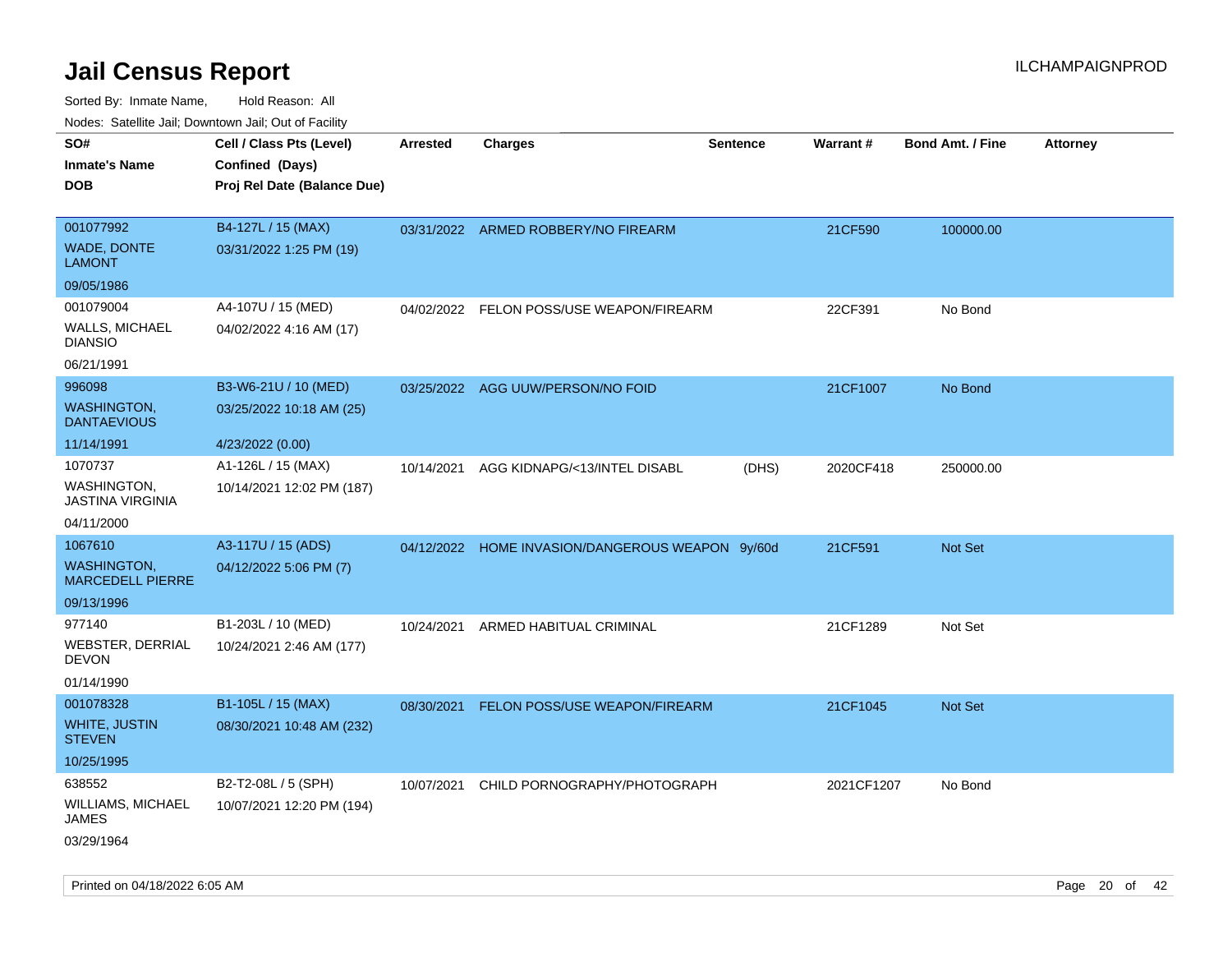# Jail Census Report

ILCHAMPAIGNPROD

Sorted By: Inmate Name, Hold Reason: All

Nodes: Satellite Jail; Downtown Jail; Out of Facility

| SO# / Inmate's Name / DOB | Cell / Class Pts (Level) / Confined (Days) / Proj Rel Date (Balance Due) | Arrested | Charges | Sentence | Warrant # | Bond Amt. / Fine | Attorney |
|---|---|---|---|---|---|---|---|
| 001077992 WADE, DONTE LAMONT 09/05/1986 | B4-127L / 15 (MAX) 03/31/2022 1:25 PM (19) | 03/31/2022 | ARMED ROBBERY/NO FIREARM | | 21CF590 | 100000.00 | |
| 001079004 WALLS, MICHAEL DIANSIO 06/21/1991 | A4-107U / 15 (MED) 04/02/2022 4:16 AM (17) | 04/02/2022 | FELON POSS/USE WEAPON/FIREARM | | 22CF391 | No Bond | |
| 996098 WASHINGTON, DANTAEVIOUS 11/14/1991 | B3-W6-21U / 10 (MED) 03/25/2022 10:18 AM (25) 4/23/2022 (0.00) | 03/25/2022 | AGG UUW/PERSON/NO FOID | | 21CF1007 | No Bond | |
| 1070737 WASHINGTON, JASTINA VIRGINIA 04/11/2000 | A1-126L / 15 (MAX) 10/14/2021 12:02 PM (187) | 10/14/2021 | AGG KIDNAPG/<13/INTEL DISABL | (DHS) | 2020CF418 | 250000.00 | |
| 1067610 WASHINGTON, MARCEDELL PIERRE 09/13/1996 | A3-117U / 15 (ADS) 04/12/2022 5:06 PM (7) | 04/12/2022 | HOME INVASION/DANGEROUS WEAPON | 9y/60d | 21CF591 | Not Set | |
| 977140 WEBSTER, DERRIAL DEVON 01/14/1990 | B1-203L / 10 (MED) 10/24/2021 2:46 AM (177) | 10/24/2021 | ARMED HABITUAL CRIMINAL | | 21CF1289 | Not Set | |
| 001078328 WHITE, JUSTIN STEVEN 10/25/1995 | B1-105L / 15 (MAX) 08/30/2021 10:48 AM (232) | 08/30/2021 | FELON POSS/USE WEAPON/FIREARM | | 21CF1045 | Not Set | |
| 638552 WILLIAMS, MICHAEL JAMES 03/29/1964 | B2-T2-08L / 5 (SPH) 10/07/2021 12:20 PM (194) | 10/07/2021 | CHILD PORNOGRAPHY/PHOTOGRAPH | | 2021CF1207 | No Bond | |

Printed on 04/18/2022 6:05 AM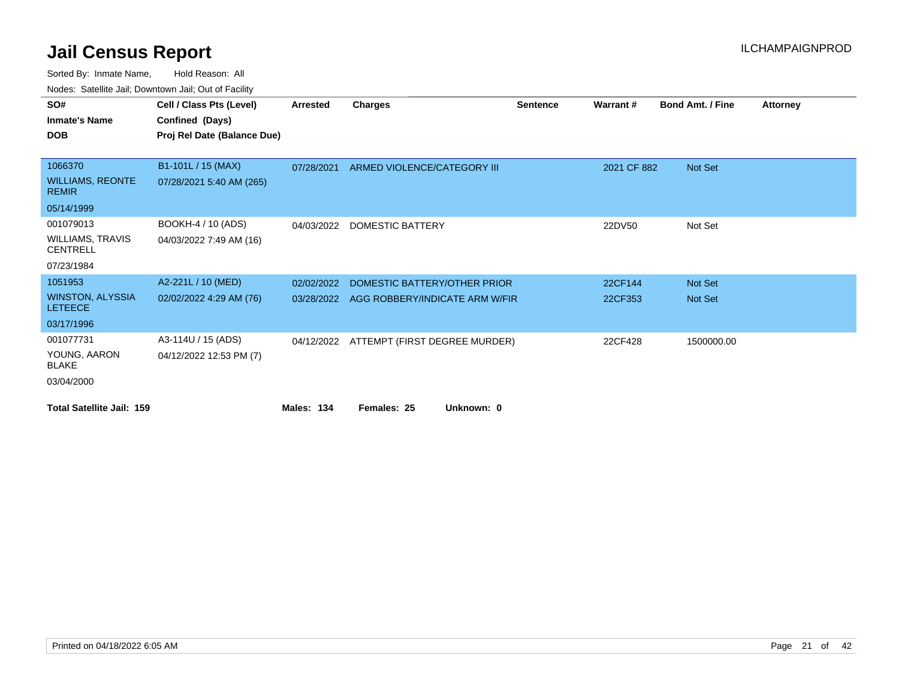# Jail Census Report

Sorted By: Inmate Name, Hold Reason: All

Nodes: Satellite Jail; Downtown Jail; Out of Facility

| SO# / Inmate's Name / DOB | Cell / Class Pts (Level) / Confined (Days) / Proj Rel Date (Balance Due) | Arrested | Charges | Sentence | Warrant # | Bond Amt. / Fine | Attorney |
|---|---|---|---|---|---|---|---|
| 1066370 WILLIAMS, REONTE REMIR 05/14/1999 | B1-101L / 15 (MAX) 07/28/2021 5:40 AM (265) | 07/28/2021 | ARMED VIOLENCE/CATEGORY III | | 2021 CF 882 | Not Set | |
| 001079013 WILLIAMS, TRAVIS CENTRELL 07/23/1984 | BOOKH-4 / 10 (ADS) 04/03/2022 7:49 AM (16) | 04/03/2022 | DOMESTIC BATTERY | | 22DV50 | Not Set | |
| 1051953 WINSTON, ALYSSIA LETEECE 03/17/1996 | A2-221L / 10 (MED) 02/02/2022 4:29 AM (76) | 02/02/2022 | DOMESTIC BATTERY/OTHER PRIOR | | 22CF144 | Not Set | |
| | | 03/28/2022 | AGG ROBBERY/INDICATE ARM W/FIR | | 22CF353 | Not Set | |
| 001077731 YOUNG, AARON BLAKE 03/04/2000 | A3-114U / 15 (ADS) 04/12/2022 12:53 PM (7) | 04/12/2022 | ATTEMPT (FIRST DEGREE MURDER) | | 22CF428 | 1500000.00 | |

**Total Satellite Jail: 159** **Males: 134** **Females: 25** **Unknown: 0**

Printed on 04/18/2022 6:05 AM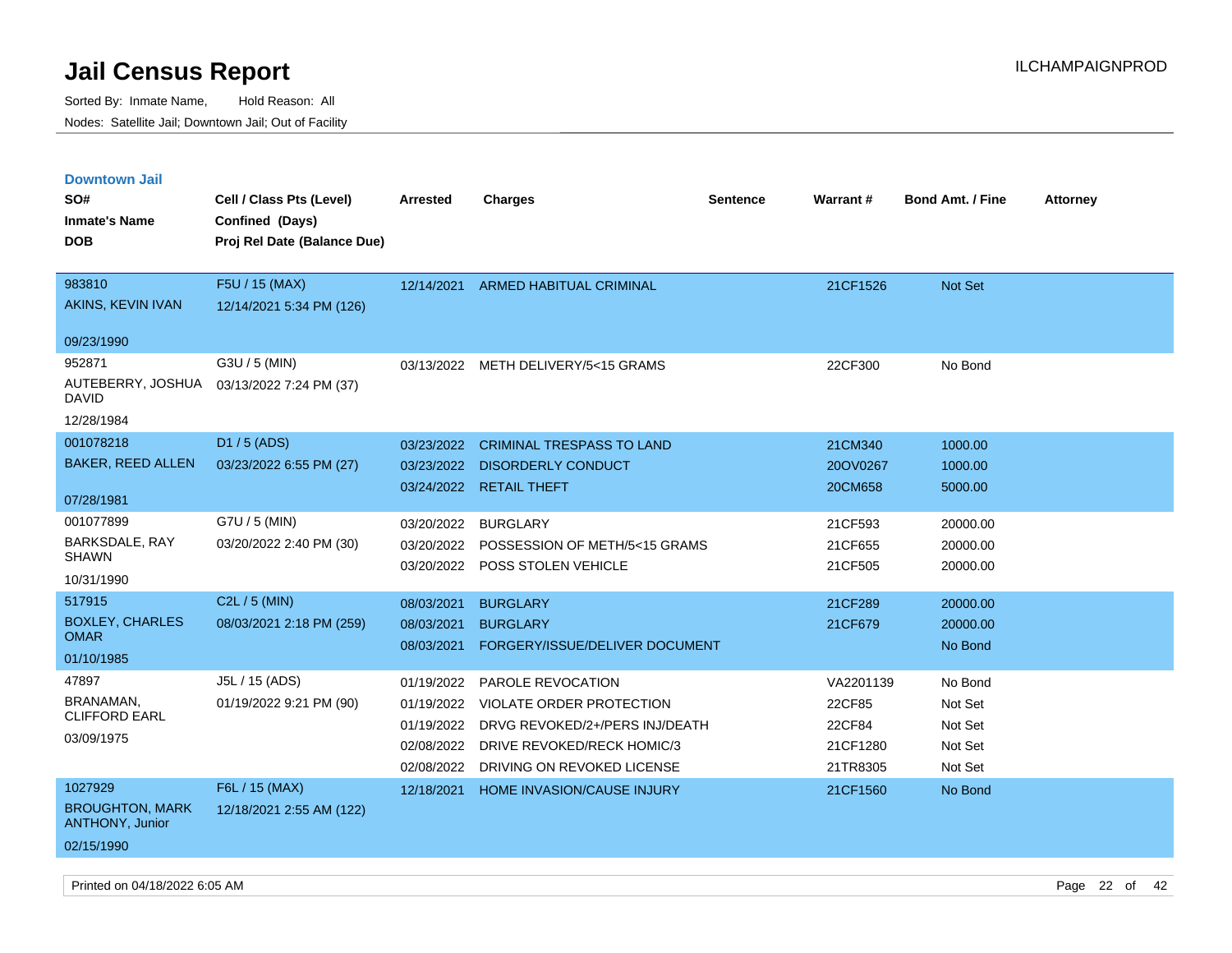# Jail Census Report

ILCHAMPAIGNPROD

Sorted By: Inmate Name, Hold Reason: All

Nodes: Satellite Jail; Downtown Jail; Out of Facility

## Downtown Jail

| SO# / Inmate's Name / DOB | Cell / Class Pts (Level) / Confined (Days) / Proj Rel Date (Balance Due) | Arrested | Charges | Sentence | Warrant # | Bond Amt. / Fine | Attorney |
|---|---|---|---|---|---|---|---|
| 983810<br>AKINS, KEVIN IVAN<br>09/23/1990 | F5U / 15 (MAX)<br>12/14/2021 5:34 PM (126) | 12/14/2021 | ARMED HABITUAL CRIMINAL | | 21CF1526 | Not Set | |
| 952871<br>AUTEBERRY, JOSHUA DAVID<br>12/28/1984 | G3U / 5 (MIN)<br>03/13/2022 7:24 PM (37) | 03/13/2022 | METH DELIVERY/5<15 GRAMS | | 22CF300 | No Bond | |
| 001078218<br>BAKER, REED ALLEN<br>07/28/1981 | D1 / 5 (ADS)<br>03/23/2022 6:55 PM (27) | 03/23/2022 | CRIMINAL TRESPASS TO LAND | | 21CM340 | 1000.00 | |
| | | 03/23/2022 | DISORDERLY CONDUCT | | 20OV0267 | 1000.00 | |
| | | 03/24/2022 | RETAIL THEFT | | 20CM658 | 5000.00 | |
| 001077899<br>BARKSDALE, RAY SHAWN<br>10/31/1990 | G7U / 5 (MIN)<br>03/20/2022 2:40 PM (30) | 03/20/2022 | BURGLARY | | 21CF593 | 20000.00 | |
| | | 03/20/2022 | POSSESSION OF METH/5<15 GRAMS | | 21CF655 | 20000.00 | |
| | | 03/20/2022 | POSS STOLEN VEHICLE | | 21CF505 | 20000.00 | |
| 517915<br>BOXLEY, CHARLES OMAR<br>01/10/1985 | C2L / 5 (MIN)<br>08/03/2021 2:18 PM (259) | 08/03/2021 | BURGLARY | | 21CF289 | 20000.00 | |
| | | 08/03/2021 | BURGLARY | | 21CF679 | 20000.00 | |
| | | 08/03/2021 | FORGERY/ISSUE/DELIVER DOCUMENT | | | No Bond | |
| 47897<br>BRANAMAN, CLIFFORD EARL<br>03/09/1975 | J5L / 15 (ADS)<br>01/19/2022 9:21 PM (90) | 01/19/2022 | PAROLE REVOCATION | | VA2201139 | No Bond | |
| | | 01/19/2022 | VIOLATE ORDER PROTECTION | | 22CF85 | Not Set | |
| | | 01/19/2022 | DRVG REVOKED/2+/PERS INJ/DEATH | | 22CF84 | Not Set | |
| | | 02/08/2022 | DRIVE REVOKED/RECK HOMIC/3 | | 21CF1280 | Not Set | |
| | | 02/08/2022 | DRIVING ON REVOKED LICENSE | | 21TR8305 | Not Set | |
| 1027929<br>BROUGHTON, MARK ANTHONY, Junior<br>02/15/1990 | F6L / 15 (MAX)<br>12/18/2021 2:55 AM (122) | 12/18/2021 | HOME INVASION/CAUSE INJURY | | 21CF1560 | No Bond | |

Printed on 04/18/2022 6:05 AM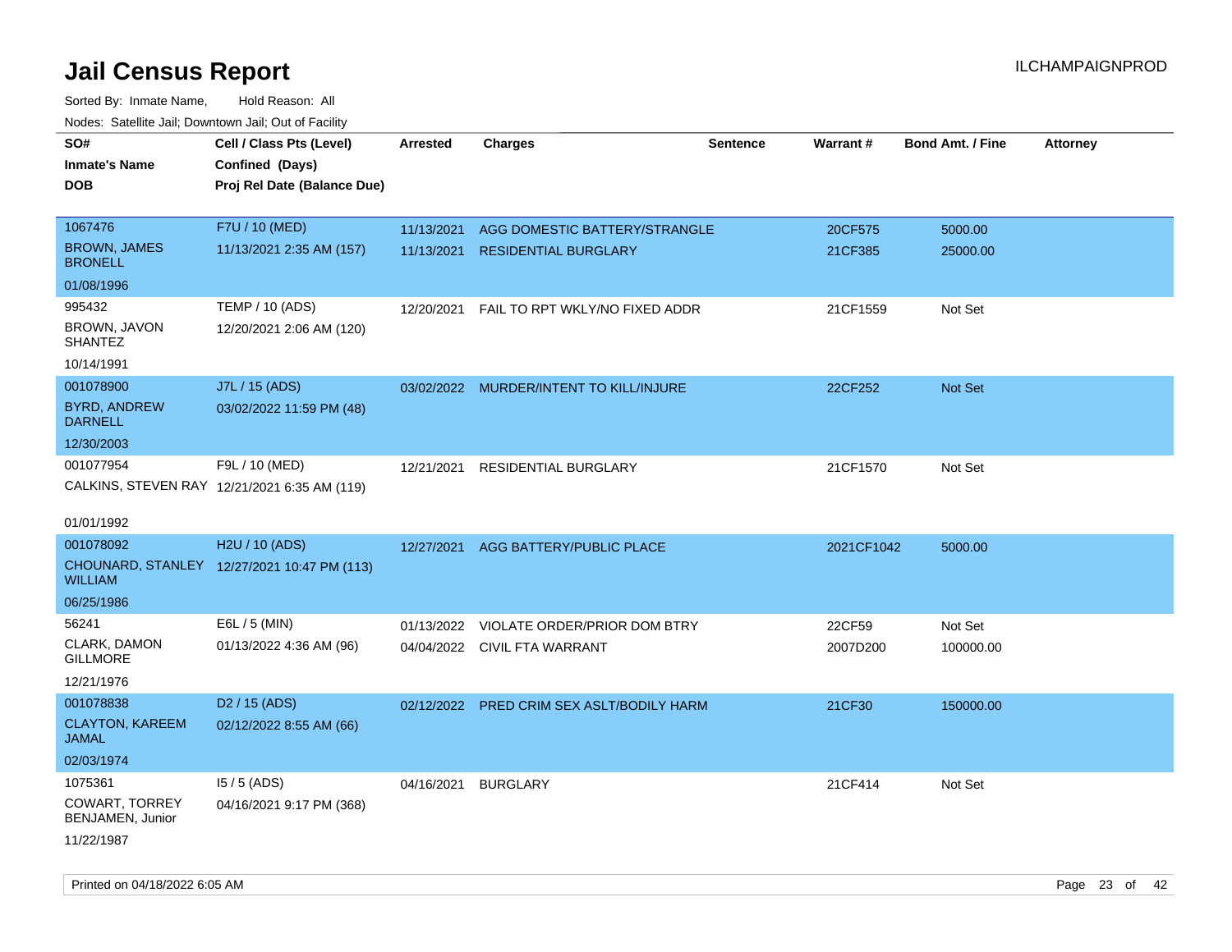# Jail Census Report

ILCHAMPAIGNPROD

Sorted By: Inmate Name, Hold Reason: All

Nodes: Satellite Jail; Downtown Jail; Out of Facility

| SO# / Inmate's Name / DOB | Cell / Class Pts (Level) / Confined (Days) / Proj Rel Date (Balance Due) | Arrested | Charges | Sentence | Warrant # | Bond Amt. / Fine | Attorney |
|---|---|---|---|---|---|---|---|
| 1067476<br>BROWN, JAMES BRONELL<br>01/08/1996 | F7U / 10 (MED)<br>11/13/2021 2:35 AM (157) | 11/13/2021<br>11/13/2021 | AGG DOMESTIC BATTERY/STRANGLE<br>RESIDENTIAL BURGLARY | | 20CF575<br>21CF385 | 5000.00<br>25000.00 | |
| 995432<br>BROWN, JAVON SHANTEZ<br>10/14/1991 | TEMP / 10 (ADS)<br>12/20/2021 2:06 AM (120) | 12/20/2021 | FAIL TO RPT WKLY/NO FIXED ADDR | | 21CF1559 | Not Set | |
| 001078900<br>BYRD, ANDREW DARNELL<br>12/30/2003 | J7L / 15 (ADS)<br>03/02/2022 11:59 PM (48) | 03/02/2022 | MURDER/INTENT TO KILL/INJURE | | 22CF252 | Not Set | |
| 001077954<br>CALKINS, STEVEN RAY<br>01/01/1992 | F9L / 10 (MED)<br>12/21/2021 6:35 AM (119) | 12/21/2021 | RESIDENTIAL BURGLARY | | 21CF1570 | Not Set | |
| 001078092<br>CHOUNARD, STANLEY WILLIAM<br>06/25/1986 | H2U / 10 (ADS)<br>12/27/2021 10:47 PM (113) | 12/27/2021 | AGG BATTERY/PUBLIC PLACE | | 2021CF1042 | 5000.00 | |
| 56241<br>CLARK, DAMON GILLMORE<br>12/21/1976 | E6L / 5 (MIN)<br>01/13/2022 4:36 AM (96) | 01/13/2022<br>04/04/2022 | VIOLATE ORDER/PRIOR DOM BTRY<br>CIVIL FTA WARRANT | | 22CF59<br>2007D200 | Not Set<br>100000.00 | |
| 001078838<br>CLAYTON, KAREEM JAMAL<br>02/03/1974 | D2 / 15 (ADS)<br>02/12/2022 8:55 AM (66) | 02/12/2022 | PRED CRIM SEX ASLT/BODILY HARM | | 21CF30 | 150000.00 | |
| 1075361<br>COWART, TORREY BENJAMEN, Junior<br>11/22/1987 | I5 / 5 (ADS)<br>04/16/2021 9:17 PM (368) | 04/16/2021 | BURGLARY | | 21CF414 | Not Set | |

Printed on 04/18/2022 6:05 AM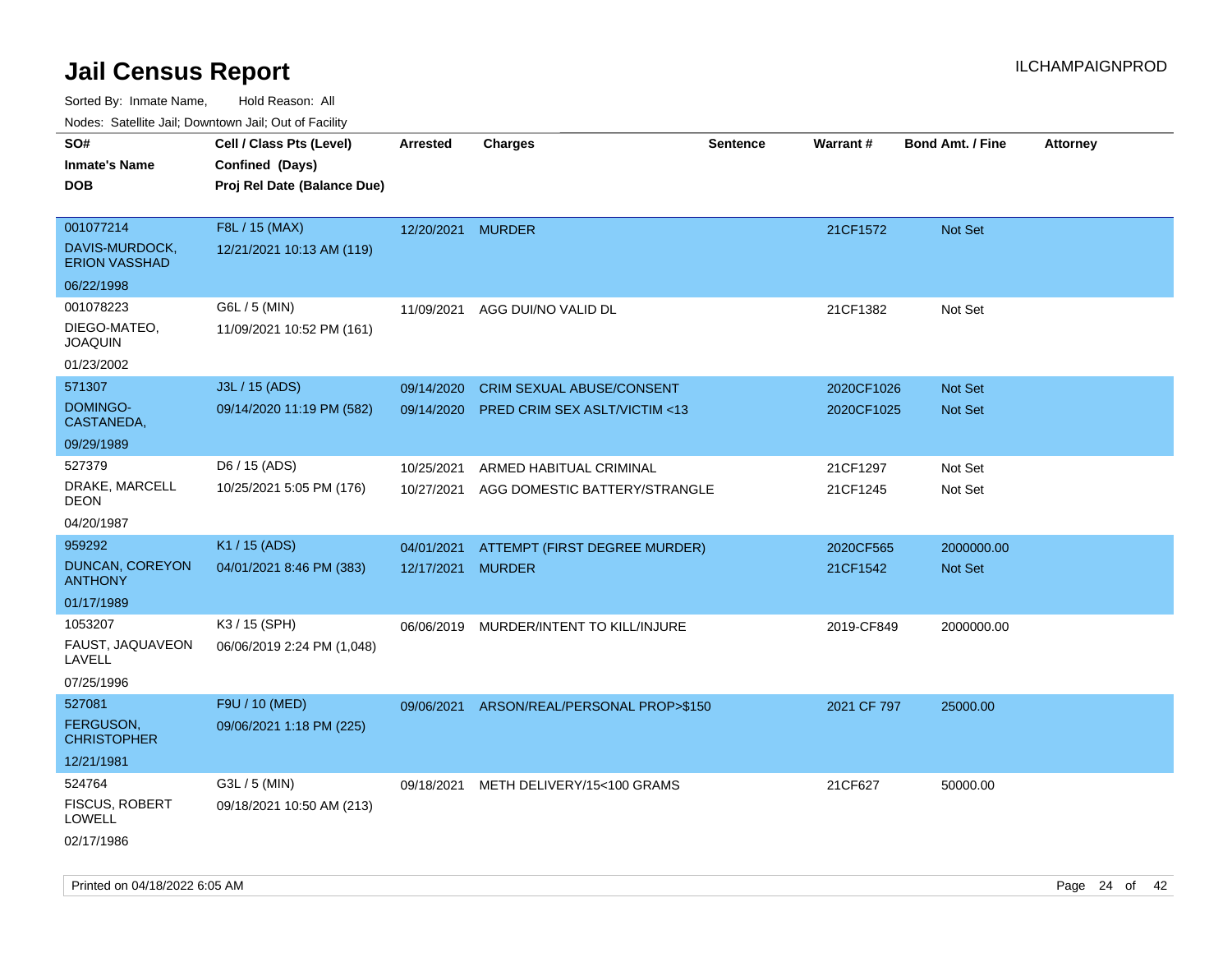# Jail Census Report

ILCHAMPAIGNPROD

Sorted By: Inmate Name, Hold Reason: All

Nodes: Satellite Jail; Downtown Jail; Out of Facility

| SO# / Inmate's Name / DOB | Cell / Class Pts (Level) / Confined (Days) / Proj Rel Date (Balance Due) | Arrested | Charges | Sentence | Warrant # | Bond Amt. / Fine | Attorney |
|---|---|---|---|---|---|---|---|
| 001077214<br>DAVIS-MURDOCK, ERION VASSHAD<br>06/22/1998 | F8L / 15 (MAX)<br>12/21/2021 10:13 AM (119) | 12/20/2021 | MURDER | | 21CF1572 | Not Set | |
| 001078223<br>DIEGO-MATEO, JOAQUIN<br>01/23/2002 | G6L / 5 (MIN)<br>11/09/2021 10:52 PM (161) | 11/09/2021 | AGG DUI/NO VALID DL | | 21CF1382 | Not Set | |
| 571307<br>DOMINGO-CASTANEDA,<br>09/29/1989 | J3L / 15 (ADS)<br>09/14/2020 11:19 PM (582) | 09/14/2020 | CRIM SEXUAL ABUSE/CONSENT | | 2020CF1026 | Not Set | |
| | | 09/14/2020 | PRED CRIM SEX ASLT/VICTIM <13 | | 2020CF1025 | Not Set | |
| 527379<br>DRAKE, MARCELL DEON<br>04/20/1987 | D6 / 15 (ADS)<br>10/25/2021 5:05 PM (176) | 10/25/2021 | ARMED HABITUAL CRIMINAL | | 21CF1297 | Not Set | |
| | | 10/27/2021 | AGG DOMESTIC BATTERY/STRANGLE | | 21CF1245 | Not Set | |
| 959292<br>DUNCAN, COREYON ANTHONY<br>01/17/1989 | K1 / 15 (ADS)<br>04/01/2021 8:46 PM (383) | 04/01/2021 | ATTEMPT (FIRST DEGREE MURDER) | | 2020CF565 | 2000000.00 | |
| | | 12/17/2021 | MURDER | | 21CF1542 | Not Set | |
| 1053207<br>FAUST, JAQUAVEON LAVELL<br>07/25/1996 | K3 / 15 (SPH)<br>06/06/2019 2:24 PM (1,048) | 06/06/2019 | MURDER/INTENT TO KILL/INJURE | | 2019-CF849 | 2000000.00 | |
| 527081<br>FERGUSON, CHRISTOPHER<br>12/21/1981 | F9U / 10 (MED)<br>09/06/2021 1:18 PM (225) | 09/06/2021 | ARSON/REAL/PERSONAL PROP>$150 | | 2021 CF 797 | 25000.00 | |
| 524764<br>FISCUS, ROBERT LOWELL<br>02/17/1986 | G3L / 5 (MIN)<br>09/18/2021 10:50 AM (213) | 09/18/2021 | METH DELIVERY/15<100 GRAMS | | 21CF627 | 50000.00 | |

Printed on 04/18/2022 6:05 AM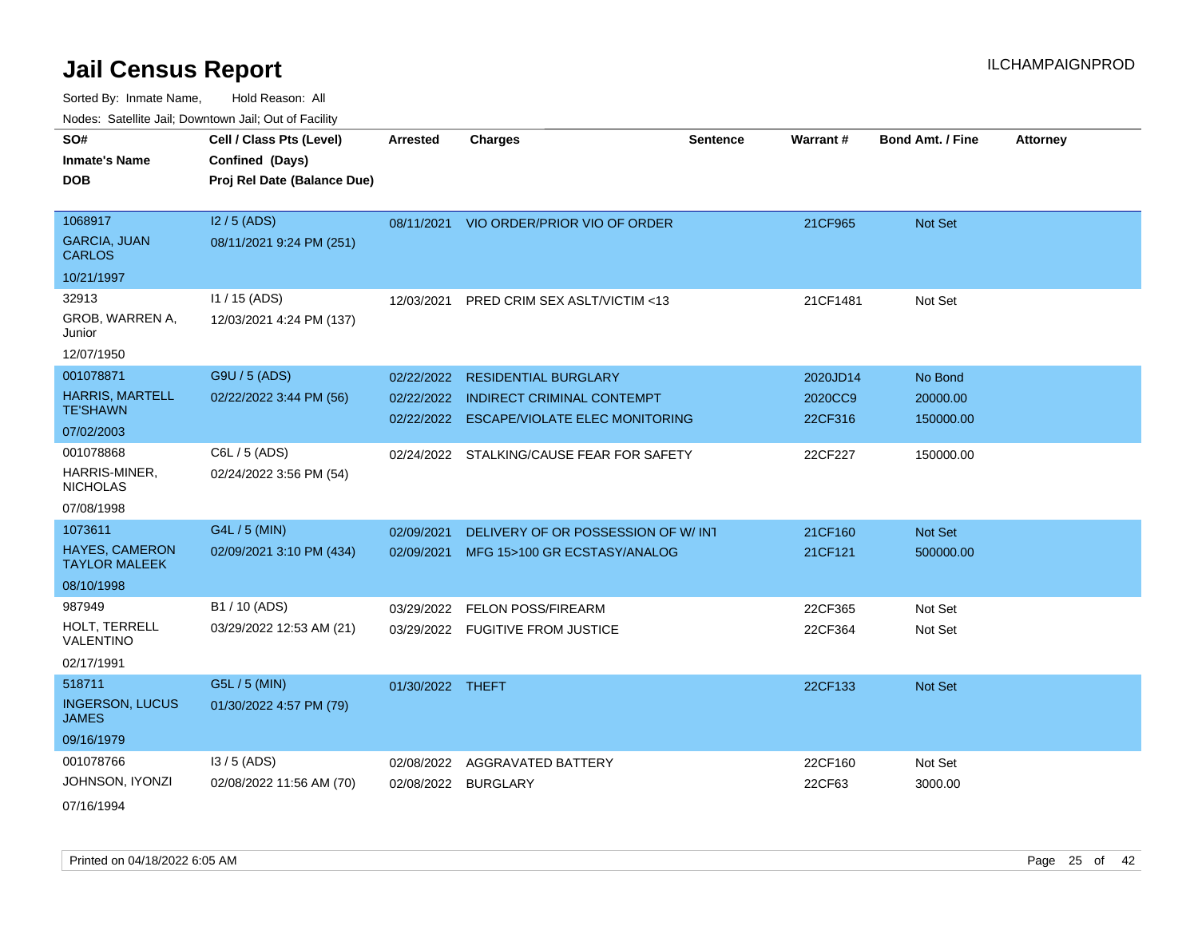# Jail Census Report

ILCHAMPAIGNPROD

Sorted By: Inmate Name, Hold Reason: All

Nodes: Satellite Jail; Downtown Jail; Out of Facility

| SO# / Inmate's Name / DOB | Cell / Class Pts (Level) / Confined (Days) / Proj Rel Date (Balance Due) | Arrested | Charges | Sentence | Warrant # | Bond Amt. / Fine | Attorney |
|---|---|---|---|---|---|---|---|
| 1068917<br>GARCIA, JUAN CARLOS<br>10/21/1997 | I2 / 5 (ADS)<br>08/11/2021 9:24 PM (251) | 08/11/2021 | VIO ORDER/PRIOR VIO OF ORDER | | 21CF965 | Not Set | |
| 32913<br>GROB, WARREN A, Junior<br>12/07/1950 | I1 / 15 (ADS)<br>12/03/2021 4:24 PM (137) | 12/03/2021 | PRED CRIM SEX ASLT/VICTIM <13 | | 21CF1481 | Not Set | |
| 001078871<br>HARRIS, MARTELL TE'SHAWN<br>07/02/2003 | G9U / 5 (ADS)<br>02/22/2022 3:44 PM (56) | 02/22/2022 | RESIDENTIAL BURGLARY | | 2020JD14 | No Bond | |
| | | 02/22/2022 | INDIRECT CRIMINAL CONTEMPT | | 2020CC9 | 20000.00 | |
| | | 02/22/2022 | ESCAPE/VIOLATE ELEC MONITORING | | 22CF316 | 150000.00 | |
| 001078868<br>HARRIS-MINER, NICHOLAS<br>07/08/1998 | C6L / 5 (ADS)<br>02/24/2022 3:56 PM (54) | 02/24/2022 | STALKING/CAUSE FEAR FOR SAFETY | | 22CF227 | 150000.00 | |
| 1073611<br>HAYES, CAMERON TAYLOR MALEEK<br>08/10/1998 | G4L / 5 (MIN)<br>02/09/2021 3:10 PM (434) | 02/09/2021 | DELIVERY OF OR POSSESSION OF W/ INT | | 21CF160 | Not Set | |
| | | 02/09/2021 | MFG 15>100 GR ECSTASY/ANALOG | | 21CF121 | 500000.00 | |
| 987949<br>HOLT, TERRELL VALENTINO<br>02/17/1991 | B1 / 10 (ADS)<br>03/29/2022 12:53 AM (21) | 03/29/2022 | FELON POSS/FIREARM | | 22CF365 | Not Set | |
| | | 03/29/2022 | FUGITIVE FROM JUSTICE | | 22CF364 | Not Set | |
| 518711<br>INGERSON, LUCUS JAMES<br>09/16/1979 | G5L / 5 (MIN)<br>01/30/2022 4:57 PM (79) | 01/30/2022 | THEFT | | 22CF133 | Not Set | |
| 001078766<br>JOHNSON, IYONZI<br>07/16/1994 | I3 / 5 (ADS)<br>02/08/2022 11:56 AM (70) | 02/08/2022 | AGGRAVATED BATTERY | | 22CF160 | Not Set | |
| | | 02/08/2022 | BURGLARY | | 22CF63 | 3000.00 | |

Printed on 04/18/2022 6:05 AM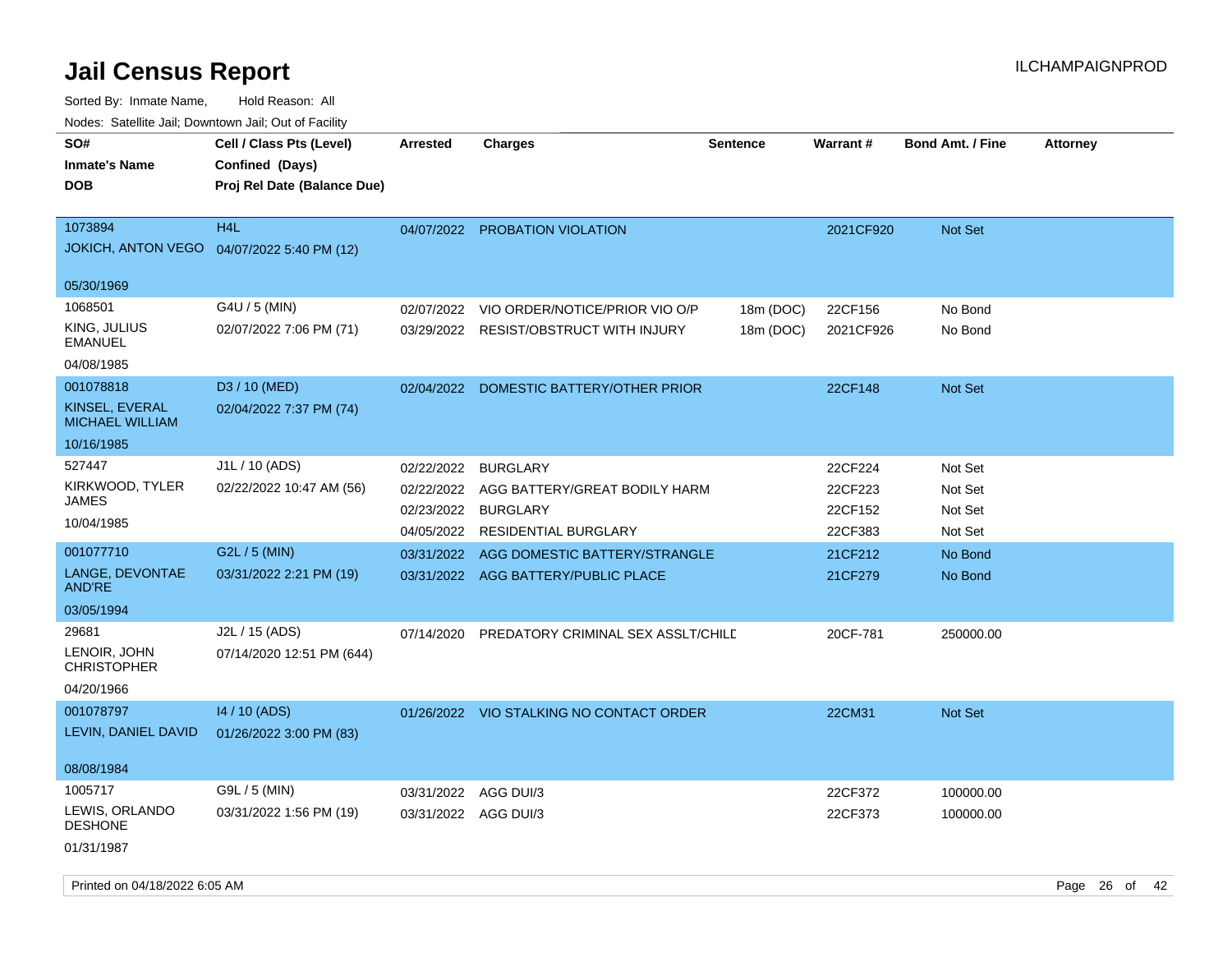# Jail Census Report

ILCHAMPAIGNPROD

Sorted By: Inmate Name, Hold Reason: All

Nodes: Satellite Jail; Downtown Jail; Out of Facility

| SO# / Inmate's Name / DOB | Cell / Class Pts (Level) / Confined (Days) / Proj Rel Date (Balance Due) | Arrested | Charges | Sentence | Warrant # | Bond Amt. / Fine | Attorney |
|---|---|---|---|---|---|---|---|
| 1073894<br>JOKICH, ANTON VEGO<br>05/30/1969 | H4L<br>04/07/2022 5:40 PM (12) | 04/07/2022 | PROBATION VIOLATION | | 2021CF920 | Not Set | |
| 1068501<br>KING, JULIUS EMANUEL<br>04/08/1985 | G4U / 5 (MIN)<br>02/07/2022 7:06 PM (71) | 02/07/2022 | VIO ORDER/NOTICE/PRIOR VIO O/P | 18m (DOC) | 22CF156 | No Bond | |
| | | 03/29/2022 | RESIST/OBSTRUCT WITH INJURY | 18m (DOC) | 2021CF926 | No Bond | |
| 001078818<br>KINSEL, EVERAL MICHAEL WILLIAM<br>10/16/1985 | D3 / 10 (MED)<br>02/04/2022 7:37 PM (74) | 02/04/2022 | DOMESTIC BATTERY/OTHER PRIOR | | 22CF148 | Not Set | |
| 527447<br>KIRKWOOD, TYLER JAMES<br>10/04/1985 | J1L / 10 (ADS)<br>02/22/2022 10:47 AM (56) | 02/22/2022 | BURGLARY | | 22CF224 | Not Set | |
| | | 02/22/2022 | AGG BATTERY/GREAT BODILY HARM | | 22CF223 | Not Set | |
| | | 02/23/2022 | BURGLARY | | 22CF152 | Not Set | |
| | | 04/05/2022 | RESIDENTIAL BURGLARY | | 22CF383 | Not Set | |
| 001077710<br>LANGE, DEVONTAE AND'RE<br>03/05/1994 | G2L / 5 (MIN)<br>03/31/2022 2:21 PM (19) | 03/31/2022 | AGG DOMESTIC BATTERY/STRANGLE | | 21CF212 | No Bond | |
| | | 03/31/2022 | AGG BATTERY/PUBLIC PLACE | | 21CF279 | No Bond | |
| 29681<br>LENOIR, JOHN CHRISTOPHER<br>04/20/1966 | J2L / 15 (ADS)<br>07/14/2020 12:51 PM (644) | 07/14/2020 | PREDATORY CRIMINAL SEX ASSLT/CHILD | | 20CF-781 | 250000.00 | |
| 001078797<br>LEVIN, DANIEL DAVID<br>08/08/1984 | I4 / 10 (ADS)<br>01/26/2022 3:00 PM (83) | 01/26/2022 | VIO STALKING NO CONTACT ORDER | | 22CM31 | Not Set | |
| 1005717<br>LEWIS, ORLANDO DESHONE<br>01/31/1987 | G9L / 5 (MIN)<br>03/31/2022 1:56 PM (19) | 03/31/2022 | AGG DUI/3 | | 22CF372 | 100000.00 | |
| | | 03/31/2022 | AGG DUI/3 | | 22CF373 | 100000.00 | |

Printed on 04/18/2022 6:05 AM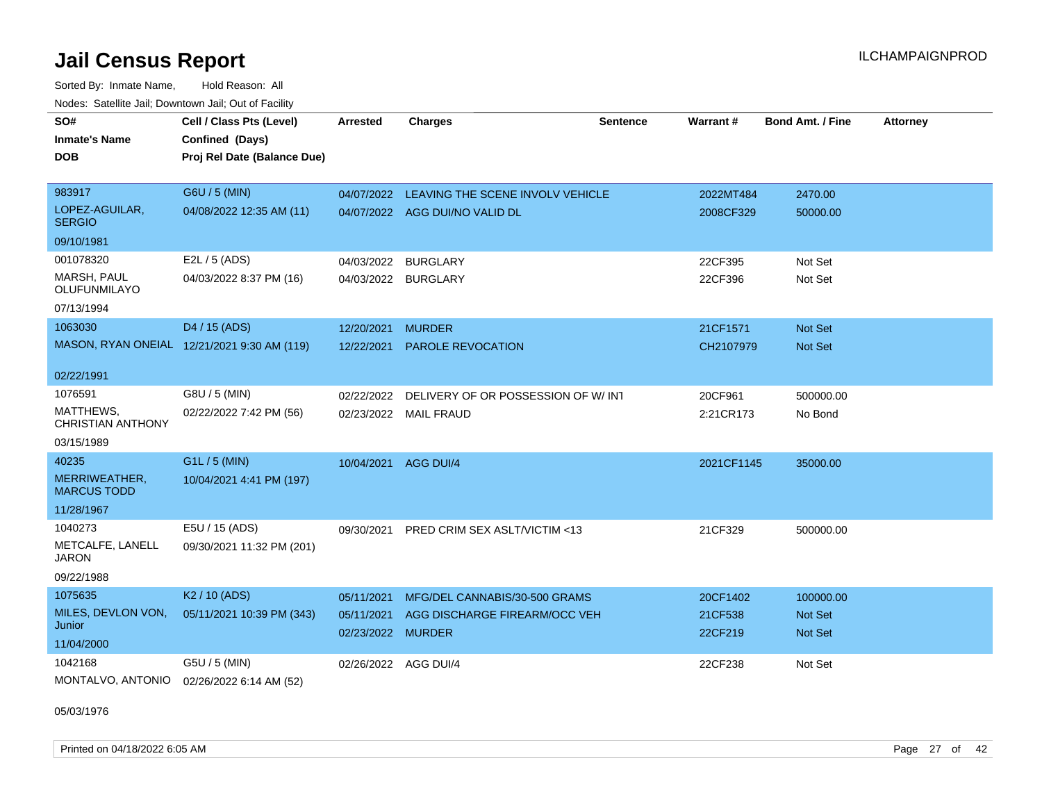# Jail Census Report

Sorted By: Inmate Name, Hold Reason: All

Nodes: Satellite Jail; Downtown Jail; Out of Facility

| SO# / Inmate's Name / DOB | Cell / Class Pts (Level) / Confined (Days) / Proj Rel Date (Balance Due) | Arrested | Charges | Sentence | Warrant # | Bond Amt. / Fine | Attorney |
|---|---|---|---|---|---|---|---|
| 983917<br>LOPEZ-AGUILAR, SERGIO<br>09/10/1981 | G6U / 5 (MIN)<br>04/08/2022 12:35 AM (11) | 04/07/2022<br>04/07/2022 | LEAVING THE SCENE INVOLV VEHICLE<br>AGG DUI/NO VALID DL | | 2022MT484<br>2008CF329 | 2470.00<br>50000.00 | |
| 001078320<br>MARSH, PAUL OLUFUNMILAYO<br>07/13/1994 | E2L / 5 (ADS)<br>04/03/2022 8:37 PM (16) | 04/03/2022<br>04/03/2022 | BURGLARY<br>BURGLARY | | 22CF395<br>22CF396 | Not Set<br>Not Set | |
| 1063030<br>MASON, RYAN ONEIAL<br>02/22/1991 | D4 / 15 (ADS)<br>12/21/2021 9:30 AM (119) | 12/20/2021<br>12/22/2021 | MURDER<br>PAROLE REVOCATION | | 21CF1571<br>CH2107979 | Not Set<br>Not Set | |
| 1076591<br>MATTHEWS, CHRISTIAN ANTHONY<br>03/15/1989 | G8U / 5 (MIN)<br>02/22/2022 7:42 PM (56) | 02/22/2022<br>02/23/2022 | DELIVERY OF OR POSSESSION OF W/ INT<br>MAIL FRAUD | | 20CF961<br>2:21CR173 | 500000.00<br>No Bond | |
| 40235<br>MERRIWEATHER, MARCUS TODD<br>11/28/1967 | G1L / 5 (MIN)<br>10/04/2021 4:41 PM (197) | 10/04/2021 | AGG DUI/4 | | 2021CF1145 | 35000.00 | |
| 1040273<br>METCALFE, LANELL JARON<br>09/22/1988 | E5U / 15 (ADS)<br>09/30/2021 11:32 PM (201) | 09/30/2021 | PRED CRIM SEX ASLT/VICTIM <13 | | 21CF329 | 500000.00 | |
| 1075635<br>MILES, DEVLON VON, Junior<br>11/04/2000 | K2 / 10 (ADS)<br>05/11/2021 10:39 PM (343) | 05/11/2021<br>05/11/2021<br>02/23/2022 | MFG/DEL CANNABIS/30-500 GRAMS<br>AGG DISCHARGE FIREARM/OCC VEH<br>MURDER | | 20CF1402<br>21CF538<br>22CF219 | 100000.00<br>Not Set<br>Not Set | |
| 1042168<br>MONTALVO, ANTONIO<br>05/03/1976 | G5U / 5 (MIN)<br>02/26/2022 6:14 AM (52) | 02/26/2022 | AGG DUI/4 | | 22CF238 | Not Set | |

Printed on 04/18/2022 6:05 AM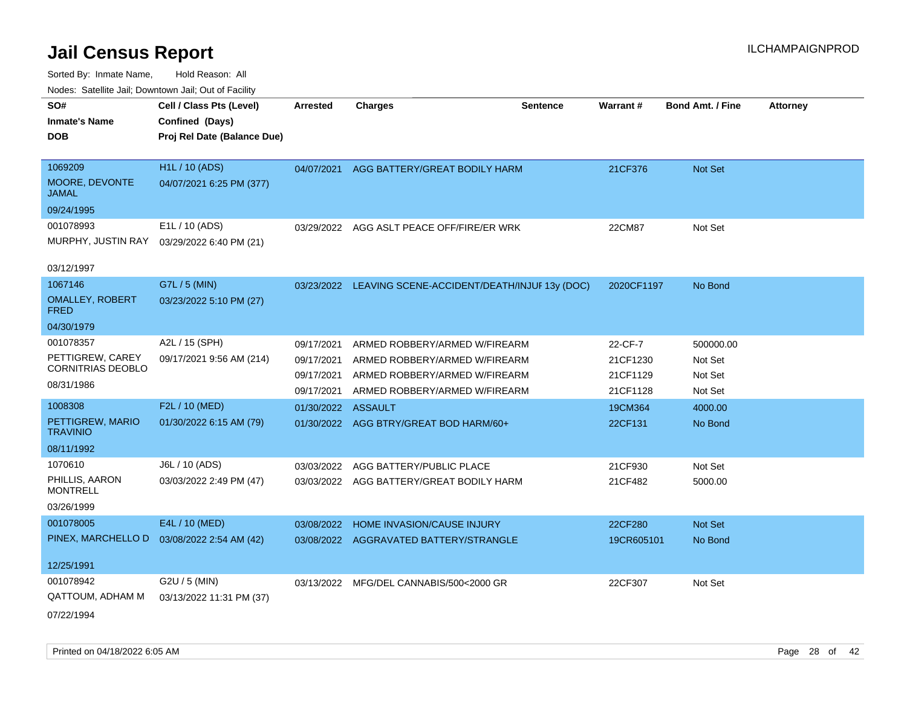# Jail Census Report

Sorted By: Inmate Name, Hold Reason: All

Nodes: Satellite Jail; Downtown Jail; Out of Facility

| SO# / Inmate's Name / DOB | Cell / Class Pts (Level) / Confined (Days) / Proj Rel Date (Balance Due) | Arrested | Charges | Sentence | Warrant # | Bond Amt. / Fine | Attorney |
|---|---|---|---|---|---|---|---|
| 1069209<br>MOORE, DEVONTE JAMAL<br>09/24/1995 | H1L / 10 (ADS)<br>04/07/2021 6:25 PM (377) | 04/07/2021 | AGG BATTERY/GREAT BODILY HARM | | 21CF376 | Not Set | |
| 001078993<br>MURPHY, JUSTIN RAY<br>03/12/1997 | E1L / 10 (ADS)<br>03/29/2022 6:40 PM (21) | 03/29/2022 | AGG ASLT PEACE OFF/FIRE/ER WRK | | 22CM87 | Not Set | |
| 1067146<br>OMALLEY, ROBERT FRED<br>04/30/1979 | G7L / 5 (MIN)<br>03/23/2022 5:10 PM (27) | 03/23/2022 | LEAVING SCENE-ACCIDENT/DEATH/INJUF | 13y (DOC) | 2020CF1197 | No Bond | |
| 001078357<br>PETTIGREW, CAREY CORNITRIAS DEOBLO<br>08/31/1986 | A2L / 15 (SPH)<br>09/17/2021 9:56 AM (214) | 09/17/2021 | ARMED ROBBERY/ARMED W/FIREARM | | 22-CF-7 | 500000.00 | |
| | | 09/17/2021 | ARMED ROBBERY/ARMED W/FIREARM | | 21CF1230 | Not Set | |
| | | 09/17/2021 | ARMED ROBBERY/ARMED W/FIREARM | | 21CF1129 | Not Set | |
| | | 09/17/2021 | ARMED ROBBERY/ARMED W/FIREARM | | 21CF1128 | Not Set | |
| 1008308<br>PETTIGREW, MARIO TRAVINIO<br>08/11/1992 | F2L / 10 (MED)<br>01/30/2022 6:15 AM (79) | 01/30/2022 | ASSAULT | | 19CM364 | 4000.00 | |
| | | 01/30/2022 | AGG BTRY/GREAT BOD HARM/60+ | | 22CF131 | No Bond | |
| 1070610<br>PHILLIS, AARON MONTRELL<br>03/26/1999 | J6L / 10 (ADS)<br>03/03/2022 2:49 PM (47) | 03/03/2022 | AGG BATTERY/PUBLIC PLACE | | 21CF930 | Not Set | |
| | | 03/03/2022 | AGG BATTERY/GREAT BODILY HARM | | 21CF482 | 5000.00 | |
| 001078005<br>PINEX, MARCHELLO D<br>12/25/1991 | E4L / 10 (MED)<br>03/08/2022 2:54 AM (42) | 03/08/2022 | HOME INVASION/CAUSE INJURY | | 22CF280 | Not Set | |
| | | 03/08/2022 | AGGRAVATED BATTERY/STRANGLE | | 19CR605101 | No Bond | |
| 001078942<br>QATTOUM, ADHAM M<br>07/22/1994 | G2U / 5 (MIN)<br>03/13/2022 11:31 PM (37) | 03/13/2022 | MFG/DEL CANNABIS/500<2000 GR | | 22CF307 | Not Set | |

Printed on 04/18/2022 6:05 AM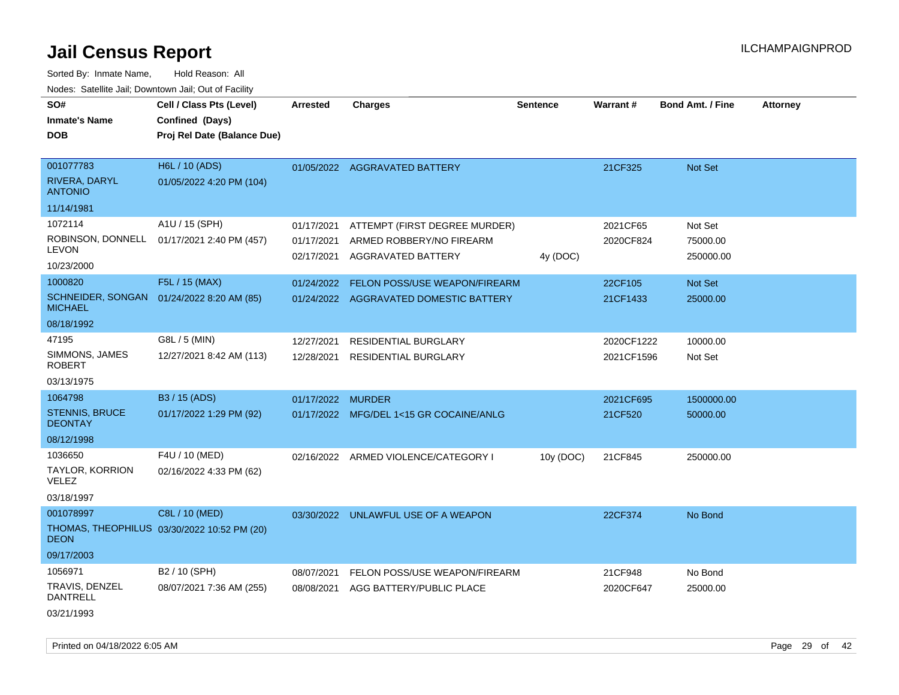# Jail Census Report

ILCHAMPAIGNPROD

Sorted By: Inmate Name, Hold Reason: All

Nodes: Satellite Jail; Downtown Jail; Out of Facility

| SO# / Inmate's Name / DOB | Cell / Class Pts (Level) / Confined (Days) / Proj Rel Date (Balance Due) | Arrested | Charges | Sentence | Warrant # | Bond Amt. / Fine | Attorney |
|---|---|---|---|---|---|---|---|
| 001077783<br>RIVERA, DARYL ANTONIO<br>11/14/1981 | H6L / 10 (ADS)<br>01/05/2022 4:20 PM (104) | 01/05/2022 | AGGRAVATED BATTERY | | 21CF325 | Not Set | |
| 1072114<br>ROBINSON, DONNELL LEVON<br>10/23/2000 | A1U / 15 (SPH)<br>01/17/2021 2:40 PM (457) | 01/17/2021<br>01/17/2021<br>02/17/2021 | ATTEMPT (FIRST DEGREE MURDER)<br>ARMED ROBBERY/NO FIREARM<br>AGGRAVATED BATTERY | <br><br>4y (DOC) | 2021CF65<br>2020CF824 | Not Set<br>75000.00<br>250000.00 | |
| 1000820<br>SCHNEIDER, SONGAN MICHAEL<br>08/18/1992 | F5L / 15 (MAX)<br>01/24/2022 8:20 AM (85) | 01/24/2022<br>01/24/2022 | FELON POSS/USE WEAPON/FIREARM<br>AGGRAVATED DOMESTIC BATTERY | | 22CF105<br>21CF1433 | Not Set<br>25000.00 | |
| 47195<br>SIMMONS, JAMES ROBERT<br>03/13/1975 | G8L / 5 (MIN)<br>12/27/2021 8:42 AM (113) | 12/27/2021<br>12/28/2021 | RESIDENTIAL BURGLARY<br>RESIDENTIAL BURGLARY | | 2020CF1222<br>2021CF1596 | 10000.00<br>Not Set | |
| 1064798<br>STENNIS, BRUCE DEONTAY<br>08/12/1998 | B3 / 15 (ADS)<br>01/17/2022 1:29 PM (92) | 01/17/2022<br>01/17/2022 | MURDER<br>MFG/DEL 1<15 GR COCAINE/ANLG | | 2021CF695<br>21CF520 | 1500000.00<br>50000.00 | |
| 1036650<br>TAYLOR, KORRION VELEZ<br>03/18/1997 | F4U / 10 (MED)<br>02/16/2022 4:33 PM (62) | 02/16/2022 | ARMED VIOLENCE/CATEGORY I | 10y (DOC) | 21CF845 | 250000.00 | |
| 001078997<br>THOMAS, THEOPHILUS DEON<br>09/17/2003 | C8L / 10 (MED)<br>03/30/2022 10:52 PM (20) | 03/30/2022 | UNLAWFUL USE OF A WEAPON | | 22CF374 | No Bond | |
| 1056971<br>TRAVIS, DENZEL DANTRELL<br>03/21/1993 | B2 / 10 (SPH)<br>08/07/2021 7:36 AM (255) | 08/07/2021<br>08/08/2021 | FELON POSS/USE WEAPON/FIREARM<br>AGG BATTERY/PUBLIC PLACE | | 21CF948<br>2020CF647 | No Bond<br>25000.00 | |

Printed on 04/18/2022 6:05 AM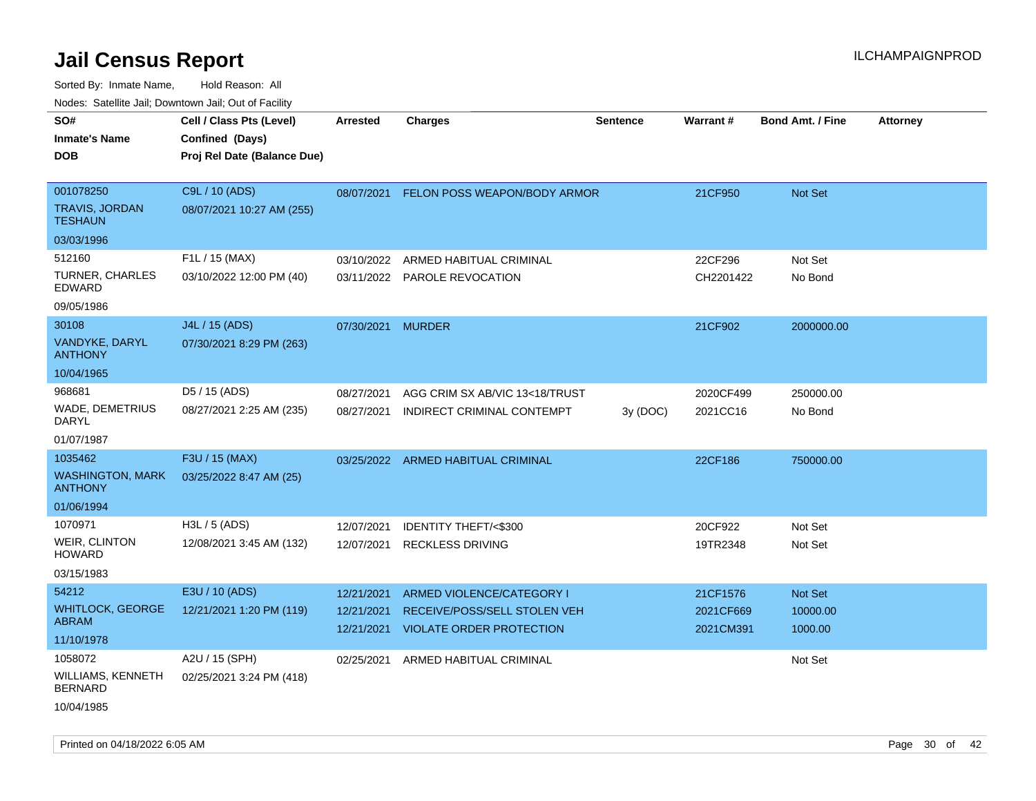# Jail Census Report

ILCHAMPAIGNPROD

Sorted By: Inmate Name, Hold Reason: All

Nodes: Satellite Jail; Downtown Jail; Out of Facility

| SO# / Inmate's Name / DOB | Cell / Class Pts (Level) / Confined (Days) / Proj Rel Date (Balance Due) | Arrested | Charges | Sentence | Warrant # | Bond Amt. / Fine | Attorney |
|---|---|---|---|---|---|---|---|
| 001078250<br>TRAVIS, JORDAN TESHAUN<br>03/03/1996 | C9L / 10 (ADS)<br>08/07/2021 10:27 AM (255) | 08/07/2021 | FELON POSS WEAPON/BODY ARMOR | | 21CF950 | Not Set | |
| 512160<br>TURNER, CHARLES EDWARD<br>09/05/1986 | F1L / 15 (MAX)<br>03/10/2022 12:00 PM (40) | 03/10/2022 | ARMED HABITUAL CRIMINAL | | 22CF296 | Not Set | |
| | | 03/11/2022 | PAROLE REVOCATION | | CH2201422 | No Bond | |
| 30108<br>VANDYKE, DARYL ANTHONY<br>10/04/1965 | J4L / 15 (ADS)<br>07/30/2021 8:29 PM (263) | 07/30/2021 | MURDER | | 21CF902 | 2000000.00 | |
| 968681<br>WADE, DEMETRIUS DARYL<br>01/07/1987 | D5 / 15 (ADS)<br>08/27/2021 2:25 AM (235) | 08/27/2021 | AGG CRIM SX AB/VIC 13<18/TRUST | | 2020CF499 | 250000.00 | |
| | | 08/27/2021 | INDIRECT CRIMINAL CONTEMPT | 3y (DOC) | 2021CC16 | No Bond | |
| 1035462<br>WASHINGTON, MARK ANTHONY<br>01/06/1994 | F3U / 15 (MAX)<br>03/25/2022 8:47 AM (25) | 03/25/2022 | ARMED HABITUAL CRIMINAL | | 22CF186 | 750000.00 | |
| 1070971<br>WEIR, CLINTON HOWARD<br>03/15/1983 | H3L / 5 (ADS)<br>12/08/2021 3:45 AM (132) | 12/07/2021 | IDENTITY THEFT/<$300 | | 20CF922 | Not Set | |
| | | 12/07/2021 | RECKLESS DRIVING | | 19TR2348 | Not Set | |
| 54212<br>WHITLOCK, GEORGE ABRAM<br>11/10/1978 | E3U / 10 (ADS)<br>12/21/2021 1:20 PM (119) | 12/21/2021 | ARMED VIOLENCE/CATEGORY I | | 21CF1576 | Not Set | |
| | | 12/21/2021 | RECEIVE/POSS/SELL STOLEN VEH | | 2021CF669 | 10000.00 | |
| | | 12/21/2021 | VIOLATE ORDER PROTECTION | | 2021CM391 | 1000.00 | |
| 1058072<br>WILLIAMS, KENNETH BERNARD<br>10/04/1985 | A2U / 15 (SPH)<br>02/25/2021 3:24 PM (418) | 02/25/2021 | ARMED HABITUAL CRIMINAL | | | Not Set | |

Printed on 04/18/2022 6:05 AM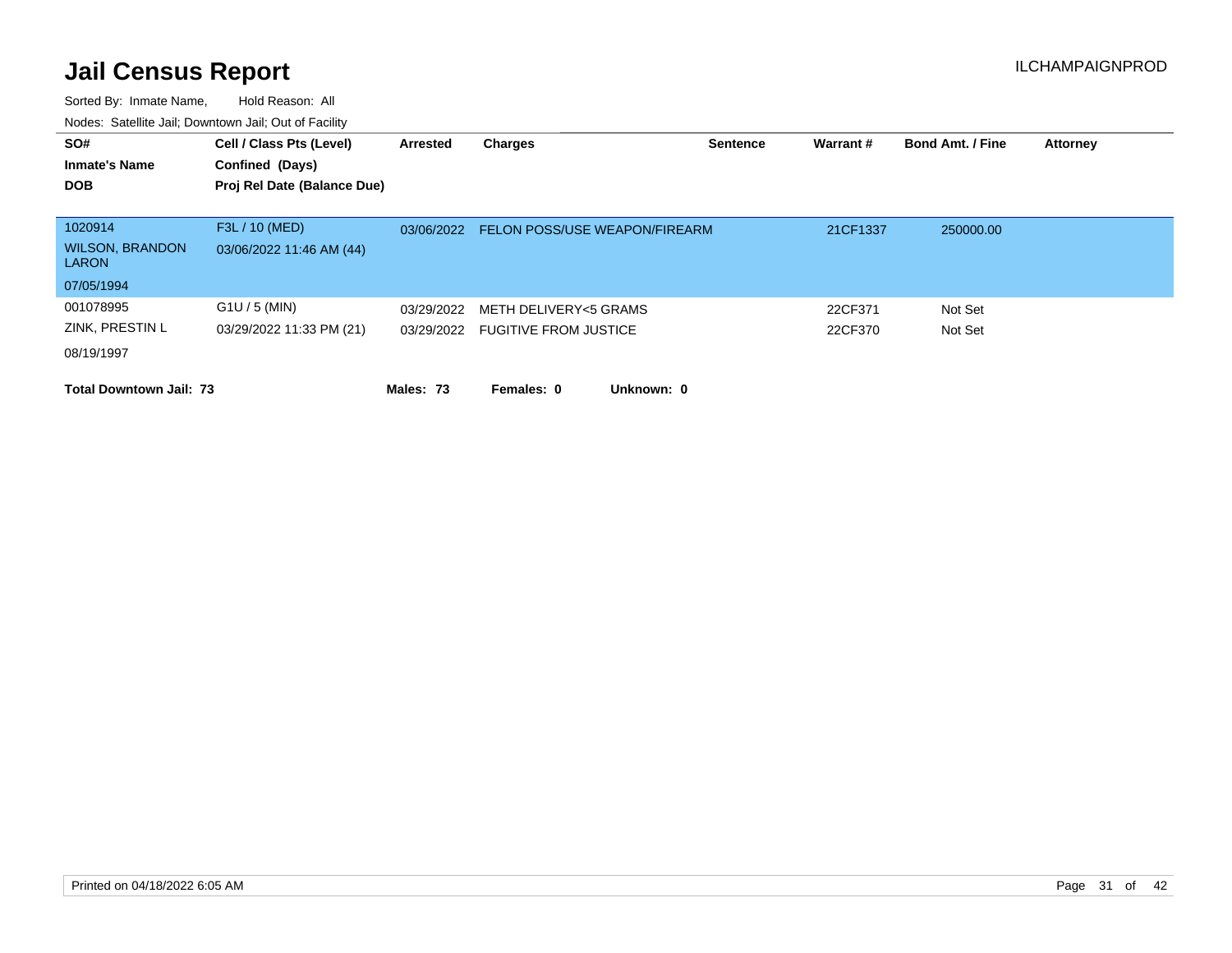# Jail Census Report

ILCHAMPAIGNPROD

Sorted By: Inmate Name, Hold Reason: All

Nodes: Satellite Jail; Downtown Jail; Out of Facility

| SO# / Inmate's Name / DOB | Cell / Class Pts (Level) / Confined (Days) / Proj Rel Date (Balance Due) | Arrested | Charges | Sentence | Warrant # | Bond Amt. / Fine | Attorney |
|---|---|---|---|---|---|---|---|
| 1020914 | F3L / 10 (MED) | 03/06/2022 | FELON POSS/USE WEAPON/FIREARM | | 21CF1337 | 250000.00 | |
| WILSON, BRANDON LARON | 03/06/2022 11:46 AM (44) | | | | | | |
| 07/05/1994 | | | | | | | |
| 001078995 | G1U / 5 (MIN) | 03/29/2022 | METH DELIVERY<5 GRAMS | | 22CF371 | Not Set | |
| ZINK, PRESTIN L | 03/29/2022 11:33 PM (21) | 03/29/2022 | FUGITIVE FROM JUSTICE | | 22CF370 | Not Set | |
| 08/19/1997 | | | | | | | |

**Total Downtown Jail: 73** **Males: 73** **Females: 0** **Unknown: 0**

Printed on 04/18/2022 6:05 AM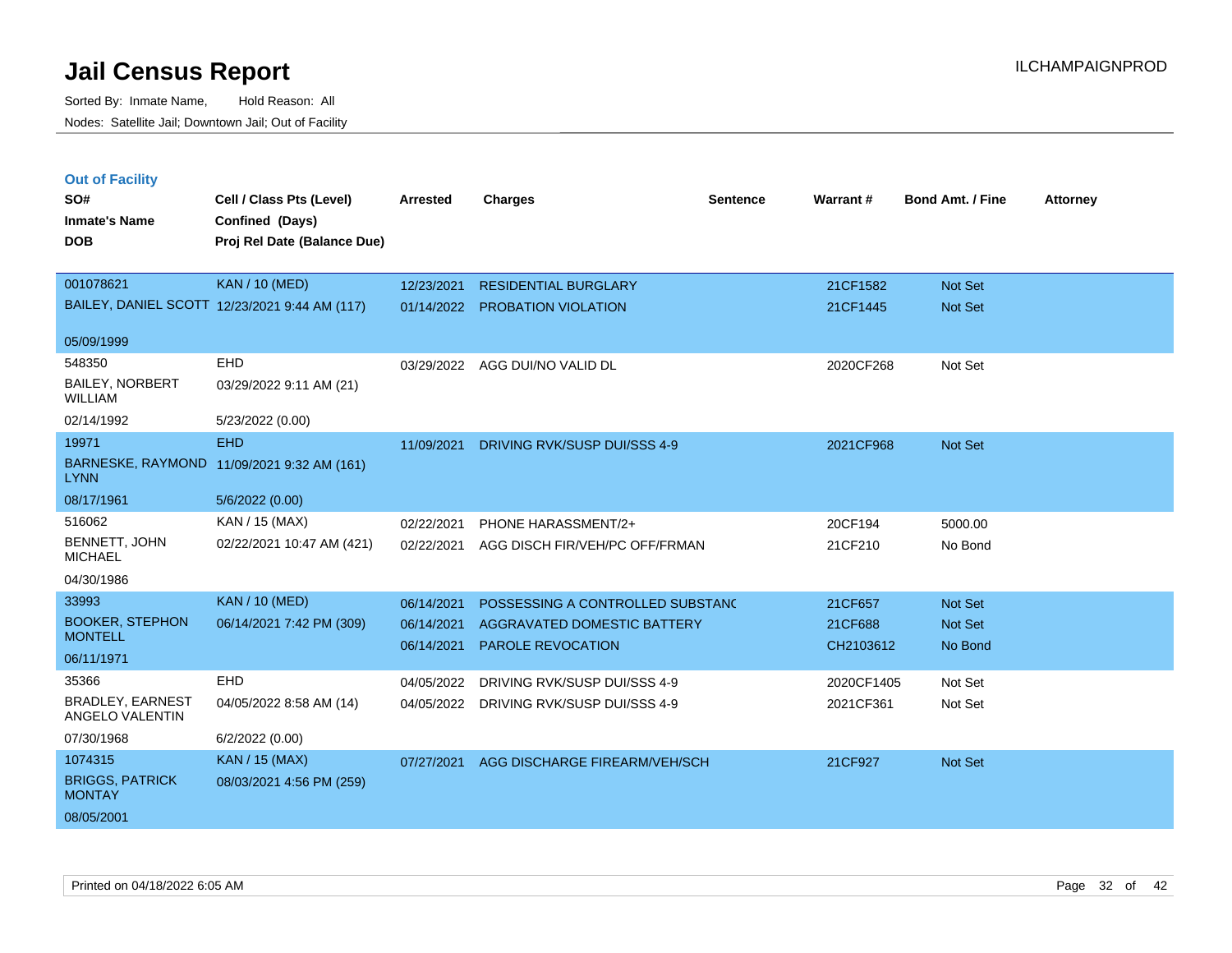# Jail Census Report

ILCHAMPAIGNPROD

Sorted By: Inmate Name, Hold Reason: All
Nodes: Satellite Jail; Downtown Jail; Out of Facility

## Out of Facility

| SO# / Inmate's Name / DOB | Cell / Class Pts (Level) / Confined (Days) / Proj Rel Date (Balance Due) | Arrested | Charges | Sentence | Warrant # | Bond Amt. / Fine | Attorney |
|---|---|---|---|---|---|---|---|
| 001078621 BAILEY, DANIEL SCOTT 05/09/1999 | KAN / 10 (MED) 12/23/2021 9:44 AM (117) | 12/23/2021 | RESIDENTIAL BURGLARY | | 21CF1582 | Not Set | |
| | | 01/14/2022 | PROBATION VIOLATION | | 21CF1445 | Not Set | |
| 548350 BAILEY, NORBERT WILLIAM 02/14/1992 | EHD 03/29/2022 9:11 AM (21) 5/23/2022 (0.00) | 03/29/2022 | AGG DUI/NO VALID DL | | 2020CF268 | Not Set | |
| 19971 BARNESKE, RAYMOND LYNN 08/17/1961 | EHD 11/09/2021 9:32 AM (161) 5/6/2022 (0.00) | 11/09/2021 | DRIVING RVK/SUSP DUI/SSS 4-9 | | 2021CF968 | Not Set | |
| 516062 BENNETT, JOHN MICHAEL 04/30/1986 | KAN / 15 (MAX) 02/22/2021 10:47 AM (421) | 02/22/2021 | PHONE HARASSMENT/2+ | | 20CF194 | 5000.00 | |
| | | 02/22/2021 | AGG DISCH FIR/VEH/PC OFF/FRMAN | | 21CF210 | No Bond | |
| 33993 BOOKER, STEPHON MONTELL 06/11/1971 | KAN / 10 (MED) 06/14/2021 7:42 PM (309) | 06/14/2021 | POSSESSING A CONTROLLED SUBSTANC | | 21CF657 | Not Set | |
| | | 06/14/2021 | AGGRAVATED DOMESTIC BATTERY | | 21CF688 | Not Set | |
| | | 06/14/2021 | PAROLE REVOCATION | | CH2103612 | No Bond | |
| 35366 BRADLEY, EARNEST ANGELO VALENTIN 07/30/1968 | EHD 04/05/2022 8:58 AM (14) 6/2/2022 (0.00) | 04/05/2022 | DRIVING RVK/SUSP DUI/SSS 4-9 | | 2020CF1405 | Not Set | |
| | | 04/05/2022 | DRIVING RVK/SUSP DUI/SSS 4-9 | | 2021CF361 | Not Set | |
| 1074315 BRIGGS, PATRICK MONTAY 08/05/2001 | KAN / 15 (MAX) 08/03/2021 4:56 PM (259) | 07/27/2021 | AGG DISCHARGE FIREARM/VEH/SCH | | 21CF927 | Not Set | |

Printed on 04/18/2022 6:05 AM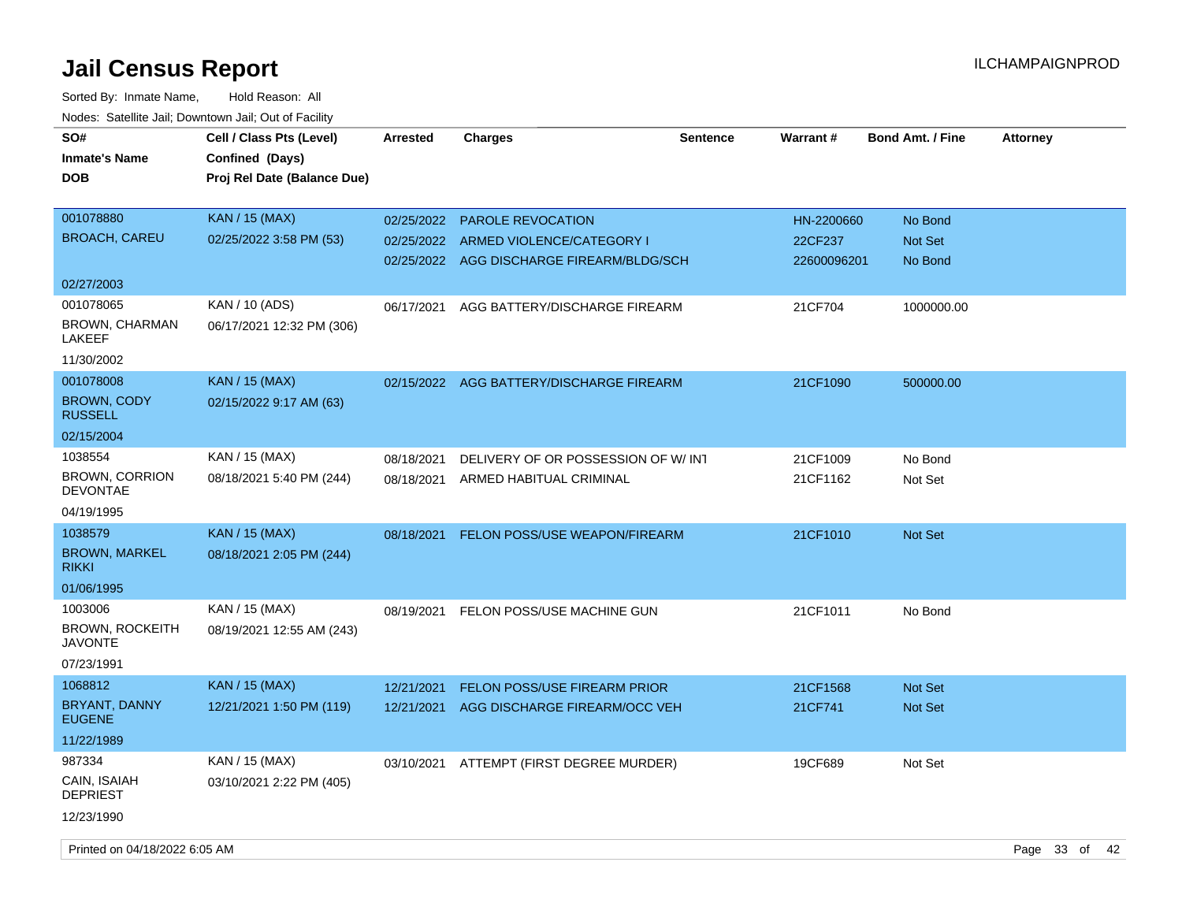# Jail Census Report

ILCHAMPAIGNPROD

Sorted By: Inmate Name, Hold Reason: All

Nodes: Satellite Jail; Downtown Jail; Out of Facility

| SO# / Inmate's Name / DOB | Cell / Class Pts (Level) / Confined (Days) / Proj Rel Date (Balance Due) | Arrested | Charges | Sentence | Warrant # | Bond Amt. / Fine | Attorney |
|---|---|---|---|---|---|---|---|
| 001078880<br>BROACH, CAREU<br>02/27/2003 | KAN / 15 (MAX)<br>02/25/2022 3:58 PM (53) | 02/25/2022<br>02/25/2022<br>02/25/2022 | PAROLE REVOCATION<br>ARMED VIOLENCE/CATEGORY I<br>AGG DISCHARGE FIREARM/BLDG/SCH | | HN-2200660<br>22CF237<br>22600096201 | No Bond<br>Not Set<br>No Bond | |
| 001078065<br>BROWN, CHARMAN LAKEEF<br>11/30/2002 | KAN / 10 (ADS)<br>06/17/2021 12:32 PM (306) | 06/17/2021 | AGG BATTERY/DISCHARGE FIREARM | | 21CF704 | 1000000.00 | |
| 001078008<br>BROWN, CODY RUSSELL<br>02/15/2004 | KAN / 15 (MAX)<br>02/15/2022 9:17 AM (63) | 02/15/2022 | AGG BATTERY/DISCHARGE FIREARM | | 21CF1090 | 500000.00 | |
| 1038554<br>BROWN, CORRION DEVONTAE<br>04/19/1995 | KAN / 15 (MAX)<br>08/18/2021 5:40 PM (244) | 08/18/2021<br>08/18/2021 | DELIVERY OF OR POSSESSION OF W/ INT<br>ARMED HABITUAL CRIMINAL | | 21CF1009<br>21CF1162 | No Bond<br>Not Set | |
| 1038579<br>BROWN, MARKEL RIKKI<br>01/06/1995 | KAN / 15 (MAX)<br>08/18/2021 2:05 PM (244) | 08/18/2021 | FELON POSS/USE WEAPON/FIREARM | | 21CF1010 | Not Set | |
| 1003006<br>BROWN, ROCKEITH JAVONTE<br>07/23/1991 | KAN / 15 (MAX)<br>08/19/2021 12:55 AM (243) | 08/19/2021 | FELON POSS/USE MACHINE GUN | | 21CF1011 | No Bond | |
| 1068812<br>BRYANT, DANNY EUGENE<br>11/22/1989 | KAN / 15 (MAX)<br>12/21/2021 1:50 PM (119) | 12/21/2021<br>12/21/2021 | FELON POSS/USE FIREARM PRIOR<br>AGG DISCHARGE FIREARM/OCC VEH | | 21CF1568<br>21CF741 | Not Set<br>Not Set | |
| 987334<br>CAIN, ISAIAH DEPRIEST<br>12/23/1990 | KAN / 15 (MAX)<br>03/10/2021 2:22 PM (405) | 03/10/2021 | ATTEMPT (FIRST DEGREE MURDER) | | 19CF689 | Not Set | |

Printed on 04/18/2022 6:05 AM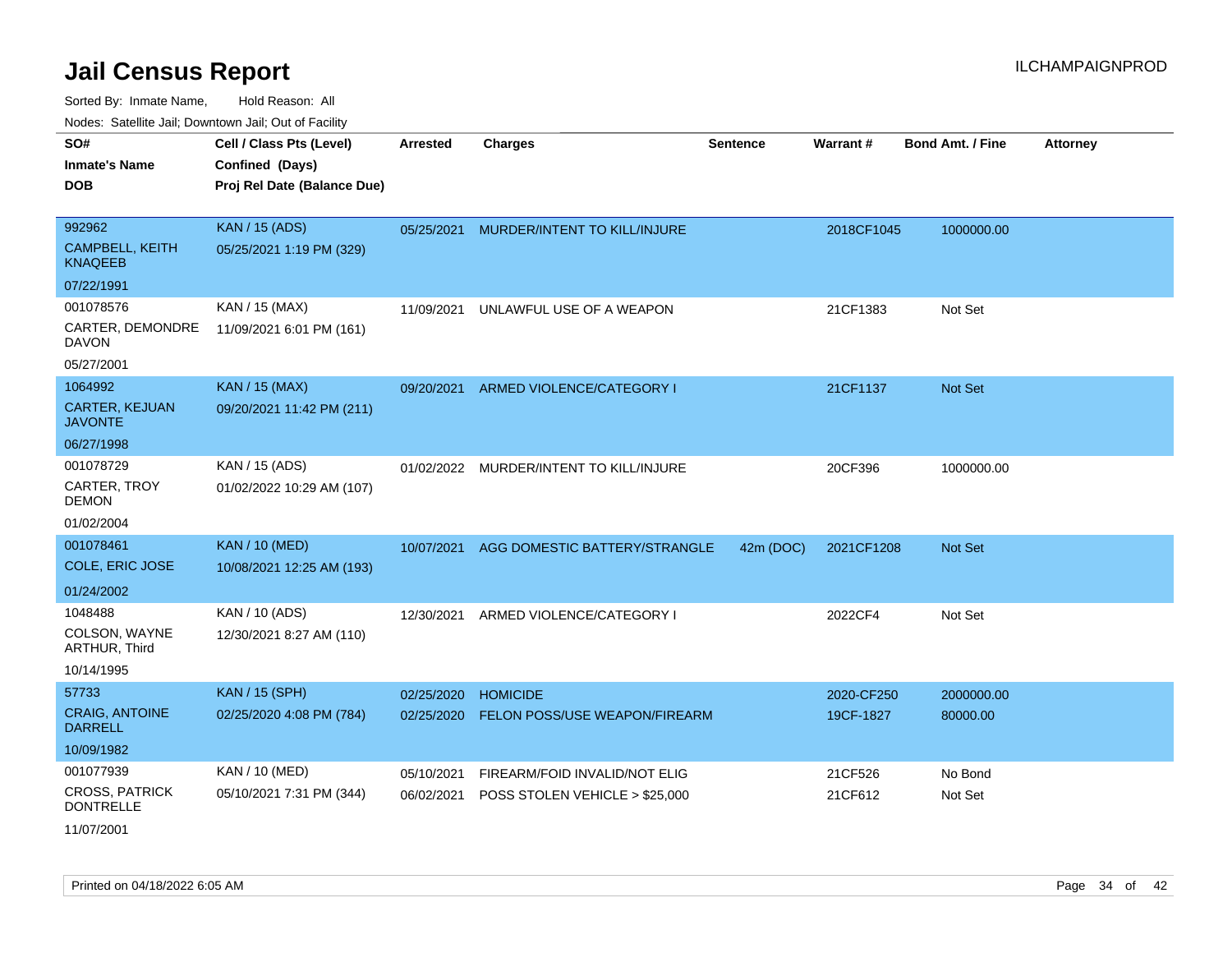# Jail Census Report

ILCHAMPAIGNPROD

Sorted By: Inmate Name, Hold Reason: All

Nodes: Satellite Jail; Downtown Jail; Out of Facility

| SO# / Inmate's Name / DOB | Cell / Class Pts (Level) / Confined (Days) / Proj Rel Date (Balance Due) | Arrested | Charges | Sentence | Warrant # | Bond Amt. / Fine | Attorney |
|---|---|---|---|---|---|---|---|
| 992962<br>CAMPBELL, KEITH KNAQEEB<br>07/22/1991 | KAN / 15 (ADS)<br>05/25/2021 1:19 PM (329) | 05/25/2021 | MURDER/INTENT TO KILL/INJURE | | 2018CF1045 | 1000000.00 | |
| 001078576<br>CARTER, DEMONDRE DAVON<br>05/27/2001 | KAN / 15 (MAX)<br>11/09/2021 6:01 PM (161) | 11/09/2021 | UNLAWFUL USE OF A WEAPON | | 21CF1383 | Not Set | |
| 1064992<br>CARTER, KEJUAN JAVONTE<br>06/27/1998 | KAN / 15 (MAX)<br>09/20/2021 11:42 PM (211) | 09/20/2021 | ARMED VIOLENCE/CATEGORY I | | 21CF1137 | Not Set | |
| 001078729<br>CARTER, TROY DEMON<br>01/02/2004 | KAN / 15 (ADS)<br>01/02/2022 10:29 AM (107) | 01/02/2022 | MURDER/INTENT TO KILL/INJURE | | 20CF396 | 1000000.00 | |
| 001078461<br>COLE, ERIC JOSE<br>01/24/2002 | KAN / 10 (MED)<br>10/08/2021 12:25 AM (193) | 10/07/2021 | AGG DOMESTIC BATTERY/STRANGLE | 42m (DOC) | 2021CF1208 | Not Set | |
| 1048488<br>COLSON, WAYNE ARTHUR, Third<br>10/14/1995 | KAN / 10 (ADS)<br>12/30/2021 8:27 AM (110) | 12/30/2021 | ARMED VIOLENCE/CATEGORY I | | 2022CF4 | Not Set | |
| 57733<br>CRAIG, ANTOINE DARRELL<br>10/09/1982 | KAN / 15 (SPH)<br>02/25/2020 4:08 PM (784) | 02/25/2020 | HOMICIDE | | 2020-CF250 | 2000000.00 | |
| | | 02/25/2020 | FELON POSS/USE WEAPON/FIREARM | | 19CF-1827 | 80000.00 | |
| 001077939<br>CROSS, PATRICK DONTRELLE<br>11/07/2001 | KAN / 10 (MED)<br>05/10/2021 7:31 PM (344) | 05/10/2021 | FIREARM/FOID INVALID/NOT ELIG | | 21CF526 | No Bond | |
| | | 06/02/2021 | POSS STOLEN VEHICLE > $25,000 | | 21CF612 | Not Set | |

Printed on 04/18/2022 6:05 AM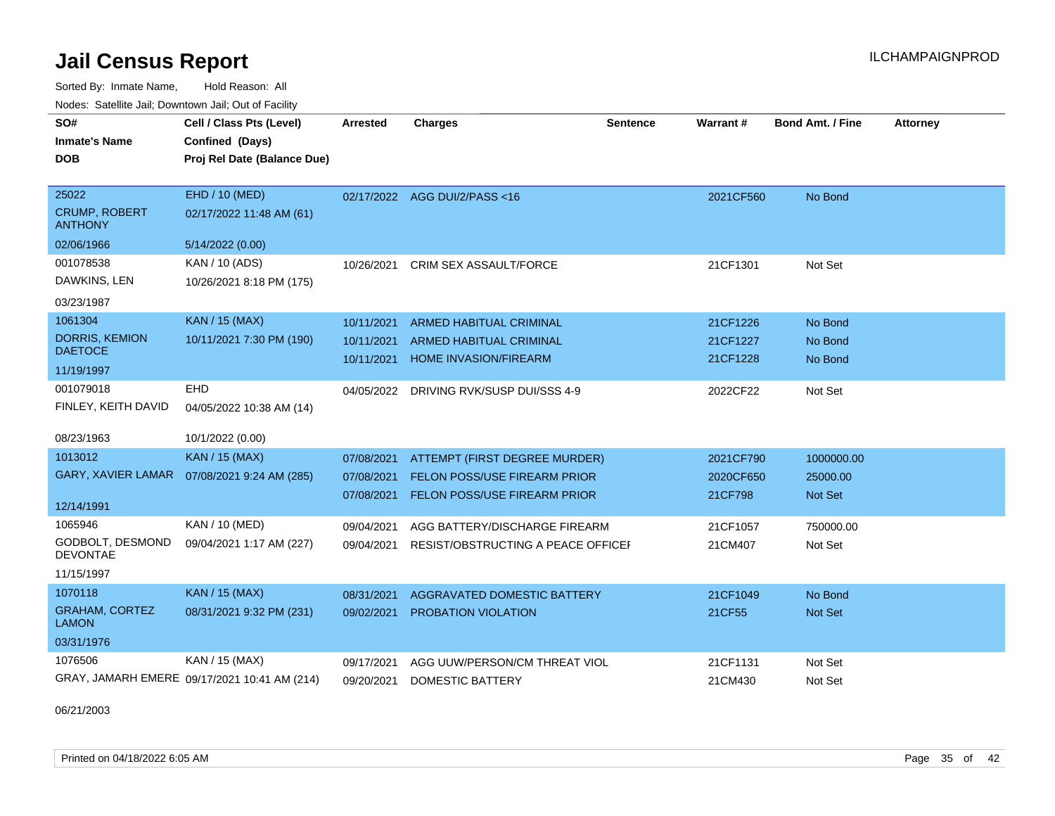# Jail Census Report

ILCHAMPAIGNPROD

Sorted By: Inmate Name, Hold Reason: All

Nodes: Satellite Jail; Downtown Jail; Out of Facility

| SO# / Inmate's Name / DOB | Cell / Class Pts (Level) / Confined (Days) / Proj Rel Date (Balance Due) | Arrested | Charges | Sentence | Warrant # | Bond Amt. / Fine | Attorney |
|---|---|---|---|---|---|---|---|
| 25022<br>CRUMP, ROBERT ANTHONY<br>02/06/1966 | EHD / 10 (MED)<br>02/17/2022 11:48 AM (61)<br>5/14/2022 (0.00) | 02/17/2022 | AGG DUI/2/PASS <16 | | 2021CF560 | No Bond | |
| 001078538<br>DAWKINS, LEN<br>03/23/1987 | KAN / 10 (ADS)<br>10/26/2021 8:18 PM (175) | 10/26/2021 | CRIM SEX ASSAULT/FORCE | | 21CF1301 | Not Set | |
| 1061304<br>DORRIS, KEMION DAETOCE<br>11/19/1997 | KAN / 15 (MAX)<br>10/11/2021 7:30 PM (190) | 10/11/2021 | ARMED HABITUAL CRIMINAL | | 21CF1226 | No Bond | |
| | | 10/11/2021 | ARMED HABITUAL CRIMINAL | | 21CF1227 | No Bond | |
| | | 10/11/2021 | HOME INVASION/FIREARM | | 21CF1228 | No Bond | |
| 001079018<br>FINLEY, KEITH DAVID<br>08/23/1963 | EHD<br>04/05/2022 10:38 AM (14)<br>10/1/2022 (0.00) | 04/05/2022 | DRIVING RVK/SUSP DUI/SSS 4-9 | | 2022CF22 | Not Set | |
| 1013012<br>GARY, XAVIER LAMAR<br>12/14/1991 | KAN / 15 (MAX)<br>07/08/2021 9:24 AM (285) | 07/08/2021 | ATTEMPT (FIRST DEGREE MURDER) | | 2021CF790 | 1000000.00 | |
| | | 07/08/2021 | FELON POSS/USE FIREARM PRIOR | | 2020CF650 | 25000.00 | |
| | | 07/08/2021 | FELON POSS/USE FIREARM PRIOR | | 21CF798 | Not Set | |
| 1065946<br>GODBOLT, DESMOND DEVONTAE<br>11/15/1997 | KAN / 10 (MED)<br>09/04/2021 1:17 AM (227) | 09/04/2021 | AGG BATTERY/DISCHARGE FIREARM | | 21CF1057 | 750000.00 | |
| | | 09/04/2021 | RESIST/OBSTRUCTING A PEACE OFFICEI | | 21CM407 | Not Set | |
| 1070118<br>GRAHAM, CORTEZ LAMON<br>03/31/1976 | KAN / 15 (MAX)<br>08/31/2021 9:32 PM (231) | 08/31/2021 | AGGRAVATED DOMESTIC BATTERY | | 21CF1049 | No Bond | |
| | | 09/02/2021 | PROBATION VIOLATION | | 21CF55 | Not Set | |
| 1076506<br>GRAY, JAMARH EMERE<br>06/21/2003 | KAN / 15 (MAX)<br>09/17/2021 10:41 AM (214) | 09/17/2021 | AGG UUW/PERSON/CM THREAT VIOL | | 21CF1131 | Not Set | |
| | | 09/20/2021 | DOMESTIC BATTERY | | 21CM430 | Not Set | |

Printed on 04/18/2022 6:05 AM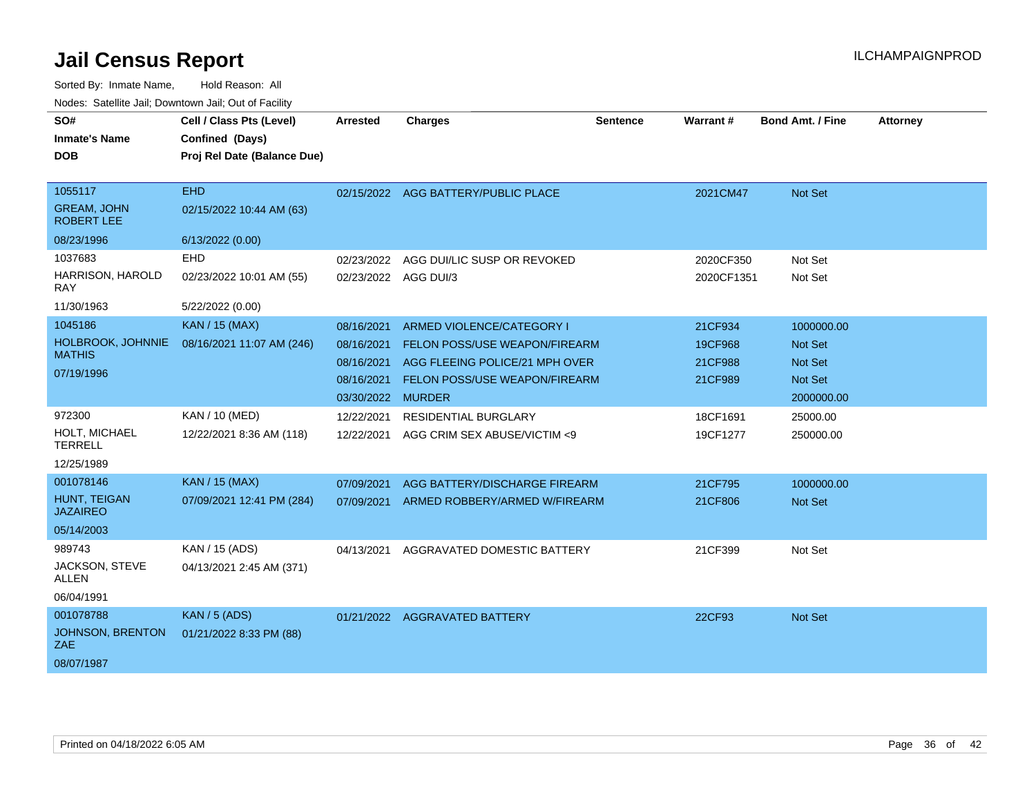# Jail Census Report

ILCHAMPAIGNPROD

Sorted By: Inmate Name, Hold Reason: All

Nodes: Satellite Jail; Downtown Jail; Out of Facility

| SO# / Inmate's Name / DOB | Cell / Class Pts (Level) / Confined (Days) / Proj Rel Date (Balance Due) | Arrested | Charges | Sentence | Warrant # | Bond Amt. / Fine | Attorney |
|---|---|---|---|---|---|---|---|
| 1055117 | EHD | 02/15/2022 | AGG BATTERY/PUBLIC PLACE | | 2021CM47 | Not Set | |
| GREAM, JOHN ROBERT LEE | 02/15/2022 10:44 AM (63) | | | | | | |
| 08/23/1996 | 6/13/2022 (0.00) | | | | | | |
| 1037683 | EHD | 02/23/2022 | AGG DUI/LIC SUSP OR REVOKED | | 2020CF350 | Not Set | |
| HARRISON, HAROLD RAY | 02/23/2022 10:01 AM (55) | 02/23/2022 | AGG DUI/3 | | 2020CF1351 | Not Set | |
| 11/30/1963 | 5/22/2022 (0.00) | | | | | | |
| 1045186 | KAN / 15 (MAX) | 08/16/2021 | ARMED VIOLENCE/CATEGORY I | | 21CF934 | 1000000.00 | |
| HOLBROOK, JOHNNIE MATHIS | 08/16/2021 11:07 AM (246) | 08/16/2021 | FELON POSS/USE WEAPON/FIREARM | | 19CF968 | Not Set | |
| 07/19/1996 | | 08/16/2021 | AGG FLEEING POLICE/21 MPH OVER | | 21CF988 | Not Set | |
| | | 08/16/2021 | FELON POSS/USE WEAPON/FIREARM | | 21CF989 | Not Set | |
| | | 03/30/2022 | MURDER | | | 2000000.00 | |
| 972300 | KAN / 10 (MED) | 12/22/2021 | RESIDENTIAL BURGLARY | | 18CF1691 | 25000.00 | |
| HOLT, MICHAEL TERRELL | 12/22/2021 8:36 AM (118) | 12/22/2021 | AGG CRIM SEX ABUSE/VICTIM <9 | | 19CF1277 | 250000.00 | |
| 12/25/1989 | | | | | | | |
| 001078146 | KAN / 15 (MAX) | 07/09/2021 | AGG BATTERY/DISCHARGE FIREARM | | 21CF795 | 1000000.00 | |
| HUNT, TEIGAN JAZAIREO | 07/09/2021 12:41 PM (284) | 07/09/2021 | ARMED ROBBERY/ARMED W/FIREARM | | 21CF806 | Not Set | |
| 05/14/2003 | | | | | | | |
| 989743 | KAN / 15 (ADS) | 04/13/2021 | AGGRAVATED DOMESTIC BATTERY | | 21CF399 | Not Set | |
| JACKSON, STEVE ALLEN | 04/13/2021 2:45 AM (371) | | | | | | |
| 06/04/1991 | | | | | | | |
| 001078788 | KAN / 5 (ADS) | 01/21/2022 | AGGRAVATED BATTERY | | 22CF93 | Not Set | |
| JOHNSON, BRENTON ZAE | 01/21/2022 8:33 PM (88) | | | | | | |
| 08/07/1987 | | | | | | | |

Printed on 04/18/2022 6:05 AM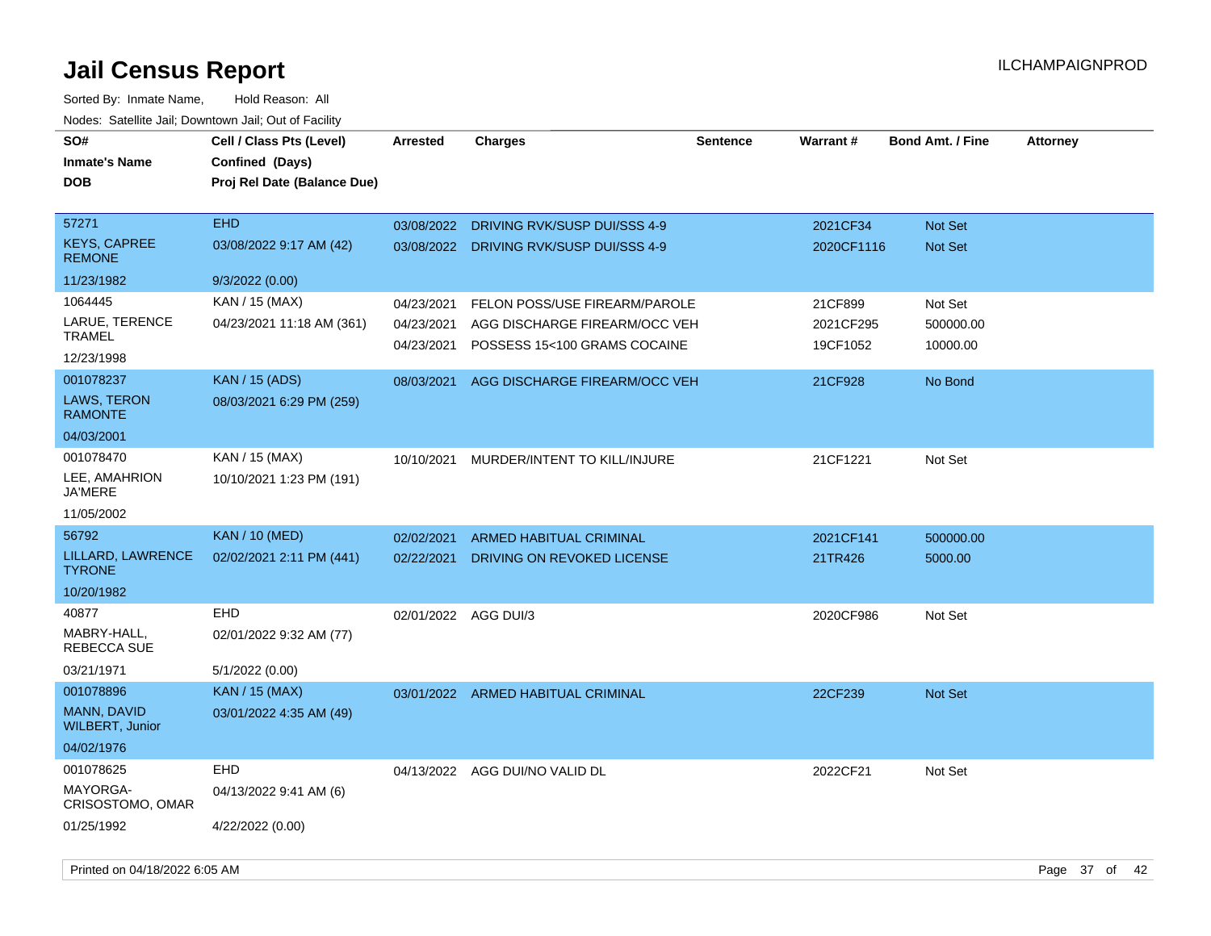# Jail Census Report

Sorted By: Inmate Name, Hold Reason: All

Nodes: Satellite Jail; Downtown Jail; Out of Facility

| SO# / Inmate's Name / DOB | Cell / Class Pts (Level) / Confined (Days) / Proj Rel Date (Balance Due) | Arrested | Charges | Sentence | Warrant # | Bond Amt. / Fine | Attorney |
|---|---|---|---|---|---|---|---|
| 57271<br>KEYS, CAPREE REMONE<br>11/23/1982 | EHD<br>03/08/2022 9:17 AM (42)<br>9/3/2022 (0.00) | 03/08/2022<br>03/08/2022 | DRIVING RVK/SUSP DUI/SSS 4-9<br>DRIVING RVK/SUSP DUI/SSS 4-9 | | 2021CF34<br>2020CF1116 | Not Set<br>Not Set | |
| 1064445<br>LARUE, TERENCE TRAMEL<br>12/23/1998 | KAN / 15 (MAX)<br>04/23/2021 11:18 AM (361) | 04/23/2021<br>04/23/2021<br>04/23/2021 | FELON POSS/USE FIREARM/PAROLE<br>AGG DISCHARGE FIREARM/OCC VEH<br>POSSESS 15<100 GRAMS COCAINE | | 21CF899<br>2021CF295<br>19CF1052 | Not Set<br>500000.00<br>10000.00 | |
| 001078237<br>LAWS, TERON RAMONTE<br>04/03/2001 | KAN / 15 (ADS)<br>08/03/2021 6:29 PM (259) | 08/03/2021 | AGG DISCHARGE FIREARM/OCC VEH | | 21CF928 | No Bond | |
| 001078470<br>LEE, AMAHRION JA'MERE<br>11/05/2002 | KAN / 15 (MAX)<br>10/10/2021 1:23 PM (191) | 10/10/2021 | MURDER/INTENT TO KILL/INJURE | | 21CF1221 | Not Set | |
| 56792<br>LILLARD, LAWRENCE TYRONE<br>10/20/1982 | KAN / 10 (MED)<br>02/02/2021 2:11 PM (441) | 02/02/2021<br>02/22/2021 | ARMED HABITUAL CRIMINAL<br>DRIVING ON REVOKED LICENSE | | 2021CF141<br>21TR426 | 500000.00<br>5000.00 | |
| 40877<br>MABRY-HALL, REBECCA SUE<br>03/21/1971 | EHD<br>02/01/2022 9:32 AM (77)<br>5/1/2022 (0.00) | 02/01/2022 | AGG DUI/3 | | 2020CF986 | Not Set | |
| 001078896<br>MANN, DAVID WILBERT, Junior<br>04/02/1976 | KAN / 15 (MAX)<br>03/01/2022 4:35 AM (49) | 03/01/2022 | ARMED HABITUAL CRIMINAL | | 22CF239 | Not Set | |
| 001078625<br>MAYORGA-CRISOSTOMO, OMAR<br>01/25/1992 | EHD<br>04/13/2022 9:41 AM (6)<br>4/22/2022 (0.00) | 04/13/2022 | AGG DUI/NO VALID DL | | 2022CF21 | Not Set | |

Printed on 04/18/2022 6:05 AM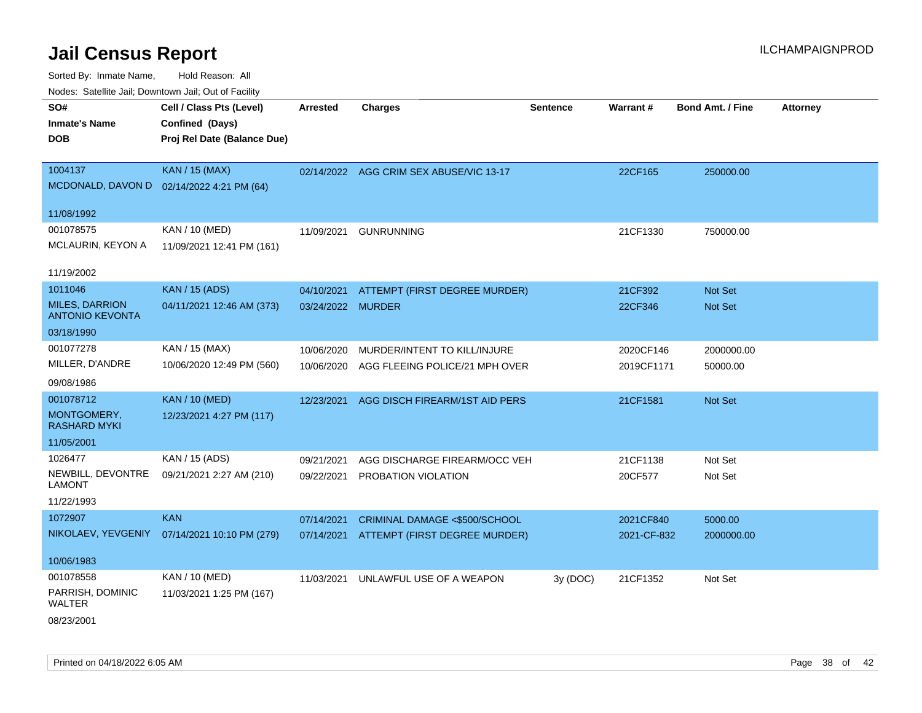# Jail Census Report

ILCHAMPAIGNPROD

Sorted By: Inmate Name, Hold Reason: All

Nodes: Satellite Jail; Downtown Jail; Out of Facility

| SO# / Inmate's Name / DOB | Cell / Class Pts (Level) / Confined (Days) / Proj Rel Date (Balance Due) | Arrested | Charges | Sentence | Warrant # | Bond Amt. / Fine | Attorney |
|---|---|---|---|---|---|---|---|
| 1004137<br>MCDONALD, DAVON D<br>11/08/1992 | KAN / 15 (MAX)<br>02/14/2022 4:21 PM (64) | 02/14/2022 | AGG CRIM SEX ABUSE/VIC 13-17 | | 22CF165 | 250000.00 | |
| 001078575<br>MCLAURIN, KEYON A<br>11/19/2002 | KAN / 10 (MED)<br>11/09/2021 12:41 PM (161) | 11/09/2021 | GUNRUNNING | | 21CF1330 | 750000.00 | |
| 1011046<br>MILES, DARRION ANTONIO KEVONTA<br>03/18/1990 | KAN / 15 (ADS)<br>04/11/2021 12:46 AM (373) | 04/10/2021 | ATTEMPT (FIRST DEGREE MURDER) | | 21CF392 | Not Set | |
| | | 03/24/2022 | MURDER | | 22CF346 | Not Set | |
| 001077278<br>MILLER, D'ANDRE<br>09/08/1986 | KAN / 15 (MAX)<br>10/06/2020 12:49 PM (560) | 10/06/2020 | MURDER/INTENT TO KILL/INJURE | | 2020CF146 | 2000000.00 | |
| | | 10/06/2020 | AGG FLEEING POLICE/21 MPH OVER | | 2019CF1171 | 50000.00 | |
| 001078712<br>MONTGOMERY, RASHARD MYKI<br>11/05/2001 | KAN / 10 (MED)<br>12/23/2021 4:27 PM (117) | 12/23/2021 | AGG DISCH FIREARM/1ST AID PERS | | 21CF1581 | Not Set | |
| 1026477<br>NEWBILL, DEVONTRE LAMONT<br>11/22/1993 | KAN / 15 (ADS)<br>09/21/2021 2:27 AM (210) | 09/21/2021 | AGG DISCHARGE FIREARM/OCC VEH | | 21CF1138 | Not Set | |
| | | 09/22/2021 | PROBATION VIOLATION | | 20CF577 | Not Set | |
| 1072907<br>NIKOLAEV, YEVGENIY<br>10/06/1983 | KAN<br>07/14/2021 10:10 PM (279) | 07/14/2021 | CRIMINAL DAMAGE <$500/SCHOOL | | 2021CF840 | 5000.00 | |
| | | 07/14/2021 | ATTEMPT (FIRST DEGREE MURDER) | | 2021-CF-832 | 2000000.00 | |
| 001078558<br>PARRISH, DOMINIC WALTER<br>08/23/2001 | KAN / 10 (MED)<br>11/03/2021 1:25 PM (167) | 11/03/2021 | UNLAWFUL USE OF A WEAPON | 3y (DOC) | 21CF1352 | Not Set | |

Printed on 04/18/2022 6:05 AM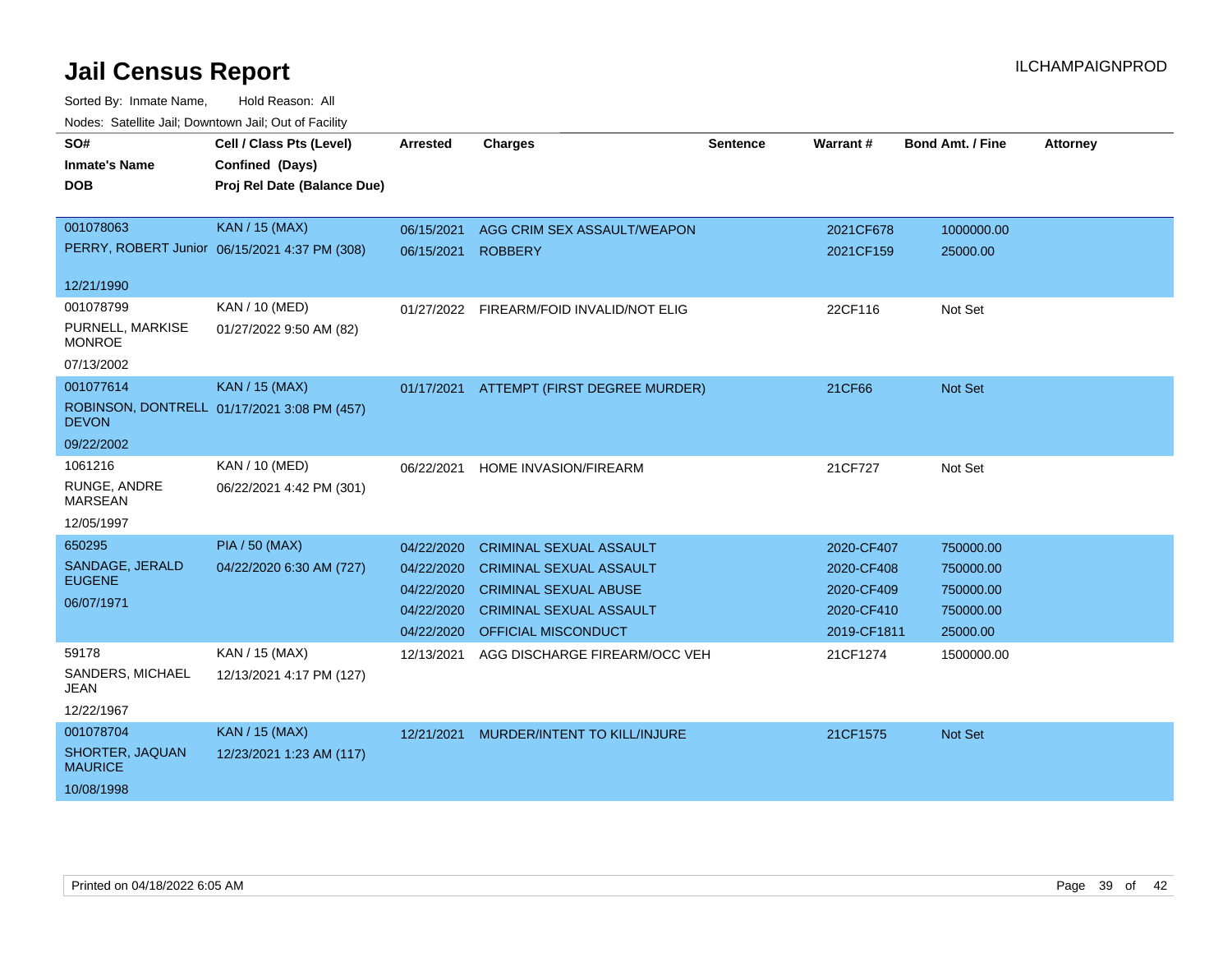# Jail Census Report

Sorted By: Inmate Name, Hold Reason: All

Nodes: Satellite Jail; Downtown Jail; Out of Facility

| SO# / Inmate's Name / DOB | Cell / Class Pts (Level) / Confined (Days) / Proj Rel Date (Balance Due) | Arrested | Charges | Sentence | Warrant # | Bond Amt. / Fine | Attorney |
|---|---|---|---|---|---|---|---|
| 001078063<br>PERRY, ROBERT Junior<br>12/21/1990 | KAN / 15 (MAX)<br>06/15/2021 4:37 PM (308) | 06/15/2021 | AGG CRIM SEX ASSAULT/WEAPON | | 2021CF678 | 1000000.00 | |
| | | 06/15/2021 | ROBBERY | | 2021CF159 | 25000.00 | |
| 001078799<br>PURNELL, MARKISE MONROE<br>07/13/2002 | KAN / 10 (MED)<br>01/27/2022 9:50 AM (82) | 01/27/2022 | FIREARM/FOID INVALID/NOT ELIG | | 22CF116 | Not Set | |
| 001077614<br>ROBINSON, DONTRELL DEVON<br>09/22/2002 | KAN / 15 (MAX)<br>01/17/2021 3:08 PM (457) | 01/17/2021 | ATTEMPT (FIRST DEGREE MURDER) | | 21CF66 | Not Set | |
| 1061216<br>RUNGE, ANDRE MARSEAN<br>12/05/1997 | KAN / 10 (MED)<br>06/22/2021 4:42 PM (301) | 06/22/2021 | HOME INVASION/FIREARM | | 21CF727 | Not Set | |
| 650295<br>SANDAGE, JERALD EUGENE<br>06/07/1971 | PIA / 50 (MAX)<br>04/22/2020 6:30 AM (727) | 04/22/2020 | CRIMINAL SEXUAL ASSAULT | | 2020-CF407 | 750000.00 | |
| | | 04/22/2020 | CRIMINAL SEXUAL ASSAULT | | 2020-CF408 | 750000.00 | |
| | | 04/22/2020 | CRIMINAL SEXUAL ABUSE | | 2020-CF409 | 750000.00 | |
| | | 04/22/2020 | CRIMINAL SEXUAL ASSAULT | | 2020-CF410 | 750000.00 | |
| | | 04/22/2020 | OFFICIAL MISCONDUCT | | 2019-CF1811 | 25000.00 | |
| 59178<br>SANDERS, MICHAEL JEAN<br>12/22/1967 | KAN / 15 (MAX)<br>12/13/2021 4:17 PM (127) | 12/13/2021 | AGG DISCHARGE FIREARM/OCC VEH | | 21CF1274 | 1500000.00 | |
| 001078704<br>SHORTER, JAQUAN MAURICE<br>10/08/1998 | KAN / 15 (MAX)<br>12/23/2021 1:23 AM (117) | 12/21/2021 | MURDER/INTENT TO KILL/INJURE | | 21CF1575 | Not Set | |

Printed on 04/18/2022 6:05 AM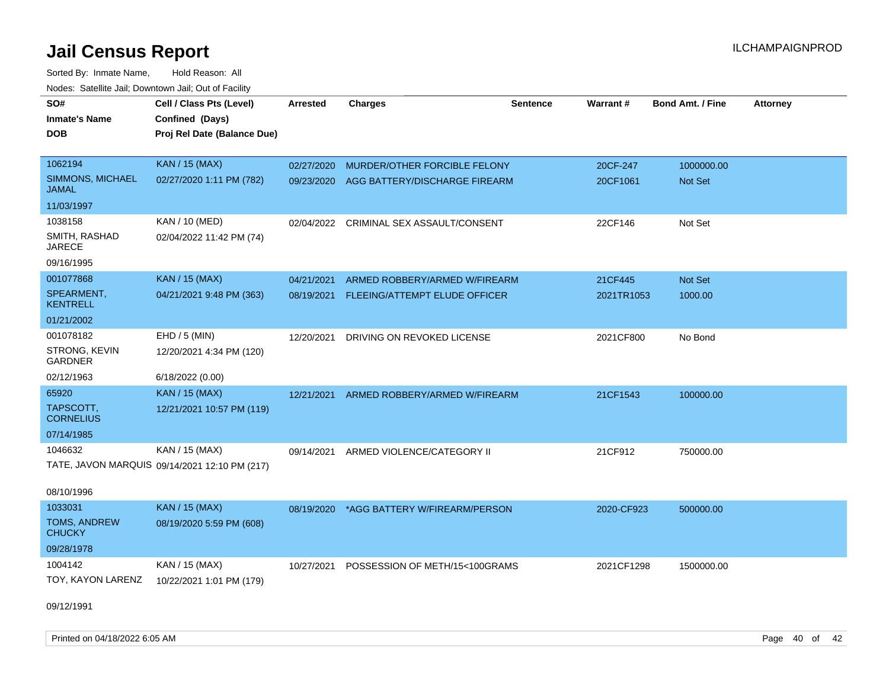# Jail Census Report

Sorted By: Inmate Name, Hold Reason: All

Nodes: Satellite Jail; Downtown Jail; Out of Facility

| SO# / Inmate's Name / DOB | Cell / Class Pts (Level) / Confined (Days) / Proj Rel Date (Balance Due) | Arrested | Charges | Sentence | Warrant # | Bond Amt. / Fine | Attorney |
|---|---|---|---|---|---|---|---|
| 1062194<br>SIMMONS, MICHAEL JAMAL<br>11/03/1997 | KAN / 15 (MAX)<br>02/27/2020 1:11 PM (782) | 02/27/2020 | MURDER/OTHER FORCIBLE FELONY | | 20CF-247 | 1000000.00 | |
| | | 09/23/2020 | AGG BATTERY/DISCHARGE FIREARM | | 20CF1061 | Not Set | |
| 1038158<br>SMITH, RASHAD JARECE<br>09/16/1995 | KAN / 10 (MED)<br>02/04/2022 11:42 PM (74) | 02/04/2022 | CRIMINAL SEX ASSAULT/CONSENT | | 22CF146 | Not Set | |
| 001077868<br>SPEARMENT, KENTRELL<br>01/21/2002 | KAN / 15 (MAX)<br>04/21/2021 9:48 PM (363) | 04/21/2021 | ARMED ROBBERY/ARMED W/FIREARM | | 21CF445 | Not Set | |
| | | 08/19/2021 | FLEEING/ATTEMPT ELUDE OFFICER | | 2021TR1053 | 1000.00 | |
| 001078182<br>STRONG, KEVIN GARDNER<br>02/12/1963 | EHD / 5 (MIN)<br>12/20/2021 4:34 PM (120)<br>6/18/2022 (0.00) | 12/20/2021 | DRIVING ON REVOKED LICENSE | | 2021CF800 | No Bond | |
| 65920<br>TAPSCOTT, CORNELIUS<br>07/14/1985 | KAN / 15 (MAX)<br>12/21/2021 10:57 PM (119) | 12/21/2021 | ARMED ROBBERY/ARMED W/FIREARM | | 21CF1543 | 100000.00 | |
| 1046632<br>TATE, JAVON MARQUIS<br>08/10/1996 | KAN / 15 (MAX)<br>09/14/2021 12:10 PM (217) | 09/14/2021 | ARMED VIOLENCE/CATEGORY II | | 21CF912 | 750000.00 | |
| 1033031<br>TOMS, ANDREW CHUCKY<br>09/28/1978 | KAN / 15 (MAX)<br>08/19/2020 5:59 PM (608) | 08/19/2020 | *AGG BATTERY W/FIREARM/PERSON | | 2020-CF923 | 500000.00 | |
| 1004142<br>TOY, KAYON LARENZ<br>09/12/1991 | KAN / 15 (MAX)<br>10/22/2021 1:01 PM (179) | 10/27/2021 | POSSESSION OF METH/15<100GRAMS | | 2021CF1298 | 1500000.00 | |

Printed on 04/18/2022 6:05 AM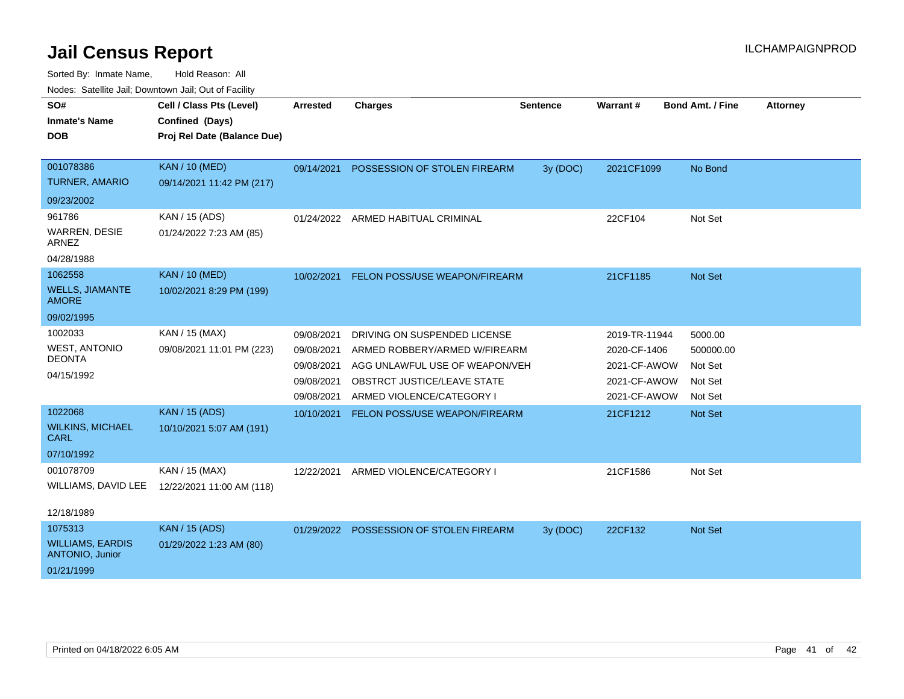# Jail Census Report

Sorted By: Inmate Name, Hold Reason: All

Nodes: Satellite Jail; Downtown Jail; Out of Facility

| SO# / Inmate's Name / DOB | Cell / Class Pts (Level) / Confined (Days) / Proj Rel Date (Balance Due) | Arrested | Charges | Sentence | Warrant # | Bond Amt. / Fine | Attorney |
|---|---|---|---|---|---|---|---|
| 001078386<br>TURNER, AMARIO<br>09/23/2002 | KAN / 10 (MED)<br>09/14/2021 11:42 PM (217) | 09/14/2021 | POSSESSION OF STOLEN FIREARM | 3y (DOC) | 2021CF1099 | No Bond | |
| 961786<br>WARREN, DESIE ARNEZ<br>04/28/1988 | KAN / 15 (ADS)<br>01/24/2022 7:23 AM (85) | 01/24/2022 | ARMED HABITUAL CRIMINAL | | 22CF104 | Not Set | |
| 1062558<br>WELLS, JIAMANTE AMORE<br>09/02/1995 | KAN / 10 (MED)<br>10/02/2021 8:29 PM (199) | 10/02/2021 | FELON POSS/USE WEAPON/FIREARM | | 21CF1185 | Not Set | |
| 1002033<br>WEST, ANTONIO DEONTA<br>04/15/1992 | KAN / 15 (MAX)<br>09/08/2021 11:01 PM (223) | 09/08/2021 | DRIVING ON SUSPENDED LICENSE | | 2019-TR-11944 | 5000.00 | |
| | | 09/08/2021 | ARMED ROBBERY/ARMED W/FIREARM | | 2020-CF-1406 | 500000.00 | |
| | | 09/08/2021 | AGG UNLAWFUL USE OF WEAPON/VEH | | 2021-CF-AWOW | Not Set | |
| | | 09/08/2021 | OBSTRCT JUSTICE/LEAVE STATE | | 2021-CF-AWOW | Not Set | |
| | | 09/08/2021 | ARMED VIOLENCE/CATEGORY I | | 2021-CF-AWOW | Not Set | |
| 1022068<br>WILKINS, MICHAEL CARL<br>07/10/1992 | KAN / 15 (ADS)<br>10/10/2021 5:07 AM (191) | 10/10/2021 | FELON POSS/USE WEAPON/FIREARM | | 21CF1212 | Not Set | |
| 001078709<br>WILLIAMS, DAVID LEE<br>12/18/1989 | KAN / 15 (MAX)<br>12/22/2021 11:00 AM (118) | 12/22/2021 | ARMED VIOLENCE/CATEGORY I | | 21CF1586 | Not Set | |
| 1075313<br>WILLIAMS, EARDIS ANTONIO, Junior<br>01/21/1999 | KAN / 15 (ADS)<br>01/29/2022 1:23 AM (80) | 01/29/2022 | POSSESSION OF STOLEN FIREARM | 3y (DOC) | 22CF132 | Not Set | |

Printed on 04/18/2022 6:05 AM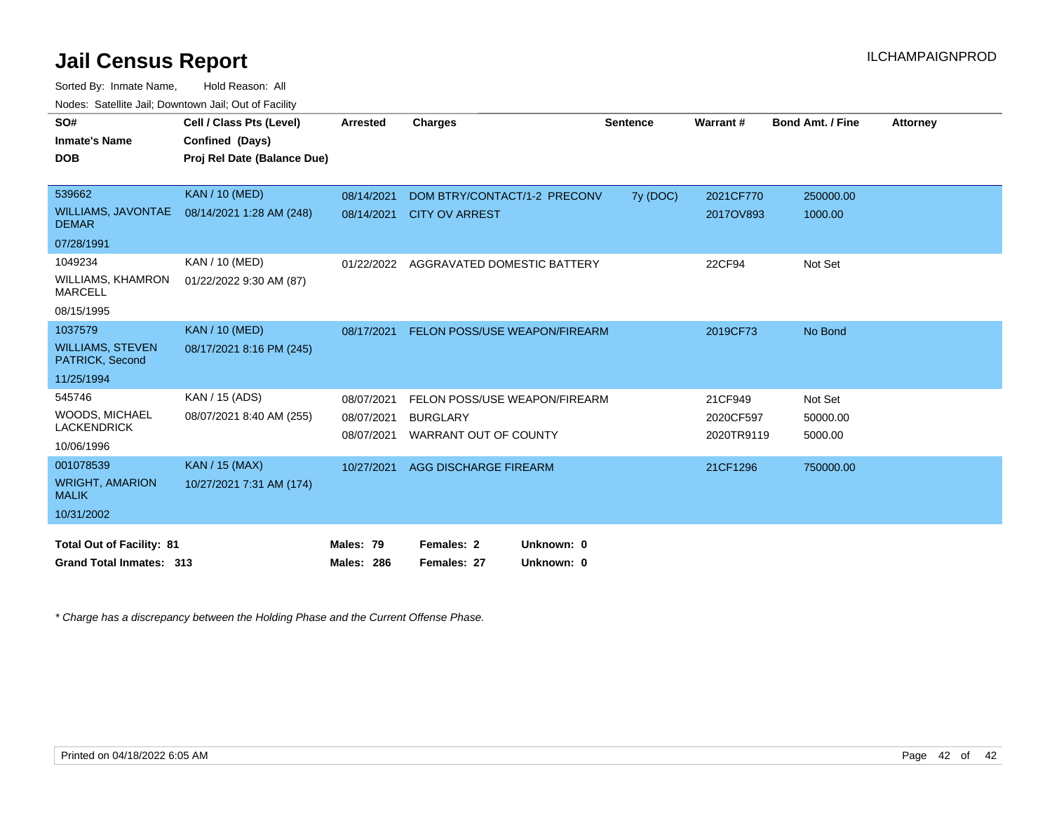# Jail Census Report

ILCHAMPAIGNPROD

Sorted By: Inmate Name, Hold Reason: All

Nodes: Satellite Jail; Downtown Jail; Out of Facility

| SO# / Inmate's Name / DOB | Cell / Class Pts (Level) / Confined (Days) / Proj Rel Date (Balance Due) | Arrested | Charges | Sentence | Warrant # | Bond Amt. / Fine | Attorney |
|---|---|---|---|---|---|---|---|
| 539662<br>WILLIAMS, JAVONTAE DEMAR<br>07/28/1991 | KAN / 10 (MED)<br>08/14/2021 1:28 AM (248) | 08/14/2021<br>08/14/2021 | DOM BTRY/CONTACT/1-2 PRECONV<br>CITY OV ARREST | 7y (DOC) | 2021CF770<br>2017OV893 | 250000.00<br>1000.00 | |
| 1049234<br>WILLIAMS, KHAMRON MARCELL<br>08/15/1995 | KAN / 10 (MED)<br>01/22/2022 9:30 AM (87) | 01/22/2022 | AGGRAVATED DOMESTIC BATTERY | | 22CF94 | Not Set | |
| 1037579<br>WILLIAMS, STEVEN PATRICK, Second<br>11/25/1994 | KAN / 10 (MED)<br>08/17/2021 8:16 PM (245) | 08/17/2021 | FELON POSS/USE WEAPON/FIREARM | | 2019CF73 | No Bond | |
| 545746<br>WOODS, MICHAEL LACKENDRICK<br>10/06/1996 | KAN / 15 (ADS)<br>08/07/2021 8:40 AM (255) | 08/07/2021<br>08/07/2021<br>08/07/2021 | FELON POSS/USE WEAPON/FIREARM<br>BURGLARY<br>WARRANT OUT OF COUNTY | | 21CF949<br>2020CF597<br>2020TR9119 | Not Set<br>50000.00<br>5000.00 | |
| 001078539<br>WRIGHT, AMARION MALIK<br>10/31/2002 | KAN / 15 (MAX)<br>10/27/2021 7:31 AM (174) | 10/27/2021 | AGG DISCHARGE FIREARM | | 21CF1296 | 750000.00 | |

**Total Out of Facility: 81** **Males: 79** **Females: 2** **Unknown: 0**

**Grand Total Inmates: 313** **Males: 286** **Females: 27** **Unknown: 0**

*\* Charge has a discrepancy between the Holding Phase and the Current Offense Phase.*

Printed on 04/18/2022 6:05 AM